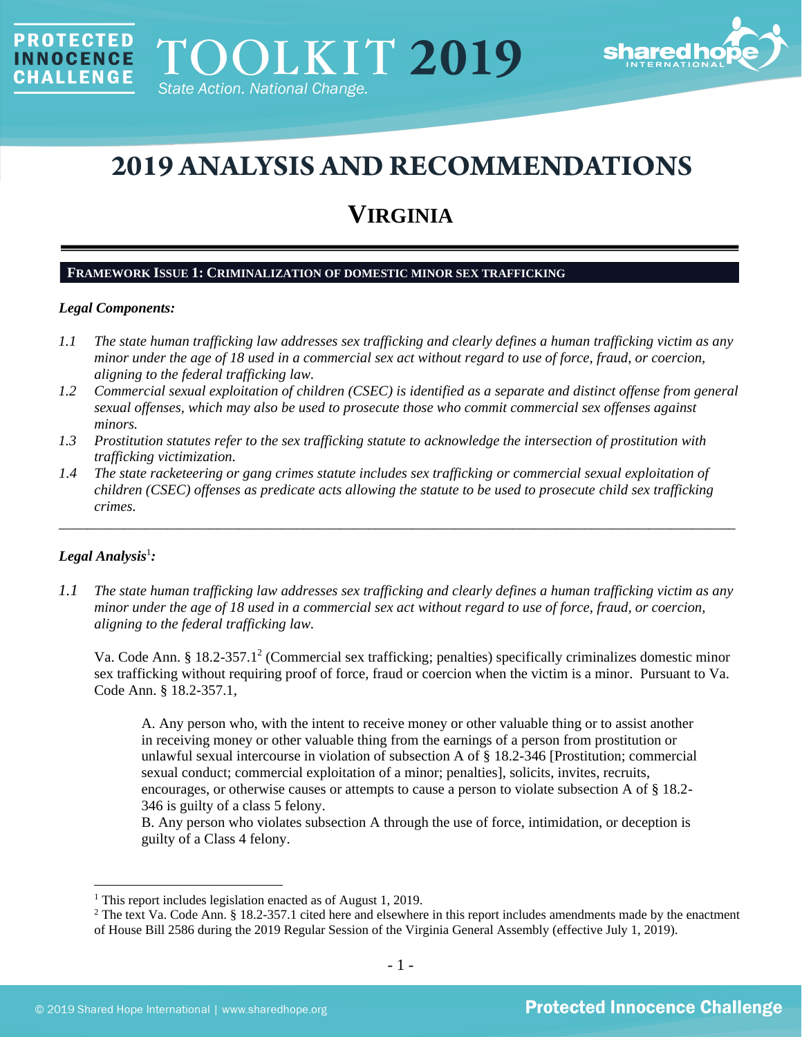PROTECTED INNOCENCE CHALLENGE

TOOLKIT 2019

State Action. National Change.

# 2019 ANALYSIS AND RECOMMENDATIONS

## VIRGINIA

### FRAMEWORK ISSUE 1: CRIMINALIZATION OF DOMESTIC MINOR SEX TRAFFICKING

***Legal Components:***

*1.1 The state human trafficking law addresses sex trafficking and clearly defines a human trafficking victim as any minor under the age of 18 used in a commercial sex act without regard to use of force, fraud, or coercion, aligning to the federal trafficking law.*

*1.2 Commercial sexual exploitation of children (CSEC) is identified as a separate and distinct offense from general sexual offenses, which may also be used to prosecute those who commit commercial sex offenses against minors.*

*1.3 Prostitution statutes refer to the sex trafficking statute to acknowledge the intersection of prostitution with trafficking victimization.*

*1.4 The state racketeering or gang crimes statute includes sex trafficking or commercial sexual exploitation of children (CSEC) offenses as predicate acts allowing the statute to be used to prosecute child sex trafficking crimes.*

---

***Legal Analysis*[1]*:***

*1.1 The state human trafficking law addresses sex trafficking and clearly defines a human trafficking victim as any minor under the age of 18 used in a commercial sex act without regard to use of force, fraud, or coercion, aligning to the federal trafficking law.*

Va. Code Ann. § 18.2-357.1[2] (Commercial sex trafficking; penalties) specifically criminalizes domestic minor sex trafficking without requiring proof of force, fraud or coercion when the victim is a minor. Pursuant to Va. Code Ann. § 18.2-357.1,

> A. Any person who, with the intent to receive money or other valuable thing or to assist another in receiving money or other valuable thing from the earnings of a person from prostitution or unlawful sexual intercourse in violation of subsection A of § 18.2-346 [Prostitution; commercial sexual conduct; commercial exploitation of a minor; penalties], solicits, invites, recruits, encourages, or otherwise causes or attempts to cause a person to violate subsection A of § 18.2-346 is guilty of a class 5 felony.
>
> B. Any person who violates subsection A through the use of force, intimidation, or deception is guilty of a Class 4 felony.

---

[1] This report includes legislation enacted as of August 1, 2019.

[2] The text Va. Code Ann. § 18.2-357.1 cited here and elsewhere in this report includes amendments made by the enactment of House Bill 2586 during the 2019 Regular Session of the Virginia General Assembly (effective July 1, 2019).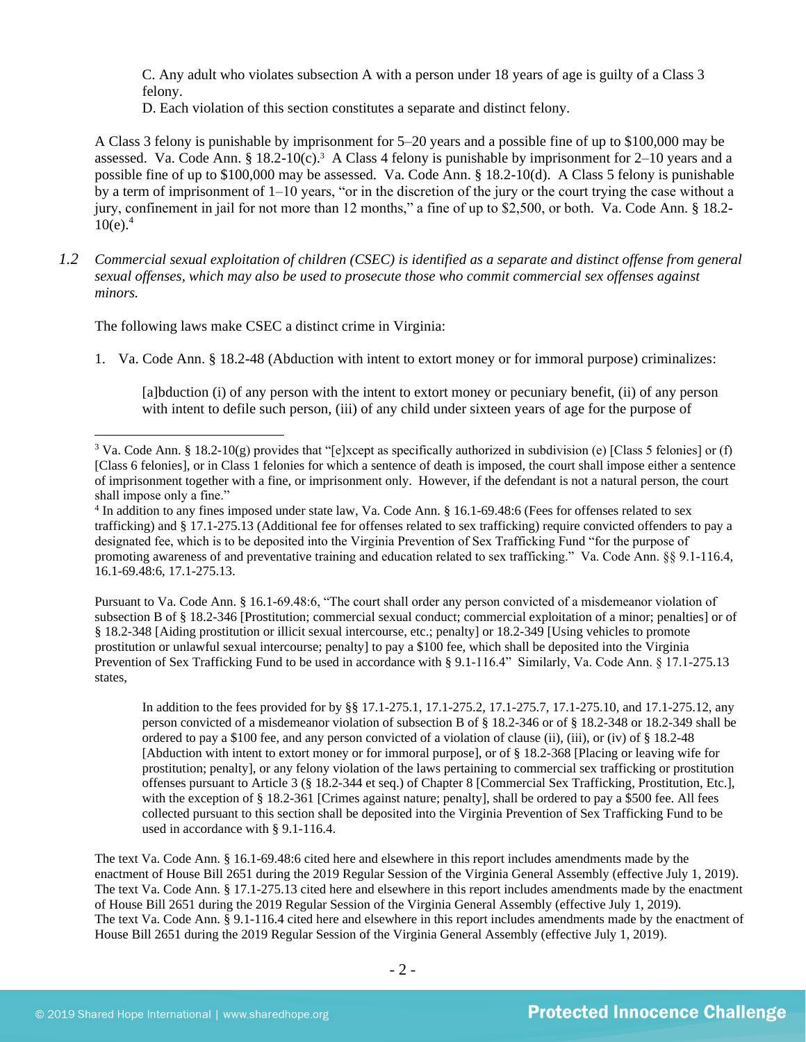C. Any adult who violates subsection A with a person under 18 years of age is guilty of a Class 3 felony.
D. Each violation of this section constitutes a separate and distinct felony.

A Class 3 felony is punishable by imprisonment for 5–20 years and a possible fine of up to $100,000 may be assessed. Va. Code Ann. § 18.2-10(c).[3] A Class 4 felony is punishable by imprisonment for 2–10 years and a possible fine of up to $100,000 may be assessed. Va. Code Ann. § 18.2-10(d). A Class 5 felony is punishable by a term of imprisonment of 1–10 years, "or in the discretion of the jury or the court trying the case without a jury, confinement in jail for not more than 12 months," a fine of up to $2,500, or both. Va. Code Ann. § 18.2-10(e).[4]

*1.2 Commercial sexual exploitation of children (CSEC) is identified as a separate and distinct offense from general sexual offenses, which may also be used to prosecute those who commit commercial sex offenses against minors.*

The following laws make CSEC a distinct crime in Virginia:

1. Va. Code Ann. § 18.2-48 (Abduction with intent to extort money or for immoral purpose) criminalizes:

   [a]bduction (i) of any person with the intent to extort money or pecuniary benefit, (ii) of any person with intent to defile such person, (iii) of any child under sixteen years of age for the purpose of

---

[3] Va. Code Ann. § 18.2-10(g) provides that "[e]xcept as specifically authorized in subdivision (e) [Class 5 felonies] or (f) [Class 6 felonies], or in Class 1 felonies for which a sentence of death is imposed, the court shall impose either a sentence of imprisonment together with a fine, or imprisonment only. However, if the defendant is not a natural person, the court shall impose only a fine."

[4] In addition to any fines imposed under state law, Va. Code Ann. § 16.1-69.48:6 (Fees for offenses related to sex trafficking) and § 17.1-275.13 (Additional fee for offenses related to sex trafficking) require convicted offenders to pay a designated fee, which is to be deposited into the Virginia Prevention of Sex Trafficking Fund "for the purpose of promoting awareness of and preventative training and education related to sex trafficking." Va. Code Ann. §§ 9.1-116.4, 16.1-69.48:6, 17.1-275.13.

Pursuant to Va. Code Ann. § 16.1-69.48:6, "The court shall order any person convicted of a misdemeanor violation of subsection B of § 18.2-346 [Prostitution; commercial sexual conduct; commercial exploitation of a minor; penalties] or of § 18.2-348 [Aiding prostitution or illicit sexual intercourse, etc.; penalty] or 18.2-349 [Using vehicles to promote prostitution or unlawful sexual intercourse; penalty] to pay a $100 fee, which shall be deposited into the Virginia Prevention of Sex Trafficking Fund to be used in accordance with § 9.1-116.4" Similarly, Va. Code Ann. § 17.1-275.13 states,

> In addition to the fees provided for by §§ 17.1-275.1, 17.1-275.2, 17.1-275.7, 17.1-275.10, and 17.1-275.12, any person convicted of a misdemeanor violation of subsection B of § 18.2-346 or of § 18.2-348 or 18.2-349 shall be ordered to pay a $100 fee, and any person convicted of a violation of clause (ii), (iii), or (iv) of § 18.2-48 [Abduction with intent to extort money or for immoral purpose], or of § 18.2-368 [Placing or leaving wife for prostitution; penalty], or any felony violation of the laws pertaining to commercial sex trafficking or prostitution offenses pursuant to Article 3 (§ 18.2-344 et seq.) of Chapter 8 [Commercial Sex Trafficking, Prostitution, Etc.], with the exception of § 18.2-361 [Crimes against nature; penalty], shall be ordered to pay a $500 fee. All fees collected pursuant to this section shall be deposited into the Virginia Prevention of Sex Trafficking Fund to be used in accordance with § 9.1-116.4.

The text Va. Code Ann. § 16.1-69.48:6 cited here and elsewhere in this report includes amendments made by the enactment of House Bill 2651 during the 2019 Regular Session of the Virginia General Assembly (effective July 1, 2019). The text Va. Code Ann. § 17.1-275.13 cited here and elsewhere in this report includes amendments made by the enactment of House Bill 2651 during the 2019 Regular Session of the Virginia General Assembly (effective July 1, 2019). The text Va. Code Ann. § 9.1-116.4 cited here and elsewhere in this report includes amendments made by the enactment of House Bill 2651 during the 2019 Regular Session of the Virginia General Assembly (effective July 1, 2019).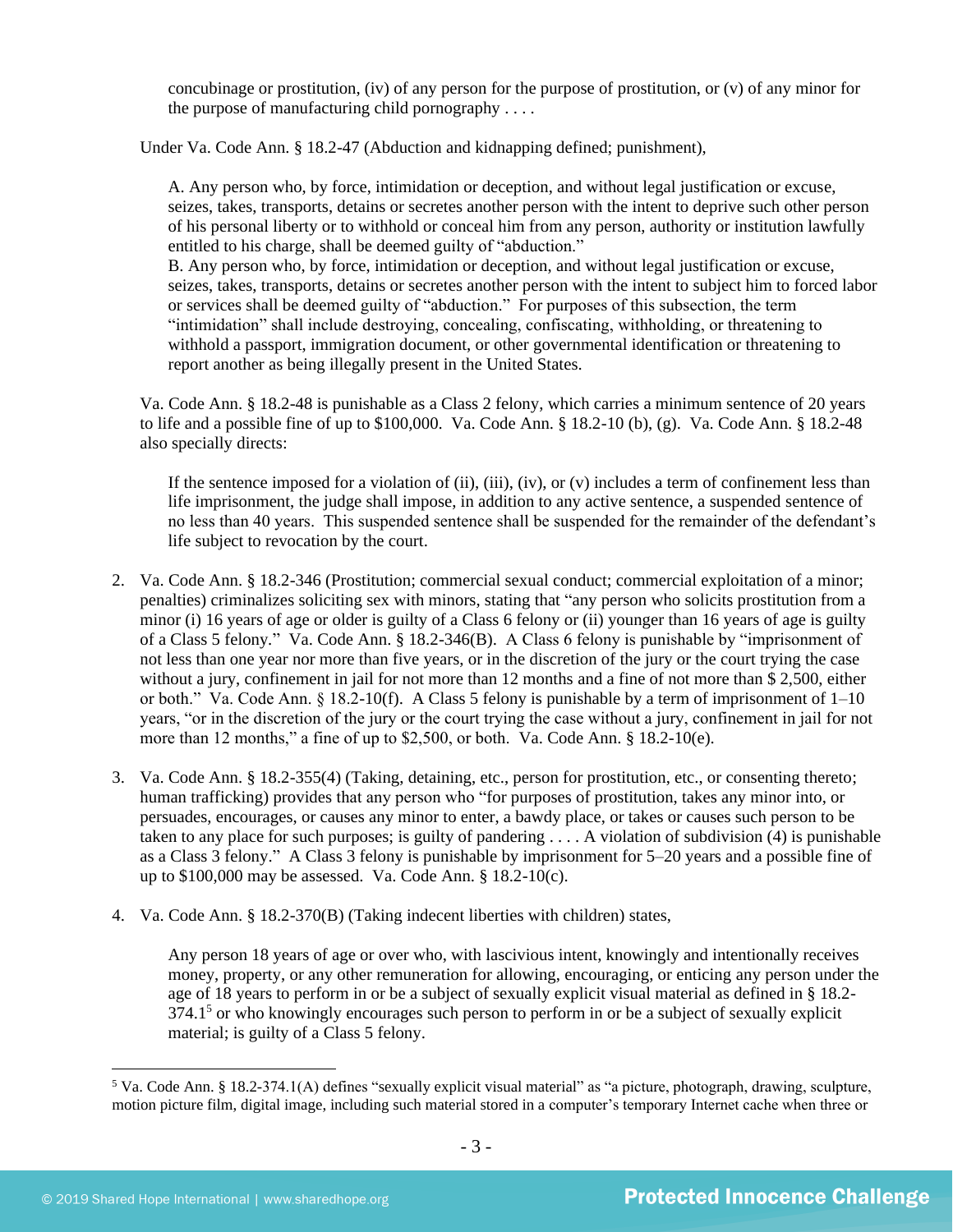> concubinage or prostitution, (iv) of any person for the purpose of prostitution, or (v) of any minor for the purpose of manufacturing child pornography . . . .

Under Va. Code Ann. § 18.2-47 (Abduction and kidnapping defined; punishment),

> A. Any person who, by force, intimidation or deception, and without legal justification or excuse, seizes, takes, transports, detains or secretes another person with the intent to deprive such other person of his personal liberty or to withhold or conceal him from any person, authority or institution lawfully entitled to his charge, shall be deemed guilty of "abduction."
> B. Any person who, by force, intimidation or deception, and without legal justification or excuse, seizes, takes, transports, detains or secretes another person with the intent to subject him to forced labor or services shall be deemed guilty of "abduction." For purposes of this subsection, the term "intimidation" shall include destroying, concealing, confiscating, withholding, or threatening to withhold a passport, immigration document, or other governmental identification or threatening to report another as being illegally present in the United States.

Va. Code Ann. § 18.2-48 is punishable as a Class 2 felony, which carries a minimum sentence of 20 years to life and a possible fine of up to $100,000. Va. Code Ann. § 18.2-10 (b), (g). Va. Code Ann. § 18.2-48 also specially directs:

> If the sentence imposed for a violation of (ii), (iii), (iv), or (v) includes a term of confinement less than life imprisonment, the judge shall impose, in addition to any active sentence, a suspended sentence of no less than 40 years. This suspended sentence shall be suspended for the remainder of the defendant's life subject to revocation by the court.

2. Va. Code Ann. § 18.2-346 (Prostitution; commercial sexual conduct; commercial exploitation of a minor; penalties) criminalizes soliciting sex with minors, stating that "any person who solicits prostitution from a minor (i) 16 years of age or older is guilty of a Class 6 felony or (ii) younger than 16 years of age is guilty of a Class 5 felony." Va. Code Ann. § 18.2-346(B). A Class 6 felony is punishable by "imprisonment of not less than one year nor more than five years, or in the discretion of the jury or the court trying the case without a jury, confinement in jail for not more than 12 months and a fine of not more than $ 2,500, either or both." Va. Code Ann. § 18.2-10(f). A Class 5 felony is punishable by a term of imprisonment of 1–10 years, "or in the discretion of the jury or the court trying the case without a jury, confinement in jail for not more than 12 months," a fine of up to $2,500, or both. Va. Code Ann. § 18.2-10(e).

3. Va. Code Ann. § 18.2-355(4) (Taking, detaining, etc., person for prostitution, etc., or consenting thereto; human trafficking) provides that any person who "for purposes of prostitution, takes any minor into, or persuades, encourages, or causes any minor to enter, a bawdy place, or takes or causes such person to be taken to any place for such purposes; is guilty of pandering . . . . A violation of subdivision (4) is punishable as a Class 3 felony." A Class 3 felony is punishable by imprisonment for 5–20 years and a possible fine of up to $100,000 may be assessed. Va. Code Ann. § 18.2-10(c).

4. Va. Code Ann. § 18.2-370(B) (Taking indecent liberties with children) states,

> Any person 18 years of age or over who, with lascivious intent, knowingly and intentionally receives money, property, or any other remuneration for allowing, encouraging, or enticing any person under the age of 18 years to perform in or be a subject of sexually explicit visual material as defined in § 18.2-374.1[5] or who knowingly encourages such person to perform in or be a subject of sexually explicit material; is guilty of a Class 5 felony.

[5] Va. Code Ann. § 18.2-374.1(A) defines "sexually explicit visual material" as "a picture, photograph, drawing, sculpture, motion picture film, digital image, including such material stored in a computer's temporary Internet cache when three or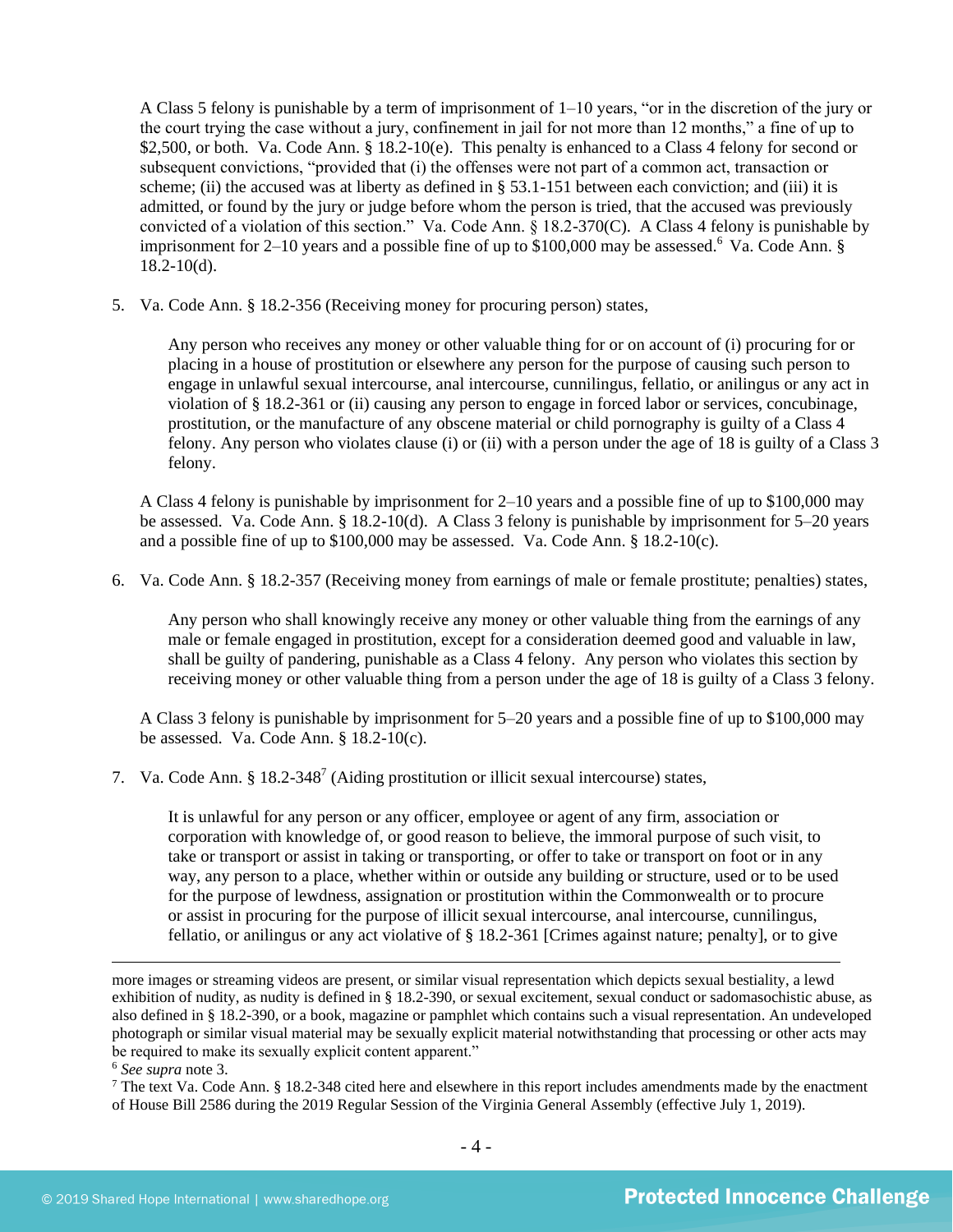A Class 5 felony is punishable by a term of imprisonment of 1–10 years, "or in the discretion of the jury or the court trying the case without a jury, confinement in jail for not more than 12 months," a fine of up to $2,500, or both. Va. Code Ann. § 18.2-10(e). This penalty is enhanced to a Class 4 felony for second or subsequent convictions, "provided that (i) the offenses were not part of a common act, transaction or scheme; (ii) the accused was at liberty as defined in § 53.1-151 between each conviction; and (iii) it is admitted, or found by the jury or judge before whom the person is tried, that the accused was previously convicted of a violation of this section." Va. Code Ann. § 18.2-370(C). A Class 4 felony is punishable by imprisonment for 2–10 years and a possible fine of up to $100,000 may be assessed.[6] Va. Code Ann. § 18.2-10(d).

5. Va. Code Ann. § 18.2-356 (Receiving money for procuring person) states,

   > Any person who receives any money or other valuable thing for or on account of (i) procuring for or placing in a house of prostitution or elsewhere any person for the purpose of causing such person to engage in unlawful sexual intercourse, anal intercourse, cunnilingus, fellatio, or anilingus or any act in violation of § 18.2-361 or (ii) causing any person to engage in forced labor or services, concubinage, prostitution, or the manufacture of any obscene material or child pornography is guilty of a Class 4 felony. Any person who violates clause (i) or (ii) with a person under the age of 18 is guilty of a Class 3 felony.

   A Class 4 felony is punishable by imprisonment for 2–10 years and a possible fine of up to $100,000 may be assessed. Va. Code Ann. § 18.2-10(d). A Class 3 felony is punishable by imprisonment for 5–20 years and a possible fine of up to $100,000 may be assessed. Va. Code Ann. § 18.2-10(c).

6. Va. Code Ann. § 18.2-357 (Receiving money from earnings of male or female prostitute; penalties) states,

   > Any person who shall knowingly receive any money or other valuable thing from the earnings of any male or female engaged in prostitution, except for a consideration deemed good and valuable in law, shall be guilty of pandering, punishable as a Class 4 felony. Any person who violates this section by receiving money or other valuable thing from a person under the age of 18 is guilty of a Class 3 felony.

   A Class 3 felony is punishable by imprisonment for 5–20 years and a possible fine of up to $100,000 may be assessed. Va. Code Ann. § 18.2-10(c).

7. Va. Code Ann. § 18.2-348[7] (Aiding prostitution or illicit sexual intercourse) states,

   > It is unlawful for any person or any officer, employee or agent of any firm, association or corporation with knowledge of, or good reason to believe, the immoral purpose of such visit, to take or transport or assist in taking or transporting, or offer to take or transport on foot or in any way, any person to a place, whether within or outside any building or structure, used or to be used for the purpose of lewdness, assignation or prostitution within the Commonwealth or to procure or assist in procuring for the purpose of illicit sexual intercourse, anal intercourse, cunnilingus, fellatio, or anilingus or any act violative of § 18.2-361 [Crimes against nature; penalty], or to give

---

more images or streaming videos are present, or similar visual representation which depicts sexual bestiality, a lewd exhibition of nudity, as nudity is defined in § 18.2-390, or sexual excitement, sexual conduct or sadomasochistic abuse, as also defined in § 18.2-390, or a book, magazine or pamphlet which contains such a visual representation. An undeveloped photograph or similar visual material may be sexually explicit material notwithstanding that processing or other acts may be required to make its sexually explicit content apparent."

[6] *See supra* note 3.

[7] The text Va. Code Ann. § 18.2-348 cited here and elsewhere in this report includes amendments made by the enactment of House Bill 2586 during the 2019 Regular Session of the Virginia General Assembly (effective July 1, 2019).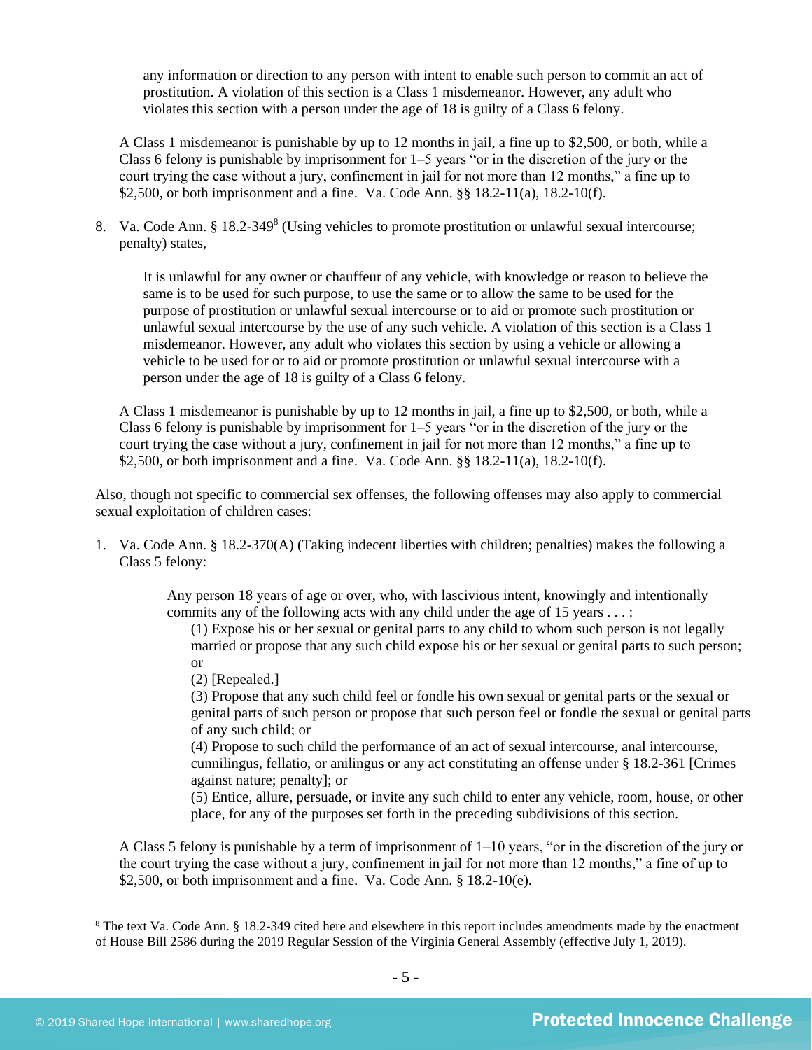> any information or direction to any person with intent to enable such person to commit an act of prostitution. A violation of this section is a Class 1 misdemeanor. However, any adult who violates this section with a person under the age of 18 is guilty of a Class 6 felony.

A Class 1 misdemeanor is punishable by up to 12 months in jail, a fine up to $2,500, or both, while a Class 6 felony is punishable by imprisonment for 1–5 years "or in the discretion of the jury or the court trying the case without a jury, confinement in jail for not more than 12 months," a fine up to $2,500, or both imprisonment and a fine. Va. Code Ann. §§ 18.2-11(a), 18.2-10(f).

8. Va. Code Ann. § 18.2-349[8] (Using vehicles to promote prostitution or unlawful sexual intercourse; penalty) states,

> It is unlawful for any owner or chauffeur of any vehicle, with knowledge or reason to believe the same is to be used for such purpose, to use the same or to allow the same to be used for the purpose of prostitution or unlawful sexual intercourse or to aid or promote such prostitution or unlawful sexual intercourse by the use of any such vehicle. A violation of this section is a Class 1 misdemeanor. However, any adult who violates this section by using a vehicle or allowing a vehicle to be used for or to aid or promote prostitution or unlawful sexual intercourse with a person under the age of 18 is guilty of a Class 6 felony.

A Class 1 misdemeanor is punishable by up to 12 months in jail, a fine up to $2,500, or both, while a Class 6 felony is punishable by imprisonment for 1–5 years "or in the discretion of the jury or the court trying the case without a jury, confinement in jail for not more than 12 months," a fine up to $2,500, or both imprisonment and a fine. Va. Code Ann. §§ 18.2-11(a), 18.2-10(f).

Also, though not specific to commercial sex offenses, the following offenses may also apply to commercial sexual exploitation of children cases:

1. Va. Code Ann. § 18.2-370(A) (Taking indecent liberties with children; penalties) makes the following a Class 5 felony:

> Any person 18 years of age or over, who, with lascivious intent, knowingly and intentionally commits any of the following acts with any child under the age of 15 years . . . :
>
> (1) Expose his or her sexual or genital parts to any child to whom such person is not legally married or propose that any such child expose his or her sexual or genital parts to such person; or
>
> (2) [Repealed.]
>
> (3) Propose that any such child feel or fondle his own sexual or genital parts or the sexual or genital parts of such person or propose that such person feel or fondle the sexual or genital parts of any such child; or
>
> (4) Propose to such child the performance of an act of sexual intercourse, anal intercourse, cunnilingus, fellatio, or anilingus or any act constituting an offense under § 18.2-361 [Crimes against nature; penalty]; or
>
> (5) Entice, allure, persuade, or invite any such child to enter any vehicle, room, house, or other place, for any of the purposes set forth in the preceding subdivisions of this section.

A Class 5 felony is punishable by a term of imprisonment of 1–10 years, "or in the discretion of the jury or the court trying the case without a jury, confinement in jail for not more than 12 months," a fine of up to $2,500, or both imprisonment and a fine. Va. Code Ann. § 18.2-10(e).

[8] The text Va. Code Ann. § 18.2-349 cited here and elsewhere in this report includes amendments made by the enactment of House Bill 2586 during the 2019 Regular Session of the Virginia General Assembly (effective July 1, 2019).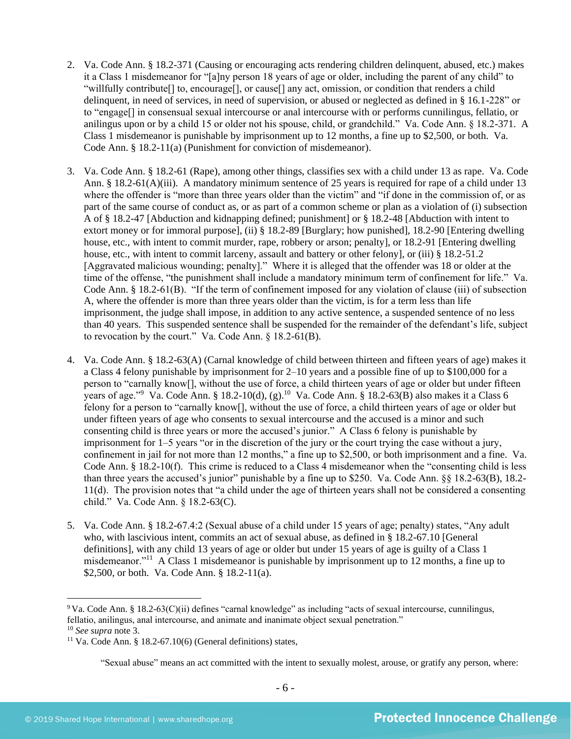2. Va. Code Ann. § 18.2-371 (Causing or encouraging acts rendering children delinquent, abused, etc.) makes it a Class 1 misdemeanor for "[a]ny person 18 years of age or older, including the parent of any child" to "willfully contribute[] to, encourage[], or cause[] any act, omission, or condition that renders a child delinquent, in need of services, in need of supervision, or abused or neglected as defined in § 16.1-228" or to "engage[] in consensual sexual intercourse or anal intercourse with or performs cunnilingus, fellatio, or anilingus upon or by a child 15 or older not his spouse, child, or grandchild." Va. Code Ann. § 18.2-371. A Class 1 misdemeanor is punishable by imprisonment up to 12 months, a fine up to $2,500, or both. Va. Code Ann. § 18.2-11(a) (Punishment for conviction of misdemeanor).

3. Va. Code Ann. § 18.2-61 (Rape), among other things, classifies sex with a child under 13 as rape. Va. Code Ann. § 18.2-61(A)(iii). A mandatory minimum sentence of 25 years is required for rape of a child under 13 where the offender is "more than three years older than the victim" and "if done in the commission of, or as part of the same course of conduct as, or as part of a common scheme or plan as a violation of (i) subsection A of § 18.2-47 [Abduction and kidnapping defined; punishment] or § 18.2-48 [Abduction with intent to extort money or for immoral purpose], (ii) § 18.2-89 [Burglary; how punished], 18.2-90 [Entering dwelling house, etc., with intent to commit murder, rape, robbery or arson; penalty], or 18.2-91 [Entering dwelling house, etc., with intent to commit larceny, assault and battery or other felony], or (iii) § 18.2-51.2 [Aggravated malicious wounding; penalty]." Where it is alleged that the offender was 18 or older at the time of the offense, "the punishment shall include a mandatory minimum term of confinement for life." Va. Code Ann. § 18.2-61(B). "If the term of confinement imposed for any violation of clause (iii) of subsection A, where the offender is more than three years older than the victim, is for a term less than life imprisonment, the judge shall impose, in addition to any active sentence, a suspended sentence of no less than 40 years. This suspended sentence shall be suspended for the remainder of the defendant's life, subject to revocation by the court." Va. Code Ann. § 18.2-61(B).

4. Va. Code Ann. § 18.2-63(A) (Carnal knowledge of child between thirteen and fifteen years of age) makes it a Class 4 felony punishable by imprisonment for 2–10 years and a possible fine of up to $100,000 for a person to "carnally know[], without the use of force, a child thirteen years of age or older but under fifteen years of age."[9] Va. Code Ann. § 18.2-10(d), (g).[10] Va. Code Ann. § 18.2-63(B) also makes it a Class 6 felony for a person to "carnally know[], without the use of force, a child thirteen years of age or older but under fifteen years of age who consents to sexual intercourse and the accused is a minor and such consenting child is three years or more the accused's junior." A Class 6 felony is punishable by imprisonment for 1–5 years "or in the discretion of the jury or the court trying the case without a jury, confinement in jail for not more than 12 months," a fine up to $2,500, or both imprisonment and a fine. Va. Code Ann. § 18.2-10(f). This crime is reduced to a Class 4 misdemeanor when the "consenting child is less than three years the accused's junior" punishable by a fine up to $250. Va. Code Ann. §§ 18.2-63(B), 18.2-11(d). The provision notes that "a child under the age of thirteen years shall not be considered a consenting child." Va. Code Ann. § 18.2-63(C).

5. Va. Code Ann. § 18.2-67.4:2 (Sexual abuse of a child under 15 years of age; penalty) states, "Any adult who, with lascivious intent, commits an act of sexual abuse, as defined in § 18.2-67.10 [General definitions], with any child 13 years of age or older but under 15 years of age is guilty of a Class 1 misdemeanor."[11] A Class 1 misdemeanor is punishable by imprisonment up to 12 months, a fine up to $2,500, or both. Va. Code Ann. § 18.2-11(a).

---

[9] Va. Code Ann. § 18.2-63(C)(ii) defines "carnal knowledge" as including "acts of sexual intercourse, cunnilingus, fellatio, anilingus, anal intercourse, and animate and inanimate object sexual penetration."

[10] *See supra* note 3.

[11] Va. Code Ann. § 18.2-67.10(6) (General definitions) states,

> "Sexual abuse" means an act committed with the intent to sexually molest, arouse, or gratify any person, where: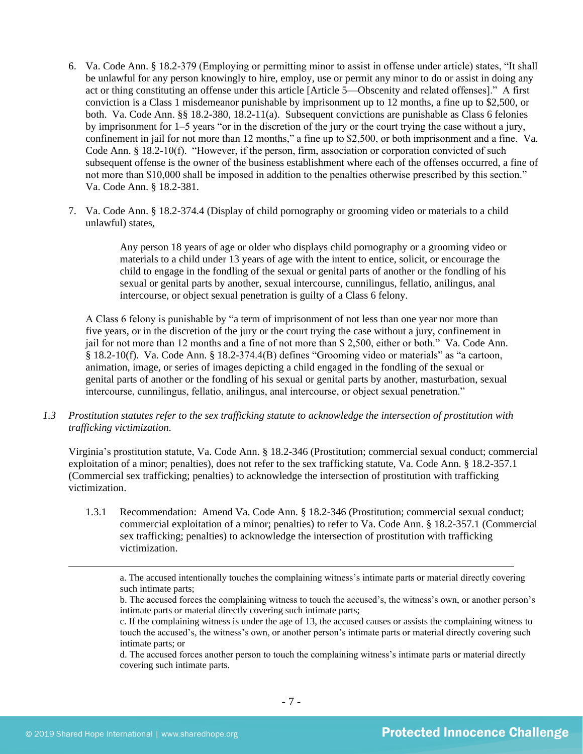6. Va. Code Ann. § 18.2-379 (Employing or permitting minor to assist in offense under article) states, "It shall be unlawful for any person knowingly to hire, employ, use or permit any minor to do or assist in doing any act or thing constituting an offense under this article [Article 5—Obscenity and related offenses]." A first conviction is a Class 1 misdemeanor punishable by imprisonment up to 12 months, a fine up to $2,500, or both. Va. Code Ann. §§ 18.2-380, 18.2-11(a). Subsequent convictions are punishable as Class 6 felonies by imprisonment for 1–5 years "or in the discretion of the jury or the court trying the case without a jury, confinement in jail for not more than 12 months," a fine up to $2,500, or both imprisonment and a fine. Va. Code Ann. § 18.2-10(f). "However, if the person, firm, association or corporation convicted of such subsequent offense is the owner of the business establishment where each of the offenses occurred, a fine of not more than $10,000 shall be imposed in addition to the penalties otherwise prescribed by this section." Va. Code Ann. § 18.2-381.

7. Va. Code Ann. § 18.2-374.4 (Display of child pornography or grooming video or materials to a child unlawful) states,

    > Any person 18 years of age or older who displays child pornography or a grooming video or materials to a child under 13 years of age with the intent to entice, solicit, or encourage the child to engage in the fondling of the sexual or genital parts of another or the fondling of his sexual or genital parts by another, sexual intercourse, cunnilingus, fellatio, anilingus, anal intercourse, or object sexual penetration is guilty of a Class 6 felony.

    A Class 6 felony is punishable by "a term of imprisonment of not less than one year nor more than five years, or in the discretion of the jury or the court trying the case without a jury, confinement in jail for not more than 12 months and a fine of not more than $ 2,500, either or both." Va. Code Ann. § 18.2-10(f). Va. Code Ann. § 18.2-374.4(B) defines "Grooming video or materials" as "a cartoon, animation, image, or series of images depicting a child engaged in the fondling of the sexual or genital parts of another or the fondling of his sexual or genital parts by another, masturbation, sexual intercourse, cunnilingus, fellatio, anilingus, anal intercourse, or object sexual penetration."

*1.3 Prostitution statutes refer to the sex trafficking statute to acknowledge the intersection of prostitution with trafficking victimization.*

Virginia's prostitution statute, Va. Code Ann. § 18.2-346 (Prostitution; commercial sexual conduct; commercial exploitation of a minor; penalties), does not refer to the sex trafficking statute, Va. Code Ann. § 18.2-357.1 (Commercial sex trafficking; penalties) to acknowledge the intersection of prostitution with trafficking victimization.

1.3.1 Recommendation: Amend Va. Code Ann. § 18.2-346 (Prostitution; commercial sexual conduct; commercial exploitation of a minor; penalties) to refer to Va. Code Ann. § 18.2-357.1 (Commercial sex trafficking; penalties) to acknowledge the intersection of prostitution with trafficking victimization.

---

a. The accused intentionally touches the complaining witness's intimate parts or material directly covering such intimate parts;

b. The accused forces the complaining witness to touch the accused's, the witness's own, or another person's intimate parts or material directly covering such intimate parts;

c. If the complaining witness is under the age of 13, the accused causes or assists the complaining witness to touch the accused's, the witness's own, or another person's intimate parts or material directly covering such intimate parts; or

d. The accused forces another person to touch the complaining witness's intimate parts or material directly covering such intimate parts.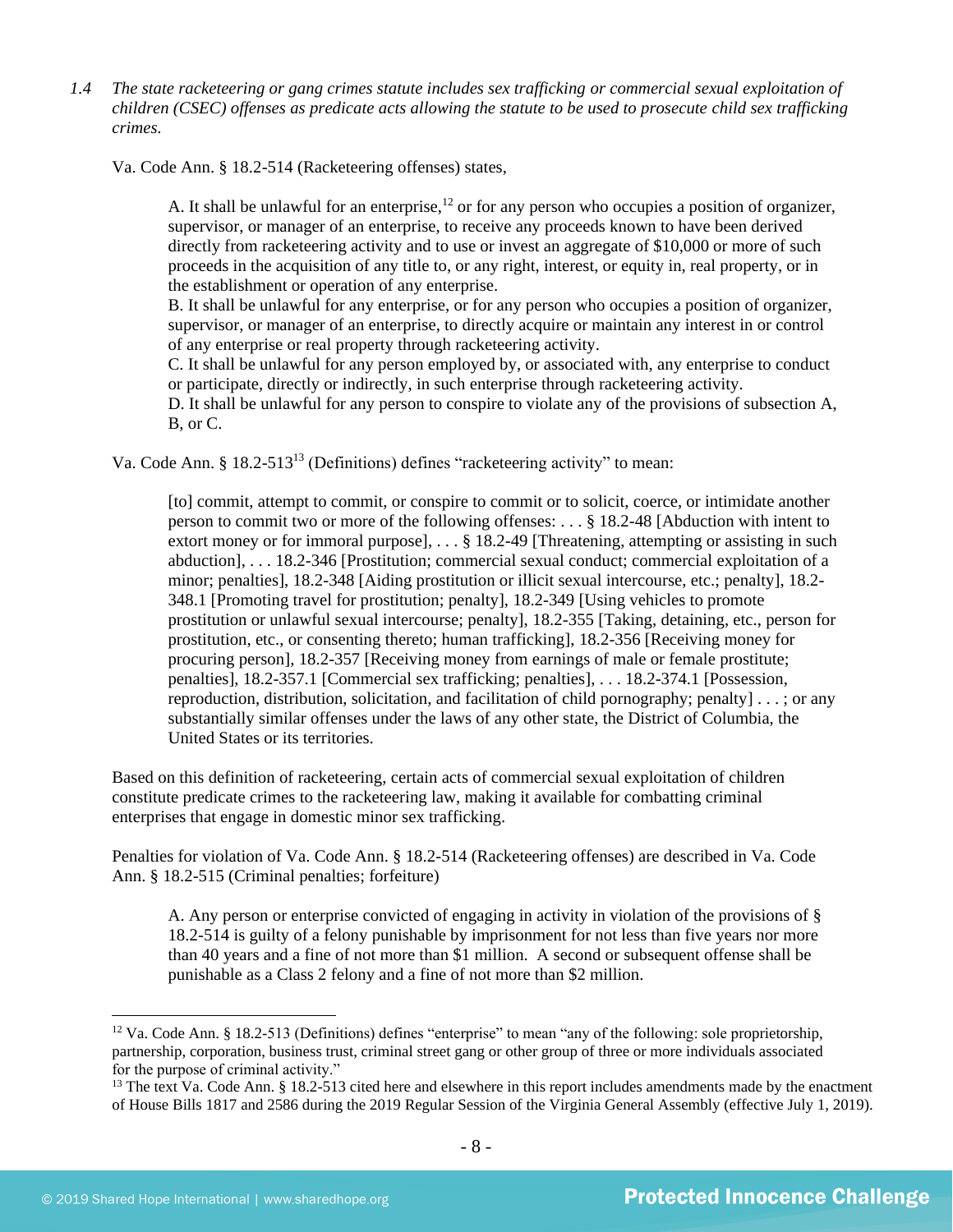*1.4 The state racketeering or gang crimes statute includes sex trafficking or commercial sexual exploitation of children (CSEC) offenses as predicate acts allowing the statute to be used to prosecute child sex trafficking crimes.*

Va. Code Ann. § 18.2-514 (Racketeering offenses) states,

> A. It shall be unlawful for an enterprise,[12] or for any person who occupies a position of organizer, supervisor, or manager of an enterprise, to receive any proceeds known to have been derived directly from racketeering activity and to use or invest an aggregate of $10,000 or more of such proceeds in the acquisition of any title to, or any right, interest, or equity in, real property, or in the establishment or operation of any enterprise.
> B. It shall be unlawful for any enterprise, or for any person who occupies a position of organizer, supervisor, or manager of an enterprise, to directly acquire or maintain any interest in or control of any enterprise or real property through racketeering activity.
> C. It shall be unlawful for any person employed by, or associated with, any enterprise to conduct or participate, directly or indirectly, in such enterprise through racketeering activity.
> D. It shall be unlawful for any person to conspire to violate any of the provisions of subsection A, B, or C.

Va. Code Ann. § 18.2-513[13] (Definitions) defines "racketeering activity" to mean:

> [to] commit, attempt to commit, or conspire to commit or to solicit, coerce, or intimidate another person to commit two or more of the following offenses: . . . § 18.2-48 [Abduction with intent to extort money or for immoral purpose], . . . § 18.2-49 [Threatening, attempting or assisting in such abduction], . . . 18.2-346 [Prostitution; commercial sexual conduct; commercial exploitation of a minor; penalties], 18.2-348 [Aiding prostitution or illicit sexual intercourse, etc.; penalty], 18.2-348.1 [Promoting travel for prostitution; penalty], 18.2-349 [Using vehicles to promote prostitution or unlawful sexual intercourse; penalty], 18.2-355 [Taking, detaining, etc., person for prostitution, etc., or consenting thereto; human trafficking], 18.2-356 [Receiving money for procuring person], 18.2-357 [Receiving money from earnings of male or female prostitute; penalties], 18.2-357.1 [Commercial sex trafficking; penalties], . . . 18.2-374.1 [Possession, reproduction, distribution, solicitation, and facilitation of child pornography; penalty] . . . ; or any substantially similar offenses under the laws of any other state, the District of Columbia, the United States or its territories.

Based on this definition of racketeering, certain acts of commercial sexual exploitation of children constitute predicate crimes to the racketeering law, making it available for combatting criminal enterprises that engage in domestic minor sex trafficking.

Penalties for violation of Va. Code Ann. § 18.2-514 (Racketeering offenses) are described in Va. Code Ann. § 18.2-515 (Criminal penalties; forfeiture)

> A. Any person or enterprise convicted of engaging in activity in violation of the provisions of § 18.2-514 is guilty of a felony punishable by imprisonment for not less than five years nor more than 40 years and a fine of not more than $1 million. A second or subsequent offense shall be punishable as a Class 2 felony and a fine of not more than $2 million.

---

[12] Va. Code Ann. § 18.2-513 (Definitions) defines "enterprise" to mean "any of the following: sole proprietorship, partnership, corporation, business trust, criminal street gang or other group of three or more individuals associated for the purpose of criminal activity."

[13] The text Va. Code Ann. § 18.2-513 cited here and elsewhere in this report includes amendments made by the enactment of House Bills 1817 and 2586 during the 2019 Regular Session of the Virginia General Assembly (effective July 1, 2019).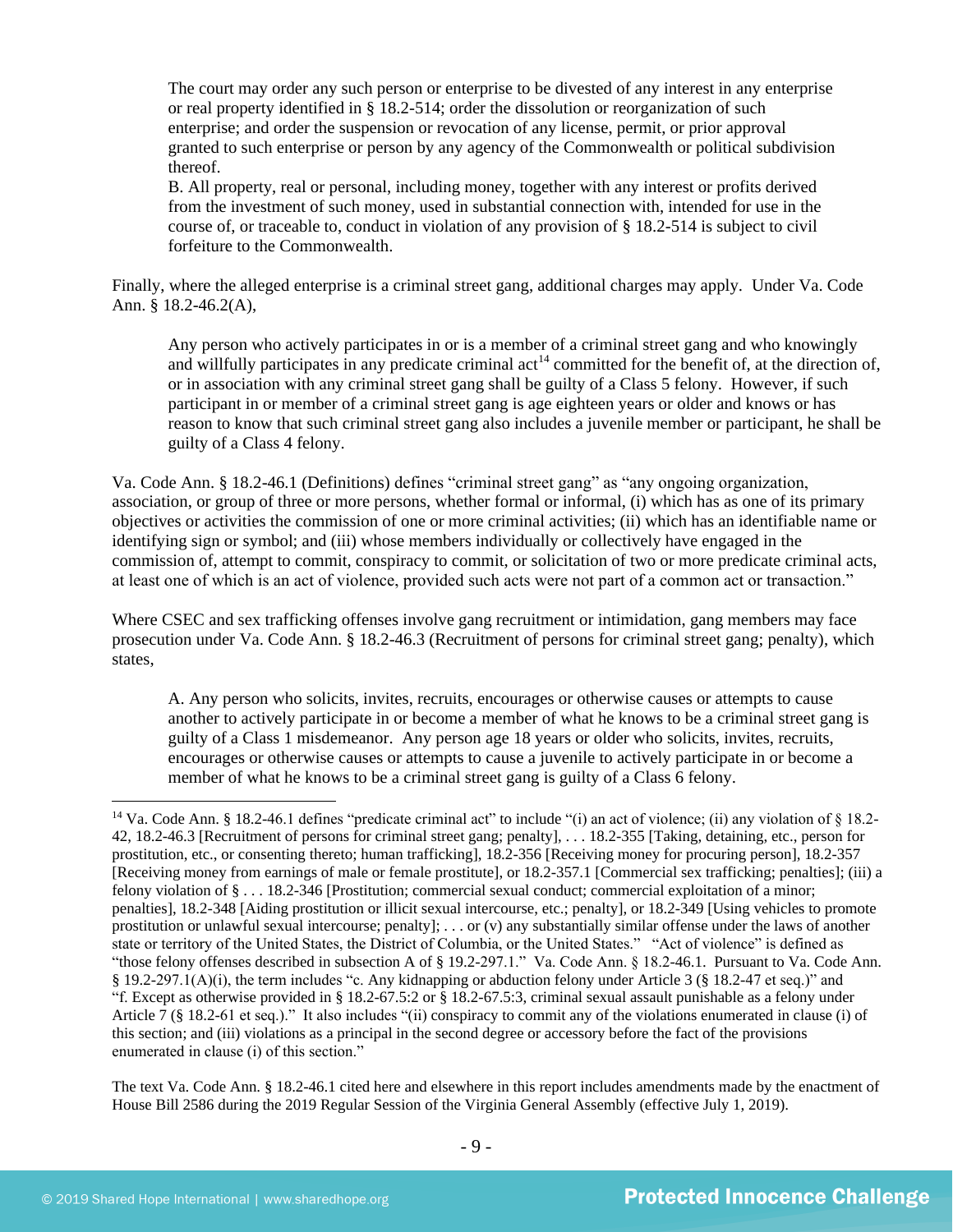> The court may order any such person or enterprise to be divested of any interest in any enterprise or real property identified in § 18.2-514; order the dissolution or reorganization of such enterprise; and order the suspension or revocation of any license, permit, or prior approval granted to such enterprise or person by any agency of the Commonwealth or political subdivision thereof.
>
> B. All property, real or personal, including money, together with any interest or profits derived from the investment of such money, used in substantial connection with, intended for use in the course of, or traceable to, conduct in violation of any provision of § 18.2-514 is subject to civil forfeiture to the Commonwealth.

Finally, where the alleged enterprise is a criminal street gang, additional charges may apply. Under Va. Code Ann. § 18.2-46.2(A),

> Any person who actively participates in or is a member of a criminal street gang and who knowingly and willfully participates in any predicate criminal act[14] committed for the benefit of, at the direction of, or in association with any criminal street gang shall be guilty of a Class 5 felony. However, if such participant in or member of a criminal street gang is age eighteen years or older and knows or has reason to know that such criminal street gang also includes a juvenile member or participant, he shall be guilty of a Class 4 felony.

Va. Code Ann. § 18.2-46.1 (Definitions) defines "criminal street gang" as "any ongoing organization, association, or group of three or more persons, whether formal or informal, (i) which has as one of its primary objectives or activities the commission of one or more criminal activities; (ii) which has an identifiable name or identifying sign or symbol; and (iii) whose members individually or collectively have engaged in the commission of, attempt to commit, conspiracy to commit, or solicitation of two or more predicate criminal acts, at least one of which is an act of violence, provided such acts were not part of a common act or transaction."

Where CSEC and sex trafficking offenses involve gang recruitment or intimidation, gang members may face prosecution under Va. Code Ann. § 18.2-46.3 (Recruitment of persons for criminal street gang; penalty), which states,

> A. Any person who solicits, invites, recruits, encourages or otherwise causes or attempts to cause another to actively participate in or become a member of what he knows to be a criminal street gang is guilty of a Class 1 misdemeanor. Any person age 18 years or older who solicits, invites, recruits, encourages or otherwise causes or attempts to cause a juvenile to actively participate in or become a member of what he knows to be a criminal street gang is guilty of a Class 6 felony.

---

[14] Va. Code Ann. § 18.2-46.1 defines "predicate criminal act" to include "(i) an act of violence; (ii) any violation of § 18.2-42, 18.2-46.3 [Recruitment of persons for criminal street gang; penalty], . . . 18.2-355 [Taking, detaining, etc., person for prostitution, etc., or consenting thereto; human trafficking], 18.2-356 [Receiving money for procuring person], 18.2-357 [Receiving money from earnings of male or female prostitute], or 18.2-357.1 [Commercial sex trafficking; penalties]; (iii) a felony violation of § . . . 18.2-346 [Prostitution; commercial sexual conduct; commercial exploitation of a minor; penalties], 18.2-348 [Aiding prostitution or illicit sexual intercourse, etc.; penalty], or 18.2-349 [Using vehicles to promote prostitution or unlawful sexual intercourse; penalty]; . . . or (v) any substantially similar offense under the laws of another state or territory of the United States, the District of Columbia, or the United States." "Act of violence" is defined as "those felony offenses described in subsection A of § 19.2-297.1." Va. Code Ann. § 18.2-46.1. Pursuant to Va. Code Ann. § 19.2-297.1(A)(i), the term includes "c. Any kidnapping or abduction felony under Article 3 (§ 18.2-47 et seq.)" and "f. Except as otherwise provided in § 18.2-67.5:2 or § 18.2-67.5:3, criminal sexual assault punishable as a felony under Article 7 (§ 18.2-61 et seq.)." It also includes "(ii) conspiracy to commit any of the violations enumerated in clause (i) of this section; and (iii) violations as a principal in the second degree or accessory before the fact of the provisions enumerated in clause (i) of this section."

The text Va. Code Ann. § 18.2-46.1 cited here and elsewhere in this report includes amendments made by the enactment of House Bill 2586 during the 2019 Regular Session of the Virginia General Assembly (effective July 1, 2019).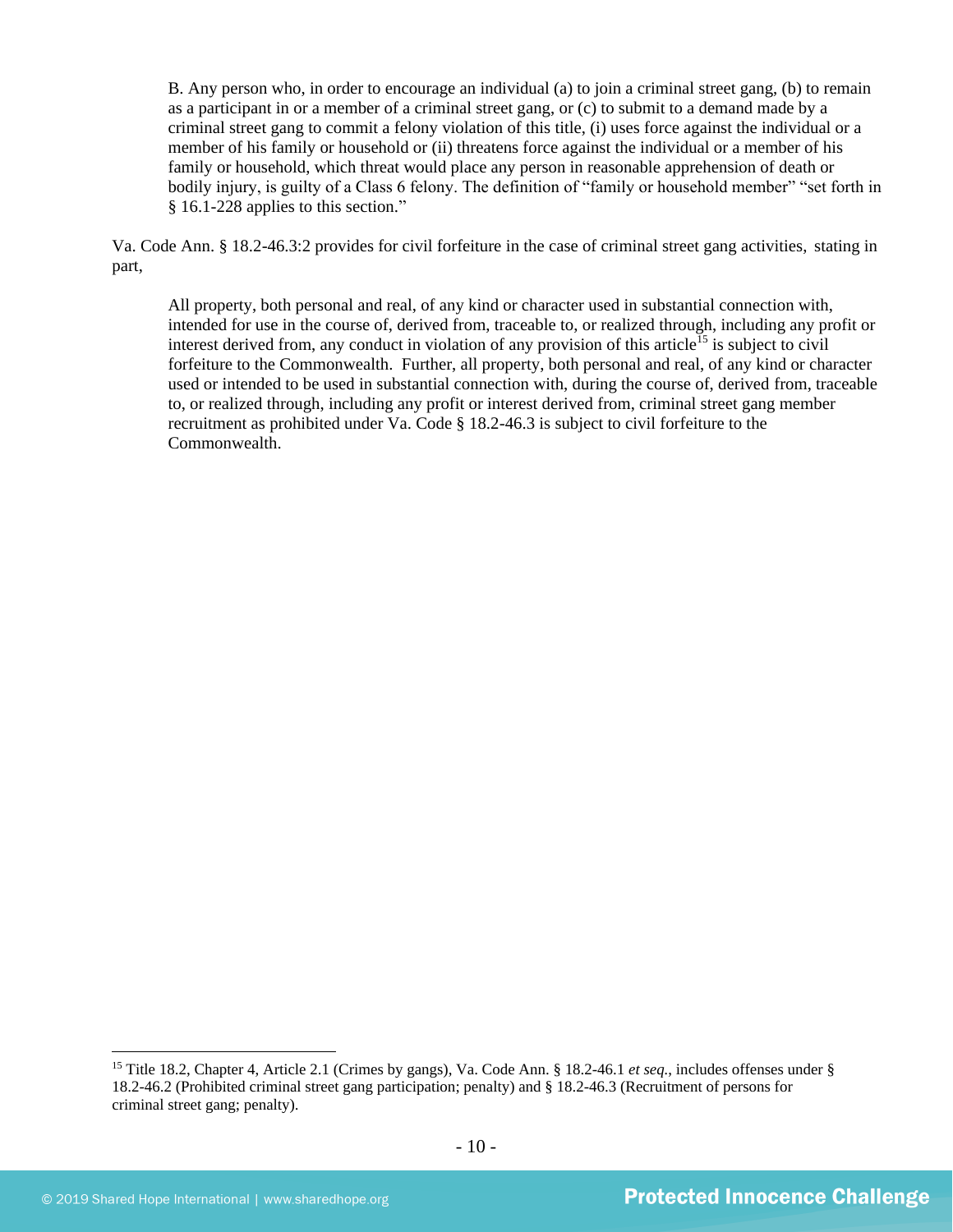> B. Any person who, in order to encourage an individual (a) to join a criminal street gang, (b) to remain as a participant in or a member of a criminal street gang, or (c) to submit to a demand made by a criminal street gang to commit a felony violation of this title, (i) uses force against the individual or a member of his family or household or (ii) threatens force against the individual or a member of his family or household, which threat would place any person in reasonable apprehension of death or bodily injury, is guilty of a Class 6 felony. The definition of "family or household member" "set forth in § 16.1-228 applies to this section."

Va. Code Ann. § 18.2-46.3:2 provides for civil forfeiture in the case of criminal street gang activities, stating in part,

> All property, both personal and real, of any kind or character used in substantial connection with, intended for use in the course of, derived from, traceable to, or realized through, including any profit or interest derived from, any conduct in violation of any provision of this article[15] is subject to civil forfeiture to the Commonwealth. Further, all property, both personal and real, of any kind or character used or intended to be used in substantial connection with, during the course of, derived from, traceable to, or realized through, including any profit or interest derived from, criminal street gang member recruitment as prohibited under Va. Code § 18.2-46.3 is subject to civil forfeiture to the Commonwealth.

---

[15] Title 18.2, Chapter 4, Article 2.1 (Crimes by gangs), Va. Code Ann. § 18.2-46.1 *et seq.*, includes offenses under § 18.2-46.2 (Prohibited criminal street gang participation; penalty) and § 18.2-46.3 (Recruitment of persons for criminal street gang; penalty).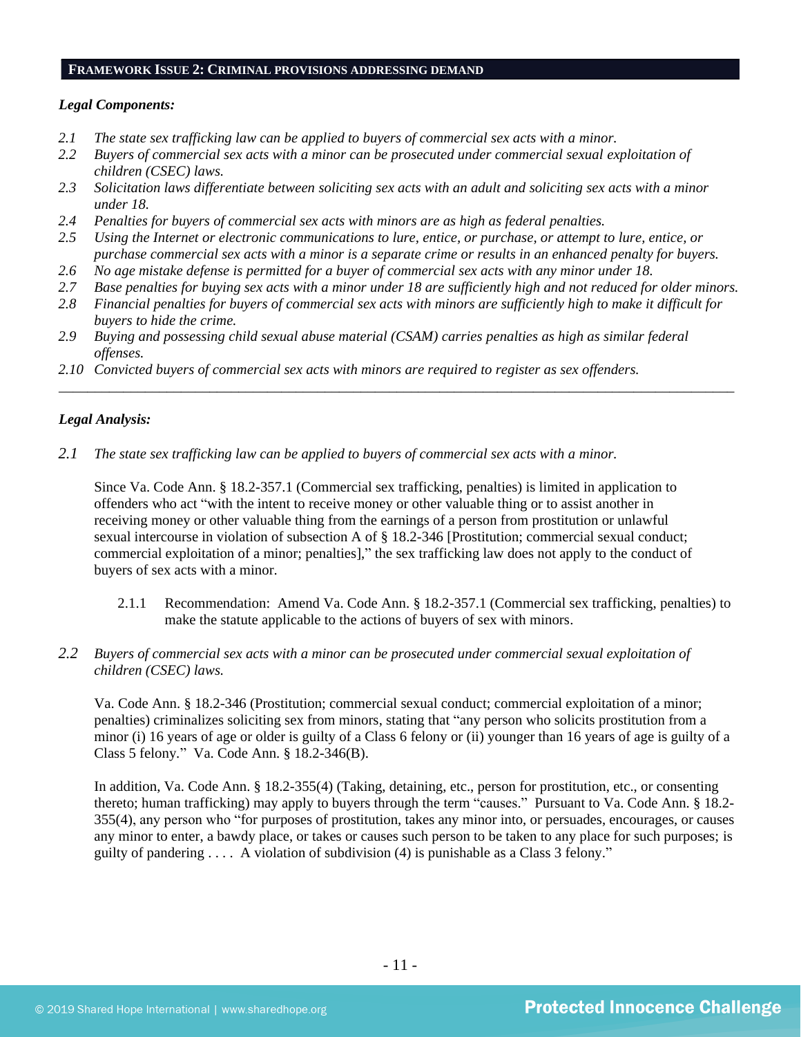## FRAMEWORK ISSUE 2: CRIMINAL PROVISIONS ADDRESSING DEMAND

***Legal Components:***

*2.1 The state sex trafficking law can be applied to buyers of commercial sex acts with a minor.*
*2.2 Buyers of commercial sex acts with a minor can be prosecuted under commercial sexual exploitation of children (CSEC) laws.*
*2.3 Solicitation laws differentiate between soliciting sex acts with an adult and soliciting sex acts with a minor under 18.*
*2.4 Penalties for buyers of commercial sex acts with minors are as high as federal penalties.*
*2.5 Using the Internet or electronic communications to lure, entice, or purchase, or attempt to lure, entice, or purchase commercial sex acts with a minor is a separate crime or results in an enhanced penalty for buyers.*
*2.6 No age mistake defense is permitted for a buyer of commercial sex acts with any minor under 18.*
*2.7 Base penalties for buying sex acts with a minor under 18 are sufficiently high and not reduced for older minors.*
*2.8 Financial penalties for buyers of commercial sex acts with minors are sufficiently high to make it difficult for buyers to hide the crime.*
*2.9 Buying and possessing child sexual abuse material (CSAM) carries penalties as high as similar federal offenses.*
*2.10 Convicted buyers of commercial sex acts with minors are required to register as sex offenders.*

---

***Legal Analysis:***

*2.1 The state sex trafficking law can be applied to buyers of commercial sex acts with a minor.*

Since Va. Code Ann. § 18.2-357.1 (Commercial sex trafficking, penalties) is limited in application to offenders who act "with the intent to receive money or other valuable thing or to assist another in receiving money or other valuable thing from the earnings of a person from prostitution or unlawful sexual intercourse in violation of subsection A of § 18.2-346 [Prostitution; commercial sexual conduct; commercial exploitation of a minor; penalties]," the sex trafficking law does not apply to the conduct of buyers of sex acts with a minor.

2.1.1 Recommendation: Amend Va. Code Ann. § 18.2-357.1 (Commercial sex trafficking, penalties) to make the statute applicable to the actions of buyers of sex with minors.

*2.2 Buyers of commercial sex acts with a minor can be prosecuted under commercial sexual exploitation of children (CSEC) laws.*

Va. Code Ann. § 18.2-346 (Prostitution; commercial sexual conduct; commercial exploitation of a minor; penalties) criminalizes soliciting sex from minors, stating that "any person who solicits prostitution from a minor (i) 16 years of age or older is guilty of a Class 6 felony or (ii) younger than 16 years of age is guilty of a Class 5 felony." Va. Code Ann. § 18.2-346(B).

In addition, Va. Code Ann. § 18.2-355(4) (Taking, detaining, etc., person for prostitution, etc., or consenting thereto; human trafficking) may apply to buyers through the term "causes." Pursuant to Va. Code Ann. § 18.2-355(4), any person who "for purposes of prostitution, takes any minor into, or persuades, encourages, or causes any minor to enter, a bawdy place, or takes or causes such person to be taken to any place for such purposes; is guilty of pandering . . . . A violation of subdivision (4) is punishable as a Class 3 felony."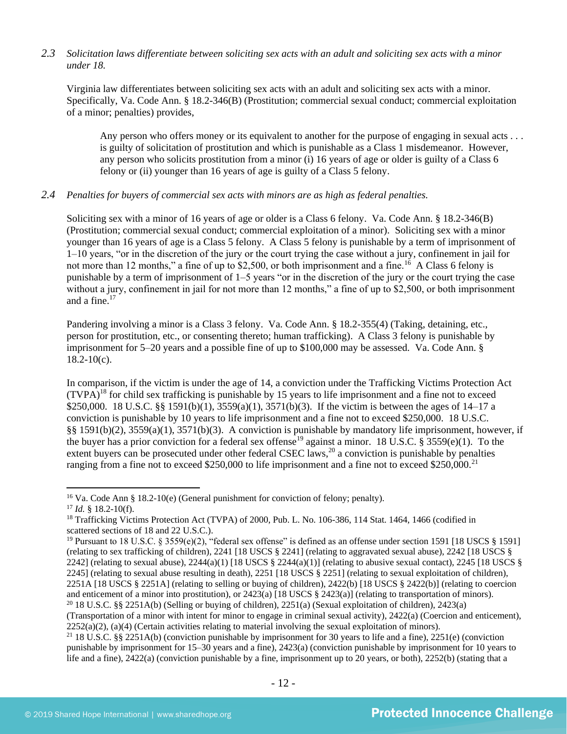*2.3 Solicitation laws differentiate between soliciting sex acts with an adult and soliciting sex acts with a minor under 18.*

Virginia law differentiates between soliciting sex acts with an adult and soliciting sex acts with a minor. Specifically, Va. Code Ann. § 18.2-346(B) (Prostitution; commercial sexual conduct; commercial exploitation of a minor; penalties) provides,

> Any person who offers money or its equivalent to another for the purpose of engaging in sexual acts . . . is guilty of solicitation of prostitution and which is punishable as a Class 1 misdemeanor. However, any person who solicits prostitution from a minor (i) 16 years of age or older is guilty of a Class 6 felony or (ii) younger than 16 years of age is guilty of a Class 5 felony.

*2.4 Penalties for buyers of commercial sex acts with minors are as high as federal penalties.*

Soliciting sex with a minor of 16 years of age or older is a Class 6 felony. Va. Code Ann. § 18.2-346(B) (Prostitution; commercial sexual conduct; commercial exploitation of a minor). Soliciting sex with a minor younger than 16 years of age is a Class 5 felony. A Class 5 felony is punishable by a term of imprisonment of 1–10 years, "or in the discretion of the jury or the court trying the case without a jury, confinement in jail for not more than 12 months," a fine of up to $2,500, or both imprisonment and a fine.[16] A Class 6 felony is punishable by a term of imprisonment of 1–5 years "or in the discretion of the jury or the court trying the case without a jury, confinement in jail for not more than 12 months," a fine of up to $2,500, or both imprisonment and a fine.[17]

Pandering involving a minor is a Class 3 felony. Va. Code Ann. § 18.2-355(4) (Taking, detaining, etc., person for prostitution, etc., or consenting thereto; human trafficking). A Class 3 felony is punishable by imprisonment for 5–20 years and a possible fine of up to $100,000 may be assessed. Va. Code Ann. § 18.2-10(c).

In comparison, if the victim is under the age of 14, a conviction under the Trafficking Victims Protection Act (TVPA)[18] for child sex trafficking is punishable by 15 years to life imprisonment and a fine not to exceed $250,000. 18 U.S.C. §§ 1591(b)(1), 3559(a)(1), 3571(b)(3). If the victim is between the ages of 14–17 a conviction is punishable by 10 years to life imprisonment and a fine not to exceed $250,000. 18 U.S.C. §§ 1591(b)(2), 3559(a)(1), 3571(b)(3). A conviction is punishable by mandatory life imprisonment, however, if the buyer has a prior conviction for a federal sex offense[19] against a minor. 18 U.S.C. § 3559(e)(1). To the extent buyers can be prosecuted under other federal CSEC laws,[20] a conviction is punishable by penalties ranging from a fine not to exceed $250,000 to life imprisonment and a fine not to exceed $250,000.[21]

---

[16] Va. Code Ann § 18.2-10(e) (General punishment for conviction of felony; penalty).

[17] *Id.* § 18.2-10(f).

[18] Trafficking Victims Protection Act (TVPA) of 2000, Pub. L. No. 106-386, 114 Stat. 1464, 1466 (codified in scattered sections of 18 and 22 U.S.C.).

[19] Pursuant to 18 U.S.C. § 3559(e)(2), "federal sex offense" is defined as an offense under section 1591 [18 USCS § 1591] (relating to sex trafficking of children), 2241 [18 USCS § 2241] (relating to aggravated sexual abuse), 2242 [18 USCS § 2242] (relating to sexual abuse), 2244(a)(1) [18 USCS § 2244(a)(1)] (relating to abusive sexual contact), 2245 [18 USCS § 2245] (relating to sexual abuse resulting in death), 2251 [18 USCS § 2251] (relating to sexual exploitation of children), 2251A [18 USCS § 2251A] (relating to selling or buying of children), 2422(b) [18 USCS § 2422(b)] (relating to coercion and enticement of a minor into prostitution), or 2423(a) [18 USCS § 2423(a)] (relating to transportation of minors).

[20] 18 U.S.C. §§ 2251A(b) (Selling or buying of children), 2251(a) (Sexual exploitation of children), 2423(a) (Transportation of a minor with intent for minor to engage in criminal sexual activity), 2422(a) (Coercion and enticement), 2252(a)(2), (a)(4) (Certain activities relating to material involving the sexual exploitation of minors).

[21] 18 U.S.C. §§ 2251A(b) (conviction punishable by imprisonment for 30 years to life and a fine), 2251(e) (conviction punishable by imprisonment for 15–30 years and a fine), 2423(a) (conviction punishable by imprisonment for 10 years to life and a fine), 2422(a) (conviction punishable by a fine, imprisonment up to 20 years, or both), 2252(b) (stating that a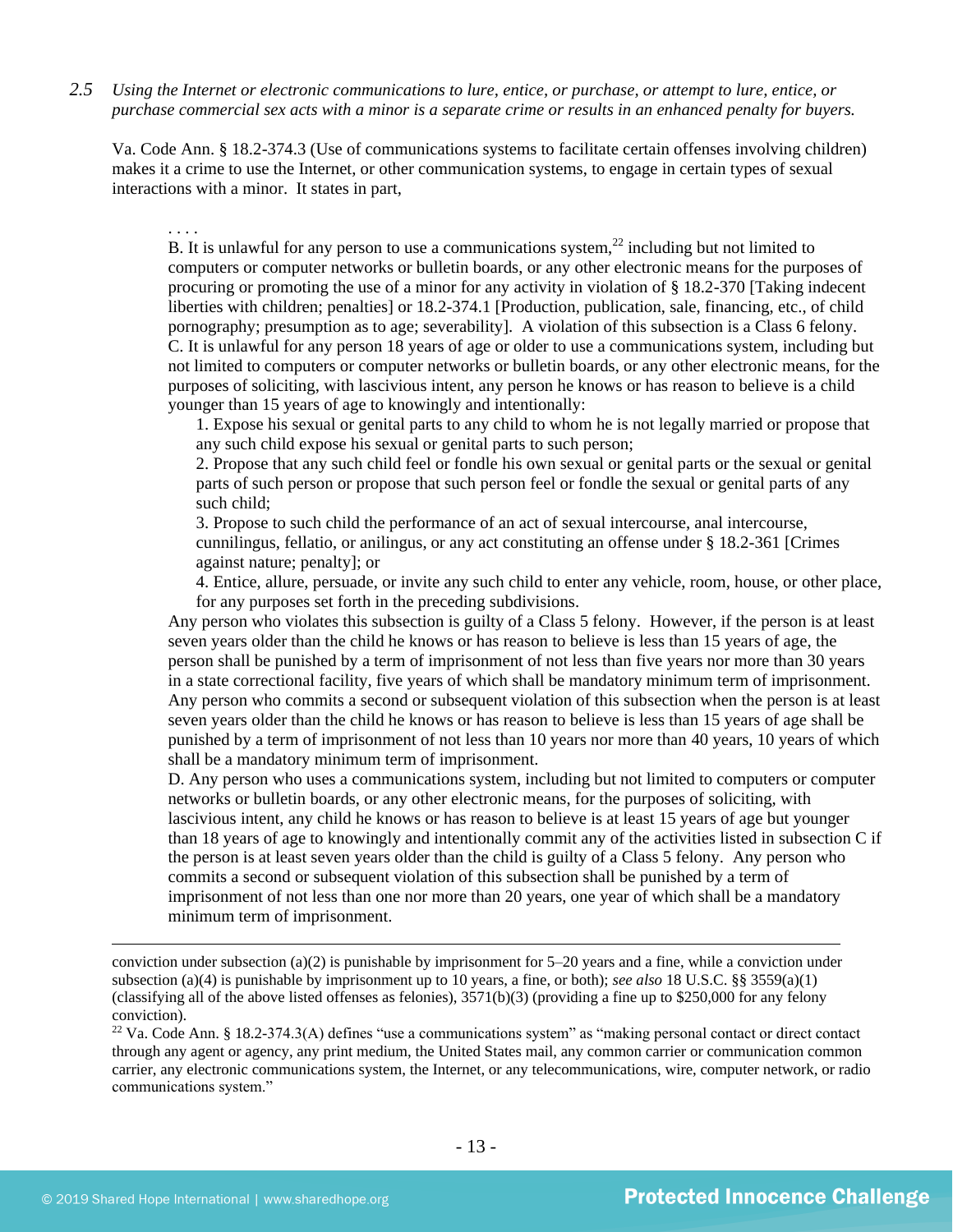*2.5 Using the Internet or electronic communications to lure, entice, or purchase, or attempt to lure, entice, or purchase commercial sex acts with a minor is a separate crime or results in an enhanced penalty for buyers.*

Va. Code Ann. § 18.2-374.3 (Use of communications systems to facilitate certain offenses involving children) makes it a crime to use the Internet, or other communication systems, to engage in certain types of sexual interactions with a minor. It states in part,

> . . . .
> B. It is unlawful for any person to use a communications system,[22] including but not limited to computers or computer networks or bulletin boards, or any other electronic means for the purposes of procuring or promoting the use of a minor for any activity in violation of § 18.2-370 [Taking indecent liberties with children; penalties] or 18.2-374.1 [Production, publication, sale, financing, etc., of child pornography; presumption as to age; severability]. A violation of this subsection is a Class 6 felony.
> C. It is unlawful for any person 18 years of age or older to use a communications system, including but not limited to computers or computer networks or bulletin boards, or any other electronic means, for the purposes of soliciting, with lascivious intent, any person he knows or has reason to believe is a child younger than 15 years of age to knowingly and intentionally:
>
> 1. Expose his sexual or genital parts to any child to whom he is not legally married or propose that any such child expose his sexual or genital parts to such person;
> 2. Propose that any such child feel or fondle his own sexual or genital parts or the sexual or genital parts of such person or propose that such person feel or fondle the sexual or genital parts of any such child;
> 3. Propose to such child the performance of an act of sexual intercourse, anal intercourse, cunnilingus, fellatio, or anilingus, or any act constituting an offense under § 18.2-361 [Crimes against nature; penalty]; or
> 4. Entice, allure, persuade, or invite any such child to enter any vehicle, room, house, or other place, for any purposes set forth in the preceding subdivisions.
>
> Any person who violates this subsection is guilty of a Class 5 felony. However, if the person is at least seven years older than the child he knows or has reason to believe is less than 15 years of age, the person shall be punished by a term of imprisonment of not less than five years nor more than 30 years in a state correctional facility, five years of which shall be mandatory minimum term of imprisonment. Any person who commits a second or subsequent violation of this subsection when the person is at least seven years older than the child he knows or has reason to believe is less than 15 years of age shall be punished by a term of imprisonment of not less than 10 years nor more than 40 years, 10 years of which shall be a mandatory minimum term of imprisonment.
> D. Any person who uses a communications system, including but not limited to computers or computer networks or bulletin boards, or any other electronic means, for the purposes of soliciting, with lascivious intent, any child he knows or has reason to believe is at least 15 years of age but younger than 18 years of age to knowingly and intentionally commit any of the activities listed in subsection C if the person is at least seven years older than the child is guilty of a Class 5 felony. Any person who commits a second or subsequent violation of this subsection shall be punished by a term of imprisonment of not less than one nor more than 20 years, one year of which shall be a mandatory minimum term of imprisonment.

---

conviction under subsection (a)(2) is punishable by imprisonment for 5–20 years and a fine, while a conviction under subsection (a)(4) is punishable by imprisonment up to 10 years, a fine, or both); *see also* 18 U.S.C. §§ 3559(a)(1) (classifying all of the above listed offenses as felonies), 3571(b)(3) (providing a fine up to $250,000 for any felony conviction).

[22] Va. Code Ann. § 18.2-374.3(A) defines "use a communications system" as "making personal contact or direct contact through any agent or agency, any print medium, the United States mail, any common carrier or communication common carrier, any electronic communications system, the Internet, or any telecommunications, wire, computer network, or radio communications system."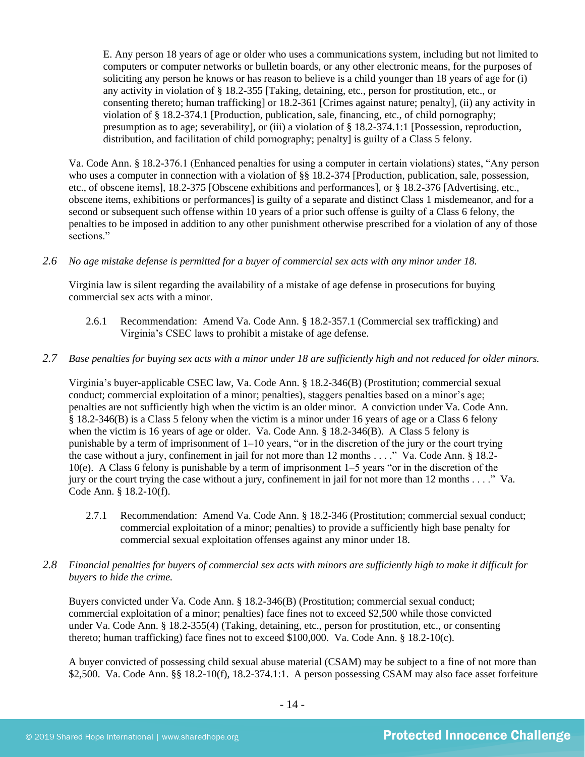> E. Any person 18 years of age or older who uses a communications system, including but not limited to computers or computer networks or bulletin boards, or any other electronic means, for the purposes of soliciting any person he knows or has reason to believe is a child younger than 18 years of age for (i) any activity in violation of § 18.2-355 [Taking, detaining, etc., person for prostitution, etc., or consenting thereto; human trafficking] or 18.2-361 [Crimes against nature; penalty], (ii) any activity in violation of § 18.2-374.1 [Production, publication, sale, financing, etc., of child pornography; presumption as to age; severability], or (iii) a violation of § 18.2-374.1:1 [Possession, reproduction, distribution, and facilitation of child pornography; penalty] is guilty of a Class 5 felony.

Va. Code Ann. § 18.2-376.1 (Enhanced penalties for using a computer in certain violations) states, "Any person who uses a computer in connection with a violation of §§ 18.2-374 [Production, publication, sale, possession, etc., of obscene items], 18.2-375 [Obscene exhibitions and performances], or § 18.2-376 [Advertising, etc., obscene items, exhibitions or performances] is guilty of a separate and distinct Class 1 misdemeanor, and for a second or subsequent such offense within 10 years of a prior such offense is guilty of a Class 6 felony, the penalties to be imposed in addition to any other punishment otherwise prescribed for a violation of any of those sections."

*2.6 No age mistake defense is permitted for a buyer of commercial sex acts with any minor under 18.*

Virginia law is silent regarding the availability of a mistake of age defense in prosecutions for buying commercial sex acts with a minor.

2.6.1 Recommendation: Amend Va. Code Ann. § 18.2-357.1 (Commercial sex trafficking) and Virginia's CSEC laws to prohibit a mistake of age defense.

*2.7 Base penalties for buying sex acts with a minor under 18 are sufficiently high and not reduced for older minors.*

Virginia's buyer-applicable CSEC law, Va. Code Ann. § 18.2-346(B) (Prostitution; commercial sexual conduct; commercial exploitation of a minor; penalties), staggers penalties based on a minor's age; penalties are not sufficiently high when the victim is an older minor. A conviction under Va. Code Ann. § 18.2-346(B) is a Class 5 felony when the victim is a minor under 16 years of age or a Class 6 felony when the victim is 16 years of age or older. Va. Code Ann. § 18.2-346(B). A Class 5 felony is punishable by a term of imprisonment of 1–10 years, "or in the discretion of the jury or the court trying the case without a jury, confinement in jail for not more than 12 months . . . ." Va. Code Ann. § 18.2-10(e). A Class 6 felony is punishable by a term of imprisonment 1–5 years "or in the discretion of the jury or the court trying the case without a jury, confinement in jail for not more than 12 months . . . ." Va. Code Ann. § 18.2-10(f).

2.7.1 Recommendation: Amend Va. Code Ann. § 18.2-346 (Prostitution; commercial sexual conduct; commercial exploitation of a minor; penalties) to provide a sufficiently high base penalty for commercial sexual exploitation offenses against any minor under 18.

*2.8 Financial penalties for buyers of commercial sex acts with minors are sufficiently high to make it difficult for buyers to hide the crime.*

Buyers convicted under Va. Code Ann. § 18.2-346(B) (Prostitution; commercial sexual conduct; commercial exploitation of a minor; penalties) face fines not to exceed $2,500 while those convicted under Va. Code Ann. § 18.2-355(4) (Taking, detaining, etc., person for prostitution, etc., or consenting thereto; human trafficking) face fines not to exceed $100,000. Va. Code Ann. § 18.2-10(c).

A buyer convicted of possessing child sexual abuse material (CSAM) may be subject to a fine of not more than $2,500. Va. Code Ann. §§ 18.2-10(f), 18.2-374.1:1. A person possessing CSAM may also face asset forfeiture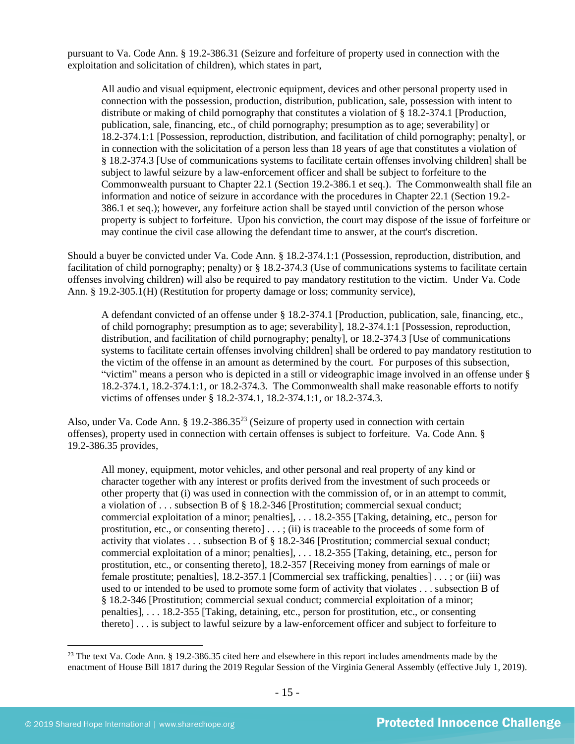pursuant to Va. Code Ann. § 19.2-386.31 (Seizure and forfeiture of property used in connection with the exploitation and solicitation of children), which states in part,

> All audio and visual equipment, electronic equipment, devices and other personal property used in connection with the possession, production, distribution, publication, sale, possession with intent to distribute or making of child pornography that constitutes a violation of § 18.2-374.1 [Production, publication, sale, financing, etc., of child pornography; presumption as to age; severability] or 18.2-374.1:1 [Possession, reproduction, distribution, and facilitation of child pornography; penalty], or in connection with the solicitation of a person less than 18 years of age that constitutes a violation of § 18.2-374.3 [Use of communications systems to facilitate certain offenses involving children] shall be subject to lawful seizure by a law-enforcement officer and shall be subject to forfeiture to the Commonwealth pursuant to Chapter 22.1 (Section 19.2-386.1 et seq.). The Commonwealth shall file an information and notice of seizure in accordance with the procedures in Chapter 22.1 (Section 19.2-386.1 et seq.); however, any forfeiture action shall be stayed until conviction of the person whose property is subject to forfeiture. Upon his conviction, the court may dispose of the issue of forfeiture or may continue the civil case allowing the defendant time to answer, at the court's discretion.

Should a buyer be convicted under Va. Code Ann. § 18.2-374.1:1 (Possession, reproduction, distribution, and facilitation of child pornography; penalty) or § 18.2-374.3 (Use of communications systems to facilitate certain offenses involving children) will also be required to pay mandatory restitution to the victim. Under Va. Code Ann. § 19.2-305.1(H) (Restitution for property damage or loss; community service),

> A defendant convicted of an offense under § 18.2-374.1 [Production, publication, sale, financing, etc., of child pornography; presumption as to age; severability], 18.2-374.1:1 [Possession, reproduction, distribution, and facilitation of child pornography; penalty], or 18.2-374.3 [Use of communications systems to facilitate certain offenses involving children] shall be ordered to pay mandatory restitution to the victim of the offense in an amount as determined by the court. For purposes of this subsection, "victim" means a person who is depicted in a still or videographic image involved in an offense under § 18.2-374.1, 18.2-374.1:1, or 18.2-374.3. The Commonwealth shall make reasonable efforts to notify victims of offenses under § 18.2-374.1, 18.2-374.1:1, or 18.2-374.3.

Also, under Va. Code Ann. § 19.2-386.35[23] (Seizure of property used in connection with certain offenses), property used in connection with certain offenses is subject to forfeiture. Va. Code Ann. § 19.2-386.35 provides,

> All money, equipment, motor vehicles, and other personal and real property of any kind or character together with any interest or profits derived from the investment of such proceeds or other property that (i) was used in connection with the commission of, or in an attempt to commit, a violation of . . . subsection B of § 18.2-346 [Prostitution; commercial sexual conduct; commercial exploitation of a minor; penalties], . . . 18.2-355 [Taking, detaining, etc., person for prostitution, etc., or consenting thereto] . . . ; (ii) is traceable to the proceeds of some form of activity that violates . . . subsection B of § 18.2-346 [Prostitution; commercial sexual conduct; commercial exploitation of a minor; penalties], . . . 18.2-355 [Taking, detaining, etc., person for prostitution, etc., or consenting thereto], 18.2-357 [Receiving money from earnings of male or female prostitute; penalties], 18.2-357.1 [Commercial sex trafficking, penalties] . . . ; or (iii) was used to or intended to be used to promote some form of activity that violates . . . subsection B of § 18.2-346 [Prostitution; commercial sexual conduct; commercial exploitation of a minor; penalties], . . . 18.2-355 [Taking, detaining, etc., person for prostitution, etc., or consenting thereto] . . . is subject to lawful seizure by a law-enforcement officer and subject to forfeiture to

[23] The text Va. Code Ann. § 19.2-386.35 cited here and elsewhere in this report includes amendments made by the enactment of House Bill 1817 during the 2019 Regular Session of the Virginia General Assembly (effective July 1, 2019).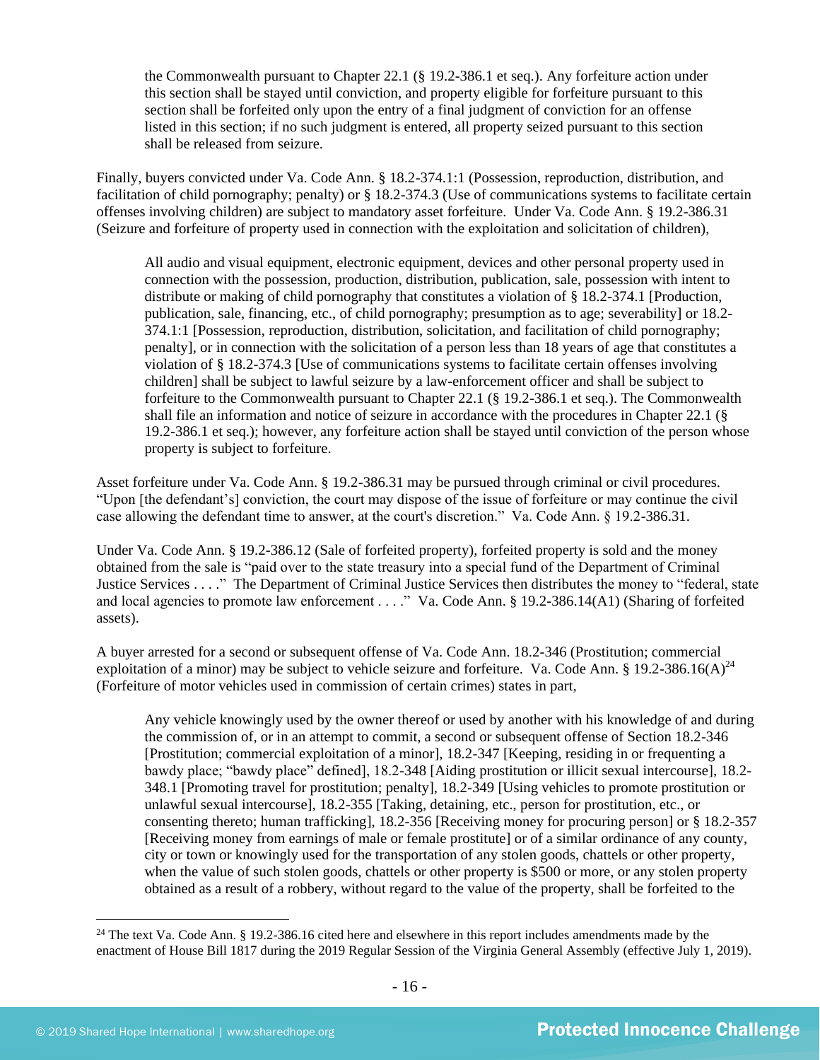> the Commonwealth pursuant to Chapter 22.1 (§ 19.2-386.1 et seq.). Any forfeiture action under this section shall be stayed until conviction, and property eligible for forfeiture pursuant to this section shall be forfeited only upon the entry of a final judgment of conviction for an offense listed in this section; if no such judgment is entered, all property seized pursuant to this section shall be released from seizure.

Finally, buyers convicted under Va. Code Ann. § 18.2-374.1:1 (Possession, reproduction, distribution, and facilitation of child pornography; penalty) or § 18.2-374.3 (Use of communications systems to facilitate certain offenses involving children) are subject to mandatory asset forfeiture. Under Va. Code Ann. § 19.2-386.31 (Seizure and forfeiture of property used in connection with the exploitation and solicitation of children),

> All audio and visual equipment, electronic equipment, devices and other personal property used in connection with the possession, production, distribution, publication, sale, possession with intent to distribute or making of child pornography that constitutes a violation of § 18.2-374.1 [Production, publication, sale, financing, etc., of child pornography; presumption as to age; severability] or 18.2-374.1:1 [Possession, reproduction, distribution, solicitation, and facilitation of child pornography; penalty], or in connection with the solicitation of a person less than 18 years of age that constitutes a violation of § 18.2-374.3 [Use of communications systems to facilitate certain offenses involving children] shall be subject to lawful seizure by a law-enforcement officer and shall be subject to forfeiture to the Commonwealth pursuant to Chapter 22.1 (§ 19.2-386.1 et seq.). The Commonwealth shall file an information and notice of seizure in accordance with the procedures in Chapter 22.1 (§ 19.2-386.1 et seq.); however, any forfeiture action shall be stayed until conviction of the person whose property is subject to forfeiture.

Asset forfeiture under Va. Code Ann. § 19.2-386.31 may be pursued through criminal or civil procedures. "Upon [the defendant's] conviction, the court may dispose of the issue of forfeiture or may continue the civil case allowing the defendant time to answer, at the court's discretion." Va. Code Ann. § 19.2-386.31.

Under Va. Code Ann. § 19.2-386.12 (Sale of forfeited property), forfeited property is sold and the money obtained from the sale is "paid over to the state treasury into a special fund of the Department of Criminal Justice Services . . . ." The Department of Criminal Justice Services then distributes the money to "federal, state and local agencies to promote law enforcement . . . ." Va. Code Ann. § 19.2-386.14(A1) (Sharing of forfeited assets).

A buyer arrested for a second or subsequent offense of Va. Code Ann. 18.2-346 (Prostitution; commercial exploitation of a minor) may be subject to vehicle seizure and forfeiture. Va. Code Ann. § 19.2-386.16(A)[24] (Forfeiture of motor vehicles used in commission of certain crimes) states in part,

> Any vehicle knowingly used by the owner thereof or used by another with his knowledge of and during the commission of, or in an attempt to commit, a second or subsequent offense of Section 18.2-346 [Prostitution; commercial exploitation of a minor], 18.2-347 [Keeping, residing in or frequenting a bawdy place; "bawdy place" defined], 18.2-348 [Aiding prostitution or illicit sexual intercourse], 18.2-348.1 [Promoting travel for prostitution; penalty], 18.2-349 [Using vehicles to promote prostitution or unlawful sexual intercourse], 18.2-355 [Taking, detaining, etc., person for prostitution, etc., or consenting thereto; human trafficking], 18.2-356 [Receiving money for procuring person] or § 18.2-357 [Receiving money from earnings of male or female prostitute] or of a similar ordinance of any county, city or town or knowingly used for the transportation of any stolen goods, chattels or other property, when the value of such stolen goods, chattels or other property is $500 or more, or any stolen property obtained as a result of a robbery, without regard to the value of the property, shall be forfeited to the

[24] The text Va. Code Ann. § 19.2-386.16 cited here and elsewhere in this report includes amendments made by the enactment of House Bill 1817 during the 2019 Regular Session of the Virginia General Assembly (effective July 1, 2019).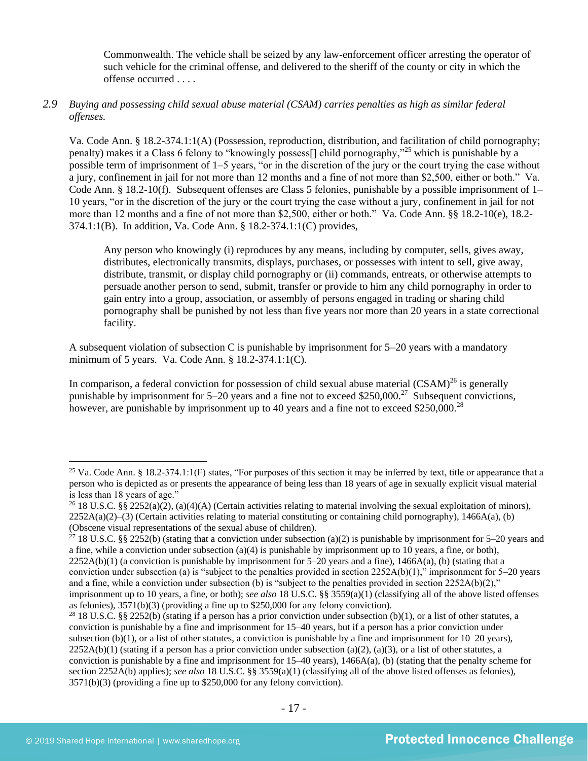> Commonwealth. The vehicle shall be seized by any law-enforcement officer arresting the operator of such vehicle for the criminal offense, and delivered to the sheriff of the county or city in which the offense occurred . . . .

*2.9 Buying and possessing child sexual abuse material (CSAM) carries penalties as high as similar federal offenses.*

Va. Code Ann. § 18.2-374.1:1(A) (Possession, reproduction, distribution, and facilitation of child pornography; penalty) makes it a Class 6 felony to "knowingly possess[] child pornography,"[25] which is punishable by a possible term of imprisonment of 1–5 years, "or in the discretion of the jury or the court trying the case without a jury, confinement in jail for not more than 12 months and a fine of not more than $2,500, either or both." Va. Code Ann. § 18.2-10(f). Subsequent offenses are Class 5 felonies, punishable by a possible imprisonment of 1–10 years, "or in the discretion of the jury or the court trying the case without a jury, confinement in jail for not more than 12 months and a fine of not more than $2,500, either or both." Va. Code Ann. §§ 18.2-10(e), 18.2-374.1:1(B). In addition, Va. Code Ann. § 18.2-374.1:1(C) provides,

> Any person who knowingly (i) reproduces by any means, including by computer, sells, gives away, distributes, electronically transmits, displays, purchases, or possesses with intent to sell, give away, distribute, transmit, or display child pornography or (ii) commands, entreats, or otherwise attempts to persuade another person to send, submit, transfer or provide to him any child pornography in order to gain entry into a group, association, or assembly of persons engaged in trading or sharing child pornography shall be punished by not less than five years nor more than 20 years in a state correctional facility.

A subsequent violation of subsection C is punishable by imprisonment for 5–20 years with a mandatory minimum of 5 years. Va. Code Ann. § 18.2-374.1:1(C).

In comparison, a federal conviction for possession of child sexual abuse material (CSAM)[26] is generally punishable by imprisonment for 5–20 years and a fine not to exceed $250,000.[27] Subsequent convictions, however, are punishable by imprisonment up to 40 years and a fine not to exceed $250,000.[28]

---

[25] Va. Code Ann. § 18.2-374.1:1(F) states, "For purposes of this section it may be inferred by text, title or appearance that a person who is depicted as or presents the appearance of being less than 18 years of age in sexually explicit visual material is less than 18 years of age."

[26] 18 U.S.C. §§ 2252(a)(2), (a)(4)(A) (Certain activities relating to material involving the sexual exploitation of minors), 2252A(a)(2)–(3) (Certain activities relating to material constituting or containing child pornography), 1466A(a), (b) (Obscene visual representations of the sexual abuse of children).

[27] 18 U.S.C. §§ 2252(b) (stating that a conviction under subsection (a)(2) is punishable by imprisonment for 5–20 years and a fine, while a conviction under subsection (a)(4) is punishable by imprisonment up to 10 years, a fine, or both), 2252A(b)(1) (a conviction is punishable by imprisonment for 5–20 years and a fine), 1466A(a), (b) (stating that a conviction under subsection (a) is "subject to the penalties provided in section 2252A(b)(1)," imprisonment for 5–20 years and a fine, while a conviction under subsection (b) is "subject to the penalties provided in section 2252A(b)(2)," imprisonment up to 10 years, a fine, or both); *see also* 18 U.S.C. §§ 3559(a)(1) (classifying all of the above listed offenses as felonies), 3571(b)(3) (providing a fine up to $250,000 for any felony conviction).

[28] 18 U.S.C. §§ 2252(b) (stating if a person has a prior conviction under subsection (b)(1), or a list of other statutes, a conviction is punishable by a fine and imprisonment for 15–40 years, but if a person has a prior conviction under subsection (b)(1), or a list of other statutes, a conviction is punishable by a fine and imprisonment for 10–20 years), 2252A(b)(1) (stating if a person has a prior conviction under subsection (a)(2), (a)(3), or a list of other statutes, a conviction is punishable by a fine and imprisonment for 15–40 years), 1466A(a), (b) (stating that the penalty scheme for section 2252A(b) applies); *see also* 18 U.S.C. §§ 3559(a)(1) (classifying all of the above listed offenses as felonies), 3571(b)(3) (providing a fine up to $250,000 for any felony conviction).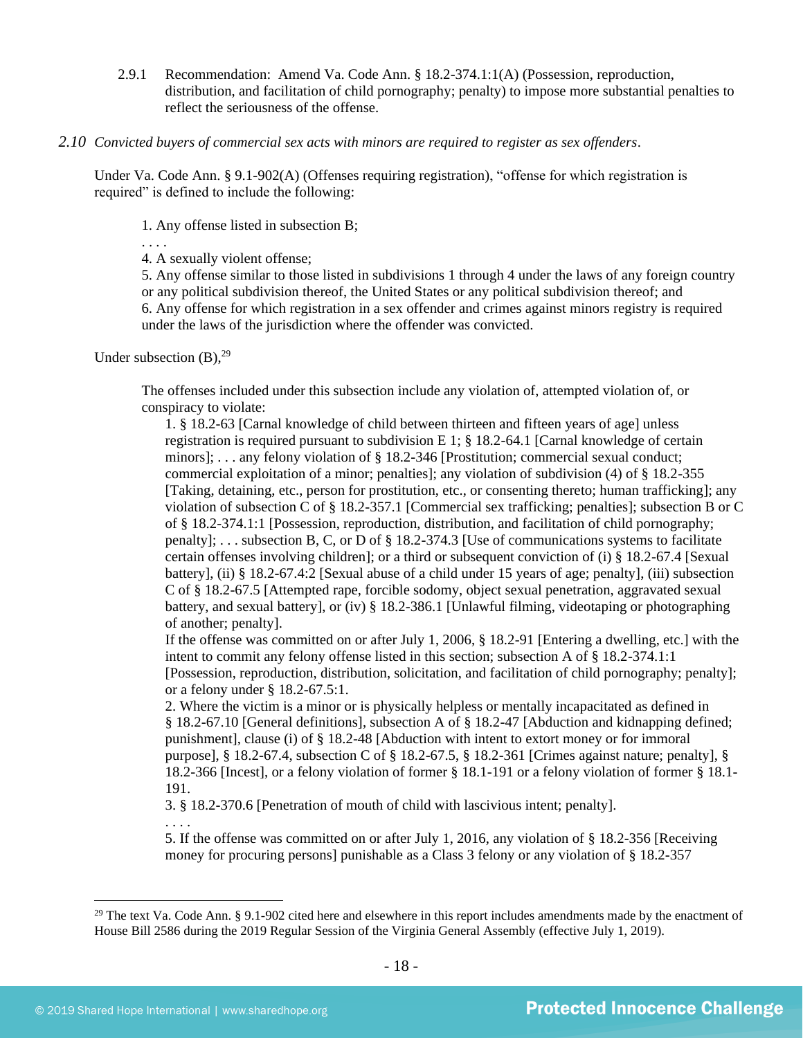2.9.1 Recommendation: Amend Va. Code Ann. § 18.2-374.1:1(A) (Possession, reproduction, distribution, and facilitation of child pornography; penalty) to impose more substantial penalties to reflect the seriousness of the offense.

*2.10 Convicted buyers of commercial sex acts with minors are required to register as sex offenders.*

Under Va. Code Ann. § 9.1-902(A) (Offenses requiring registration), "offense for which registration is required" is defined to include the following:

> 1. Any offense listed in subsection B;
> . . . .
> 4. A sexually violent offense;
> 5. Any offense similar to those listed in subdivisions 1 through 4 under the laws of any foreign country or any political subdivision thereof, the United States or any political subdivision thereof; and
> 6. Any offense for which registration in a sex offender and crimes against minors registry is required under the laws of the jurisdiction where the offender was convicted.

Under subsection (B),[29]

> The offenses included under this subsection include any violation of, attempted violation of, or conspiracy to violate:
> 1. § 18.2-63 [Carnal knowledge of child between thirteen and fifteen years of age] unless registration is required pursuant to subdivision E 1; § 18.2-64.1 [Carnal knowledge of certain minors]; . . . any felony violation of § 18.2-346 [Prostitution; commercial sexual conduct; commercial exploitation of a minor; penalties]; any violation of subdivision (4) of § 18.2-355 [Taking, detaining, etc., person for prostitution, etc., or consenting thereto; human trafficking]; any violation of subsection C of § 18.2-357.1 [Commercial sex trafficking; penalties]; subsection B or C of § 18.2-374.1:1 [Possession, reproduction, distribution, and facilitation of child pornography; penalty]; . . . subsection B, C, or D of § 18.2-374.3 [Use of communications systems to facilitate certain offenses involving children]; or a third or subsequent conviction of (i) § 18.2-67.4 [Sexual battery], (ii) § 18.2-67.4:2 [Sexual abuse of a child under 15 years of age; penalty], (iii) subsection C of § 18.2-67.5 [Attempted rape, forcible sodomy, object sexual penetration, aggravated sexual battery, and sexual battery], or (iv) § 18.2-386.1 [Unlawful filming, videotaping or photographing of another; penalty].
> If the offense was committed on or after July 1, 2006, § 18.2-91 [Entering a dwelling, etc.] with the intent to commit any felony offense listed in this section; subsection A of § 18.2-374.1:1 [Possession, reproduction, distribution, solicitation, and facilitation of child pornography; penalty]; or a felony under § 18.2-67.5:1.
> 2. Where the victim is a minor or is physically helpless or mentally incapacitated as defined in § 18.2-67.10 [General definitions], subsection A of § 18.2-47 [Abduction and kidnapping defined; punishment], clause (i) of § 18.2-48 [Abduction with intent to extort money or for immoral purpose], § 18.2-67.4, subsection C of § 18.2-67.5, § 18.2-361 [Crimes against nature; penalty], § 18.2-366 [Incest], or a felony violation of former § 18.1-191 or a felony violation of former § 18.1-191.
> 3. § 18.2-370.6 [Penetration of mouth of child with lascivious intent; penalty].
> . . . .
> 5. If the offense was committed on or after July 1, 2016, any violation of § 18.2-356 [Receiving money for procuring persons] punishable as a Class 3 felony or any violation of § 18.2-357

[29] The text Va. Code Ann. § 9.1-902 cited here and elsewhere in this report includes amendments made by the enactment of House Bill 2586 during the 2019 Regular Session of the Virginia General Assembly (effective July 1, 2019).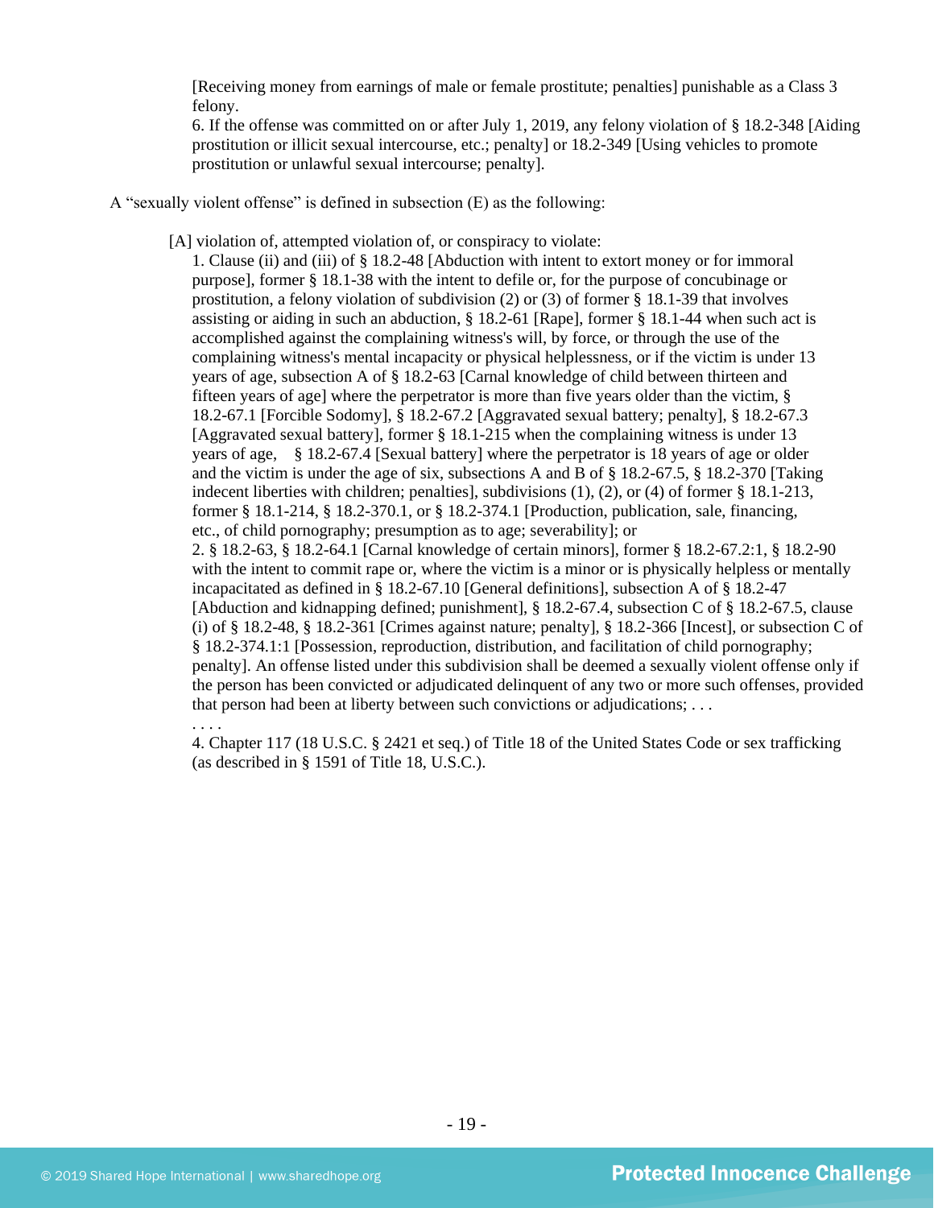[Receiving money from earnings of male or female prostitute; penalties] punishable as a Class 3 felony.
6. If the offense was committed on or after July 1, 2019, any felony violation of § 18.2-348 [Aiding prostitution or illicit sexual intercourse, etc.; penalty] or 18.2-349 [Using vehicles to promote prostitution or unlawful sexual intercourse; penalty].

A "sexually violent offense" is defined in subsection (E) as the following:

> [A] violation of, attempted violation of, or conspiracy to violate:
> 1. Clause (ii) and (iii) of § 18.2-48 [Abduction with intent to extort money or for immoral purpose], former § 18.1-38 with the intent to defile or, for the purpose of concubinage or prostitution, a felony violation of subdivision (2) or (3) of former § 18.1-39 that involves assisting or aiding in such an abduction, § 18.2-61 [Rape], former § 18.1-44 when such act is accomplished against the complaining witness's will, by force, or through the use of the complaining witness's mental incapacity or physical helplessness, or if the victim is under 13 years of age, subsection A of § 18.2-63 [Carnal knowledge of child between thirteen and fifteen years of age] where the perpetrator is more than five years older than the victim, § 18.2-67.1 [Forcible Sodomy], § 18.2-67.2 [Aggravated sexual battery; penalty], § 18.2-67.3 [Aggravated sexual battery], former § 18.1-215 when the complaining witness is under 13 years of age, § 18.2-67.4 [Sexual battery] where the perpetrator is 18 years of age or older and the victim is under the age of six, subsections A and B of § 18.2-67.5, § 18.2-370 [Taking indecent liberties with children; penalties], subdivisions (1), (2), or (4) of former § 18.1-213, former § 18.1-214, § 18.2-370.1, or § 18.2-374.1 [Production, publication, sale, financing, etc., of child pornography; presumption as to age; severability]; or
> 2. § 18.2-63, § 18.2-64.1 [Carnal knowledge of certain minors], former § 18.2-67.2:1, § 18.2-90 with the intent to commit rape or, where the victim is a minor or is physically helpless or mentally incapacitated as defined in § 18.2-67.10 [General definitions], subsection A of § 18.2-47 [Abduction and kidnapping defined; punishment], § 18.2-67.4, subsection C of § 18.2-67.5, clause (i) of § 18.2-48, § 18.2-361 [Crimes against nature; penalty], § 18.2-366 [Incest], or subsection C of § 18.2-374.1:1 [Possession, reproduction, distribution, and facilitation of child pornography; penalty]. An offense listed under this subdivision shall be deemed a sexually violent offense only if the person has been convicted or adjudicated delinquent of any two or more such offenses, provided that person had been at liberty between such convictions or adjudications; . . .
> . . . .
> 4. Chapter 117 (18 U.S.C. § 2421 et seq.) of Title 18 of the United States Code or sex trafficking (as described in § 1591 of Title 18, U.S.C.).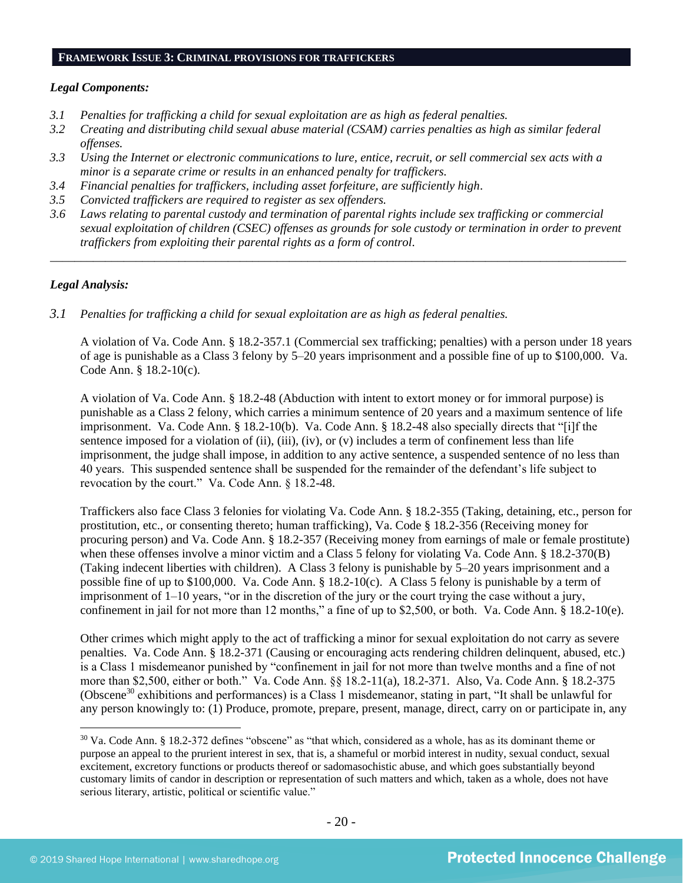## FRAMEWORK ISSUE 3: CRIMINAL PROVISIONS FOR TRAFFICKERS

***Legal Components:***

*3.1 Penalties for trafficking a child for sexual exploitation are as high as federal penalties.*

*3.2 Creating and distributing child sexual abuse material (CSAM) carries penalties as high as similar federal offenses.*

*3.3 Using the Internet or electronic communications to lure, entice, recruit, or sell commercial sex acts with a minor is a separate crime or results in an enhanced penalty for traffickers.*

*3.4 Financial penalties for traffickers, including asset forfeiture, are sufficiently high.*

*3.5 Convicted traffickers are required to register as sex offenders.*

*3.6 Laws relating to parental custody and termination of parental rights include sex trafficking or commercial sexual exploitation of children (CSEC) offenses as grounds for sole custody or termination in order to prevent traffickers from exploiting their parental rights as a form of control.*

---

***Legal Analysis:***

*3.1 Penalties for trafficking a child for sexual exploitation are as high as federal penalties.*

A violation of Va. Code Ann. § 18.2-357.1 (Commercial sex trafficking; penalties) with a person under 18 years of age is punishable as a Class 3 felony by 5–20 years imprisonment and a possible fine of up to $100,000. Va. Code Ann. § 18.2-10(c).

A violation of Va. Code Ann. § 18.2-48 (Abduction with intent to extort money or for immoral purpose) is punishable as a Class 2 felony, which carries a minimum sentence of 20 years and a maximum sentence of life imprisonment. Va. Code Ann. § 18.2-10(b). Va. Code Ann. § 18.2-48 also specially directs that "[i]f the sentence imposed for a violation of (ii), (iii), (iv), or (v) includes a term of confinement less than life imprisonment, the judge shall impose, in addition to any active sentence, a suspended sentence of no less than 40 years. This suspended sentence shall be suspended for the remainder of the defendant's life subject to revocation by the court." Va. Code Ann. § 18.2-48.

Traffickers also face Class 3 felonies for violating Va. Code Ann. § 18.2-355 (Taking, detaining, etc., person for prostitution, etc., or consenting thereto; human trafficking), Va. Code § 18.2-356 (Receiving money for procuring person) and Va. Code Ann. § 18.2-357 (Receiving money from earnings of male or female prostitute) when these offenses involve a minor victim and a Class 5 felony for violating Va. Code Ann. § 18.2-370(B) (Taking indecent liberties with children). A Class 3 felony is punishable by 5–20 years imprisonment and a possible fine of up to $100,000. Va. Code Ann. § 18.2-10(c). A Class 5 felony is punishable by a term of imprisonment of 1–10 years, "or in the discretion of the jury or the court trying the case without a jury, confinement in jail for not more than 12 months," a fine of up to $2,500, or both. Va. Code Ann. § 18.2-10(e).

Other crimes which might apply to the act of trafficking a minor for sexual exploitation do not carry as severe penalties. Va. Code Ann. § 18.2-371 (Causing or encouraging acts rendering children delinquent, abused, etc.) is a Class 1 misdemeanor punished by "confinement in jail for not more than twelve months and a fine of not more than $2,500, either or both." Va. Code Ann. §§ 18.2-11(a), 18.2-371. Also, Va. Code Ann. § 18.2-375 (Obscene[30] exhibitions and performances) is a Class 1 misdemeanor, stating in part, "It shall be unlawful for any person knowingly to: (1) Produce, promote, prepare, present, manage, direct, carry on or participate in, any

[30] Va. Code Ann. § 18.2-372 defines "obscene" as "that which, considered as a whole, has as its dominant theme or purpose an appeal to the prurient interest in sex, that is, a shameful or morbid interest in nudity, sexual conduct, sexual excitement, excretory functions or products thereof or sadomasochistic abuse, and which goes substantially beyond customary limits of candor in description or representation of such matters and which, taken as a whole, does not have serious literary, artistic, political or scientific value."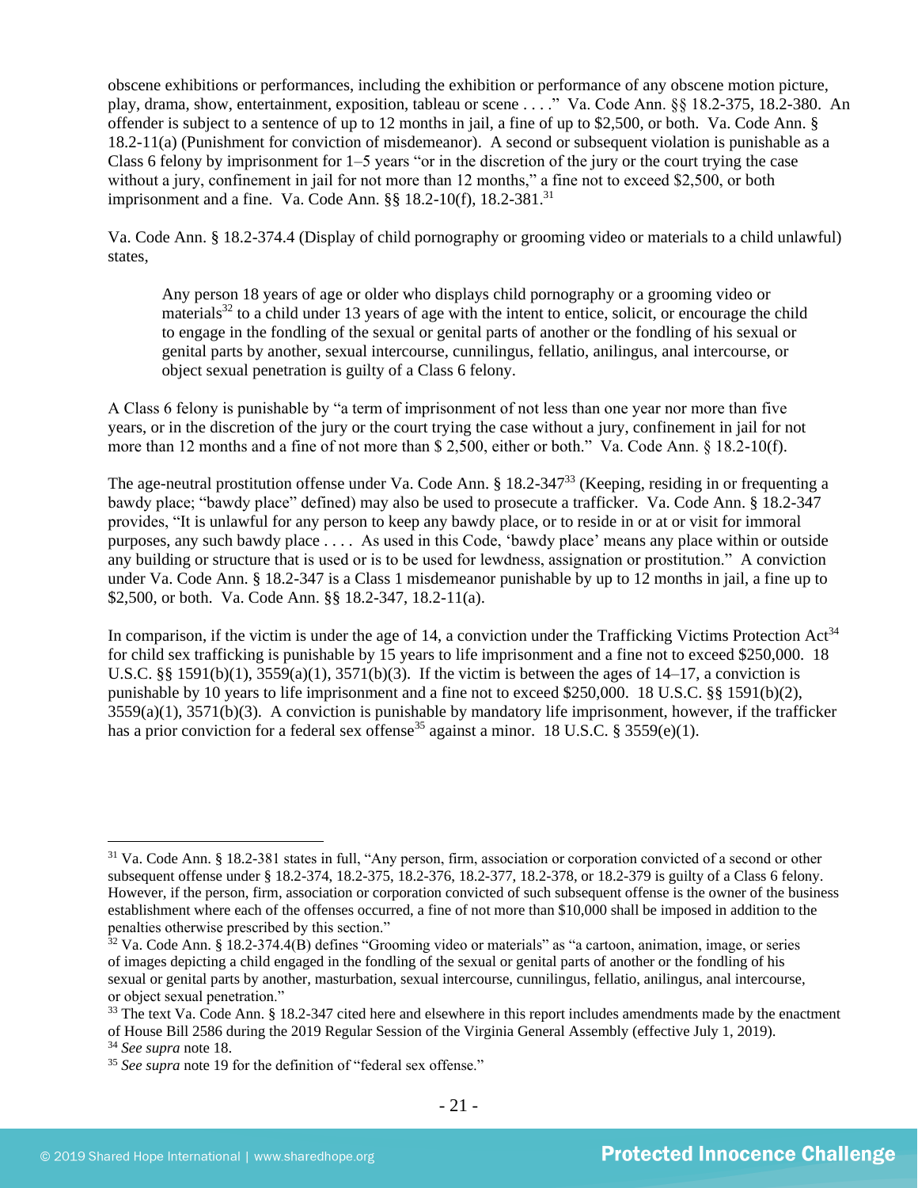obscene exhibitions or performances, including the exhibition or performance of any obscene motion picture, play, drama, show, entertainment, exposition, tableau or scene . . . ." Va. Code Ann. §§ 18.2-375, 18.2-380. An offender is subject to a sentence of up to 12 months in jail, a fine of up to $2,500, or both. Va. Code Ann. § 18.2-11(a) (Punishment for conviction of misdemeanor). A second or subsequent violation is punishable as a Class 6 felony by imprisonment for 1–5 years "or in the discretion of the jury or the court trying the case without a jury, confinement in jail for not more than 12 months," a fine not to exceed $2,500, or both imprisonment and a fine. Va. Code Ann. §§ 18.2-10(f), 18.2-381.[31]

Va. Code Ann. § 18.2-374.4 (Display of child pornography or grooming video or materials to a child unlawful) states,

> Any person 18 years of age or older who displays child pornography or a grooming video or materials[32] to a child under 13 years of age with the intent to entice, solicit, or encourage the child to engage in the fondling of the sexual or genital parts of another or the fondling of his sexual or genital parts by another, sexual intercourse, cunnilingus, fellatio, anilingus, anal intercourse, or object sexual penetration is guilty of a Class 6 felony.

A Class 6 felony is punishable by "a term of imprisonment of not less than one year nor more than five years, or in the discretion of the jury or the court trying the case without a jury, confinement in jail for not more than 12 months and a fine of not more than $ 2,500, either or both." Va. Code Ann. § 18.2-10(f).

The age-neutral prostitution offense under Va. Code Ann. § 18.2-347[33] (Keeping, residing in or frequenting a bawdy place; "bawdy place" defined) may also be used to prosecute a trafficker. Va. Code Ann. § 18.2-347 provides, "It is unlawful for any person to keep any bawdy place, or to reside in or at or visit for immoral purposes, any such bawdy place . . . . As used in this Code, 'bawdy place' means any place within or outside any building or structure that is used or is to be used for lewdness, assignation or prostitution." A conviction under Va. Code Ann. § 18.2-347 is a Class 1 misdemeanor punishable by up to 12 months in jail, a fine up to $2,500, or both. Va. Code Ann. §§ 18.2-347, 18.2-11(a).

In comparison, if the victim is under the age of 14, a conviction under the Trafficking Victims Protection Act[34] for child sex trafficking is punishable by 15 years to life imprisonment and a fine not to exceed $250,000. 18 U.S.C. §§ 1591(b)(1), 3559(a)(1), 3571(b)(3). If the victim is between the ages of 14–17, a conviction is punishable by 10 years to life imprisonment and a fine not to exceed $250,000. 18 U.S.C. §§ 1591(b)(2), 3559(a)(1), 3571(b)(3). A conviction is punishable by mandatory life imprisonment, however, if the trafficker has a prior conviction for a federal sex offense[35] against a minor. 18 U.S.C. § 3559(e)(1).

---

[31] Va. Code Ann. § 18.2-381 states in full, "Any person, firm, association or corporation convicted of a second or other subsequent offense under § 18.2-374, 18.2-375, 18.2-376, 18.2-377, 18.2-378, or 18.2-379 is guilty of a Class 6 felony. However, if the person, firm, association or corporation convicted of such subsequent offense is the owner of the business establishment where each of the offenses occurred, a fine of not more than $10,000 shall be imposed in addition to the penalties otherwise prescribed by this section."

[32] Va. Code Ann. § 18.2-374.4(B) defines "Grooming video or materials" as "a cartoon, animation, image, or series of images depicting a child engaged in the fondling of the sexual or genital parts of another or the fondling of his sexual or genital parts by another, masturbation, sexual intercourse, cunnilingus, fellatio, anilingus, anal intercourse, or object sexual penetration."

[33] The text Va. Code Ann. § 18.2-347 cited here and elsewhere in this report includes amendments made by the enactment of House Bill 2586 during the 2019 Regular Session of the Virginia General Assembly (effective July 1, 2019).

[34] *See supra* note 18.

[35] *See supra* note 19 for the definition of "federal sex offense."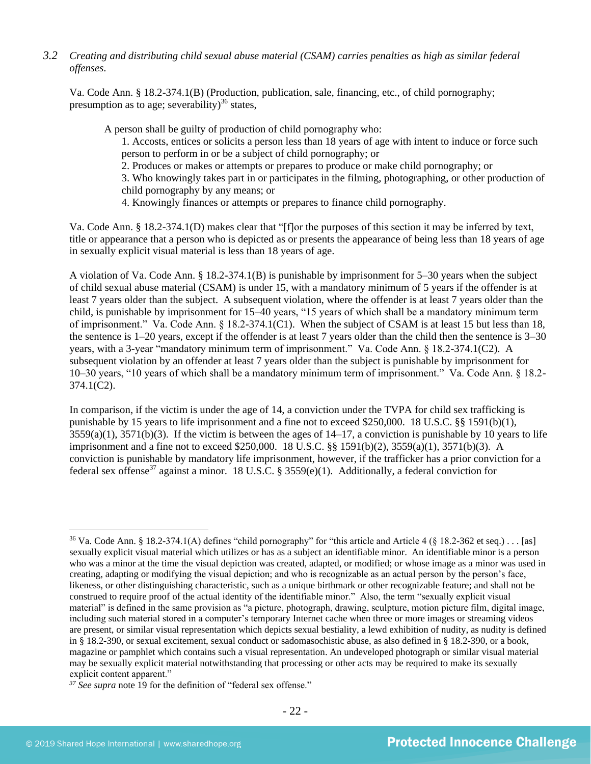*3.2 Creating and distributing child sexual abuse material (CSAM) carries penalties as high as similar federal offenses.*

Va. Code Ann. § 18.2-374.1(B) (Production, publication, sale, financing, etc., of child pornography; presumption as to age; severability)[36] states,

> A person shall be guilty of production of child pornography who:
> 1. Accosts, entices or solicits a person less than 18 years of age with intent to induce or force such person to perform in or be a subject of child pornography; or
> 2. Produces or makes or attempts or prepares to produce or make child pornography; or
> 3. Who knowingly takes part in or participates in the filming, photographing, or other production of child pornography by any means; or
> 4. Knowingly finances or attempts or prepares to finance child pornography.

Va. Code Ann. § 18.2-374.1(D) makes clear that "[f]or the purposes of this section it may be inferred by text, title or appearance that a person who is depicted as or presents the appearance of being less than 18 years of age in sexually explicit visual material is less than 18 years of age.

A violation of Va. Code Ann. § 18.2-374.1(B) is punishable by imprisonment for 5–30 years when the subject of child sexual abuse material (CSAM) is under 15, with a mandatory minimum of 5 years if the offender is at least 7 years older than the subject. A subsequent violation, where the offender is at least 7 years older than the child, is punishable by imprisonment for 15–40 years, "15 years of which shall be a mandatory minimum term of imprisonment." Va. Code Ann. § 18.2-374.1(C1). When the subject of CSAM is at least 15 but less than 18, the sentence is 1–20 years, except if the offender is at least 7 years older than the child then the sentence is 3–30 years, with a 3-year "mandatory minimum term of imprisonment." Va. Code Ann. § 18.2-374.1(C2). A subsequent violation by an offender at least 7 years older than the subject is punishable by imprisonment for 10–30 years, "10 years of which shall be a mandatory minimum term of imprisonment." Va. Code Ann. § 18.2-374.1(C2).

In comparison, if the victim is under the age of 14, a conviction under the TVPA for child sex trafficking is punishable by 15 years to life imprisonment and a fine not to exceed $250,000. 18 U.S.C. §§ 1591(b)(1), 3559(a)(1), 3571(b)(3). If the victim is between the ages of 14–17, a conviction is punishable by 10 years to life imprisonment and a fine not to exceed $250,000. 18 U.S.C. §§ 1591(b)(2), 3559(a)(1), 3571(b)(3). A conviction is punishable by mandatory life imprisonment, however, if the trafficker has a prior conviction for a federal sex offense[37] against a minor. 18 U.S.C. § 3559(e)(1). Additionally, a federal conviction for

---

[36] Va. Code Ann. § 18.2-374.1(A) defines "child pornography" for "this article and Article 4 (§ 18.2-362 et seq.) . . . [as] sexually explicit visual material which utilizes or has as a subject an identifiable minor. An identifiable minor is a person who was a minor at the time the visual depiction was created, adapted, or modified; or whose image as a minor was used in creating, adapting or modifying the visual depiction; and who is recognizable as an actual person by the person's face, likeness, or other distinguishing characteristic, such as a unique birthmark or other recognizable feature; and shall not be construed to require proof of the actual identity of the identifiable minor." Also, the term "sexually explicit visual material" is defined in the same provision as "a picture, photograph, drawing, sculpture, motion picture film, digital image, including such material stored in a computer's temporary Internet cache when three or more images or streaming videos are present, or similar visual representation which depicts sexual bestiality, a lewd exhibition of nudity, as nudity is defined in § 18.2-390, or sexual excitement, sexual conduct or sadomasochistic abuse, as also defined in § 18.2-390, or a book, magazine or pamphlet which contains such a visual representation. An undeveloped photograph or similar visual material may be sexually explicit material notwithstanding that processing or other acts may be required to make its sexually explicit content apparent."

[37] *See supra* note 19 for the definition of "federal sex offense."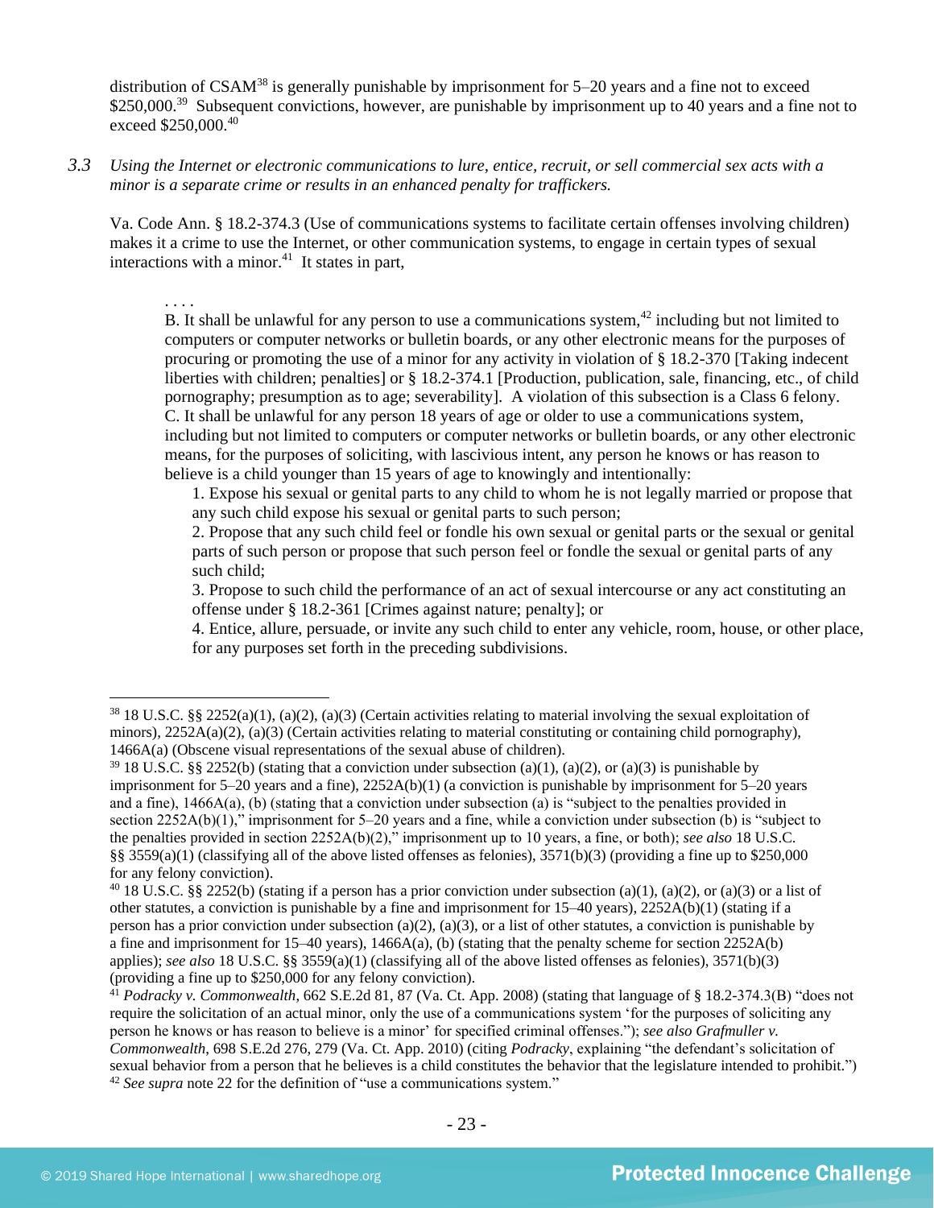distribution of CSAM[38] is generally punishable by imprisonment for 5–20 years and a fine not to exceed $250,000.[39] Subsequent convictions, however, are punishable by imprisonment up to 40 years and a fine not to exceed $250,000.[40]

*3.3 Using the Internet or electronic communications to lure, entice, recruit, or sell commercial sex acts with a minor is a separate crime or results in an enhanced penalty for traffickers.*

Va. Code Ann. § 18.2-374.3 (Use of communications systems to facilitate certain offenses involving children) makes it a crime to use the Internet, or other communication systems, to engage in certain types of sexual interactions with a minor.[41] It states in part,

> . . . .
> B. It shall be unlawful for any person to use a communications system,[42] including but not limited to computers or computer networks or bulletin boards, or any other electronic means for the purposes of procuring or promoting the use of a minor for any activity in violation of § 18.2-370 [Taking indecent liberties with children; penalties] or § 18.2-374.1 [Production, publication, sale, financing, etc., of child pornography; presumption as to age; severability]. A violation of this subsection is a Class 6 felony.
> C. It shall be unlawful for any person 18 years of age or older to use a communications system, including but not limited to computers or computer networks or bulletin boards, or any other electronic means, for the purposes of soliciting, with lascivious intent, any person he knows or has reason to believe is a child younger than 15 years of age to knowingly and intentionally:
>
> 1. Expose his sexual or genital parts to any child to whom he is not legally married or propose that any such child expose his sexual or genital parts to such person;
> 2. Propose that any such child feel or fondle his own sexual or genital parts or the sexual or genital parts of such person or propose that such person feel or fondle the sexual or genital parts of any such child;
> 3. Propose to such child the performance of an act of sexual intercourse or any act constituting an offense under § 18.2-361 [Crimes against nature; penalty]; or
> 4. Entice, allure, persuade, or invite any such child to enter any vehicle, room, house, or other place, for any purposes set forth in the preceding subdivisions.

---

[38] 18 U.S.C. §§ 2252(a)(1), (a)(2), (a)(3) (Certain activities relating to material involving the sexual exploitation of minors), 2252A(a)(2), (a)(3) (Certain activities relating to material constituting or containing child pornography), 1466A(a) (Obscene visual representations of the sexual abuse of children).

[39] 18 U.S.C. §§ 2252(b) (stating that a conviction under subsection (a)(1), (a)(2), or (a)(3) is punishable by imprisonment for 5–20 years and a fine), 2252A(b)(1) (a conviction is punishable by imprisonment for 5–20 years and a fine), 1466A(a), (b) (stating that a conviction under subsection (a) is "subject to the penalties provided in section 2252A(b)(1)," imprisonment for 5–20 years and a fine, while a conviction under subsection (b) is "subject to the penalties provided in section 2252A(b)(2)," imprisonment up to 10 years, a fine, or both); *see also* 18 U.S.C. §§ 3559(a)(1) (classifying all of the above listed offenses as felonies), 3571(b)(3) (providing a fine up to $250,000 for any felony conviction).

[40] 18 U.S.C. §§ 2252(b) (stating if a person has a prior conviction under subsection (a)(1), (a)(2), or (a)(3) or a list of other statutes, a conviction is punishable by a fine and imprisonment for 15–40 years), 2252A(b)(1) (stating if a person has a prior conviction under subsection (a)(2), (a)(3), or a list of other statutes, a conviction is punishable by a fine and imprisonment for 15–40 years), 1466A(a), (b) (stating that the penalty scheme for section 2252A(b) applies); *see also* 18 U.S.C. §§ 3559(a)(1) (classifying all of the above listed offenses as felonies), 3571(b)(3) (providing a fine up to $250,000 for any felony conviction).

[41] *Podracky v. Commonwealth*, 662 S.E.2d 81, 87 (Va. Ct. App. 2008) (stating that language of § 18.2-374.3(B) "does not require the solicitation of an actual minor, only the use of a communications system 'for the purposes of soliciting any person he knows or has reason to believe is a minor' for specified criminal offenses."); *see also Grafmuller v. Commonwealth*, 698 S.E.2d 276, 279 (Va. Ct. App. 2010) (citing *Podracky*, explaining "the defendant's solicitation of sexual behavior from a person that he believes is a child constitutes the behavior that the legislature intended to prohibit.")

[42] *See supra* note 22 for the definition of "use a communications system."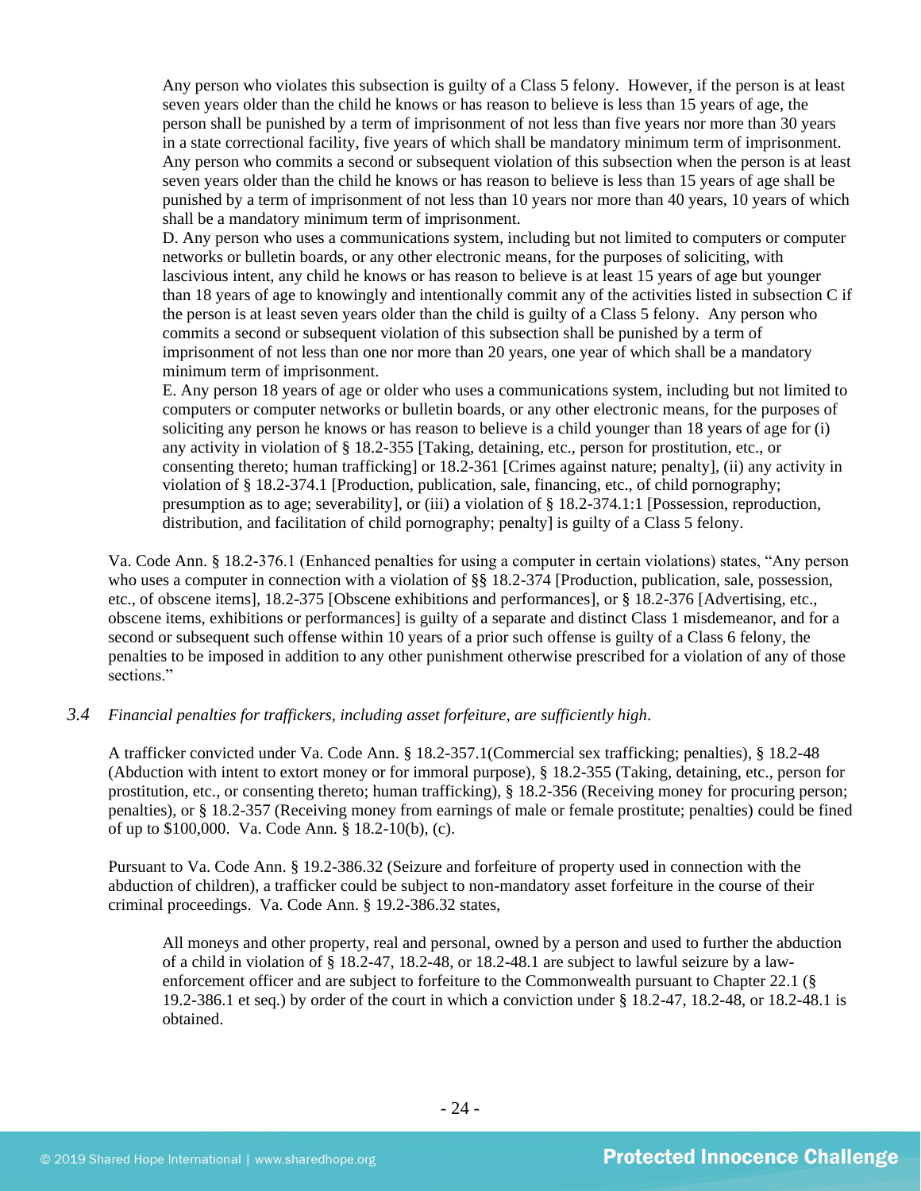> Any person who violates this subsection is guilty of a Class 5 felony. However, if the person is at least seven years older than the child he knows or has reason to believe is less than 15 years of age, the person shall be punished by a term of imprisonment of not less than five years nor more than 30 years in a state correctional facility, five years of which shall be mandatory minimum term of imprisonment. Any person who commits a second or subsequent violation of this subsection when the person is at least seven years older than the child he knows or has reason to believe is less than 15 years of age shall be punished by a term of imprisonment of not less than 10 years nor more than 40 years, 10 years of which shall be a mandatory minimum term of imprisonment.
>
> D. Any person who uses a communications system, including but not limited to computers or computer networks or bulletin boards, or any other electronic means, for the purposes of soliciting, with lascivious intent, any child he knows or has reason to believe is at least 15 years of age but younger than 18 years of age to knowingly and intentionally commit any of the activities listed in subsection C if the person is at least seven years older than the child is guilty of a Class 5 felony. Any person who commits a second or subsequent violation of this subsection shall be punished by a term of imprisonment of not less than one nor more than 20 years, one year of which shall be a mandatory minimum term of imprisonment.
>
> E. Any person 18 years of age or older who uses a communications system, including but not limited to computers or computer networks or bulletin boards, or any other electronic means, for the purposes of soliciting any person he knows or has reason to believe is a child younger than 18 years of age for (i) any activity in violation of § 18.2-355 [Taking, detaining, etc., person for prostitution, etc., or consenting thereto; human trafficking] or 18.2-361 [Crimes against nature; penalty], (ii) any activity in violation of § 18.2-374.1 [Production, publication, sale, financing, etc., of child pornography; presumption as to age; severability], or (iii) a violation of § 18.2-374.1:1 [Possession, reproduction, distribution, and facilitation of child pornography; penalty] is guilty of a Class 5 felony.

Va. Code Ann. § 18.2-376.1 (Enhanced penalties for using a computer in certain violations) states, "Any person who uses a computer in connection with a violation of §§ 18.2-374 [Production, publication, sale, possession, etc., of obscene items], 18.2-375 [Obscene exhibitions and performances], or § 18.2-376 [Advertising, etc., obscene items, exhibitions or performances] is guilty of a separate and distinct Class 1 misdemeanor, and for a second or subsequent such offense within 10 years of a prior such offense is guilty of a Class 6 felony, the penalties to be imposed in addition to any other punishment otherwise prescribed for a violation of any of those sections."

*3.4 Financial penalties for traffickers, including asset forfeiture, are sufficiently high.*

A trafficker convicted under Va. Code Ann. § 18.2-357.1(Commercial sex trafficking; penalties), § 18.2-48 (Abduction with intent to extort money or for immoral purpose), § 18.2-355 (Taking, detaining, etc., person for prostitution, etc., or consenting thereto; human trafficking), § 18.2-356 (Receiving money for procuring person; penalties), or § 18.2-357 (Receiving money from earnings of male or female prostitute; penalties) could be fined of up to $100,000. Va. Code Ann. § 18.2-10(b), (c).

Pursuant to Va. Code Ann. § 19.2-386.32 (Seizure and forfeiture of property used in connection with the abduction of children), a trafficker could be subject to non-mandatory asset forfeiture in the course of their criminal proceedings. Va. Code Ann. § 19.2-386.32 states,

> All moneys and other property, real and personal, owned by a person and used to further the abduction of a child in violation of § 18.2-47, 18.2-48, or 18.2-48.1 are subject to lawful seizure by a law-enforcement officer and are subject to forfeiture to the Commonwealth pursuant to Chapter 22.1 (§ 19.2-386.1 et seq.) by order of the court in which a conviction under § 18.2-47, 18.2-48, or 18.2-48.1 is obtained.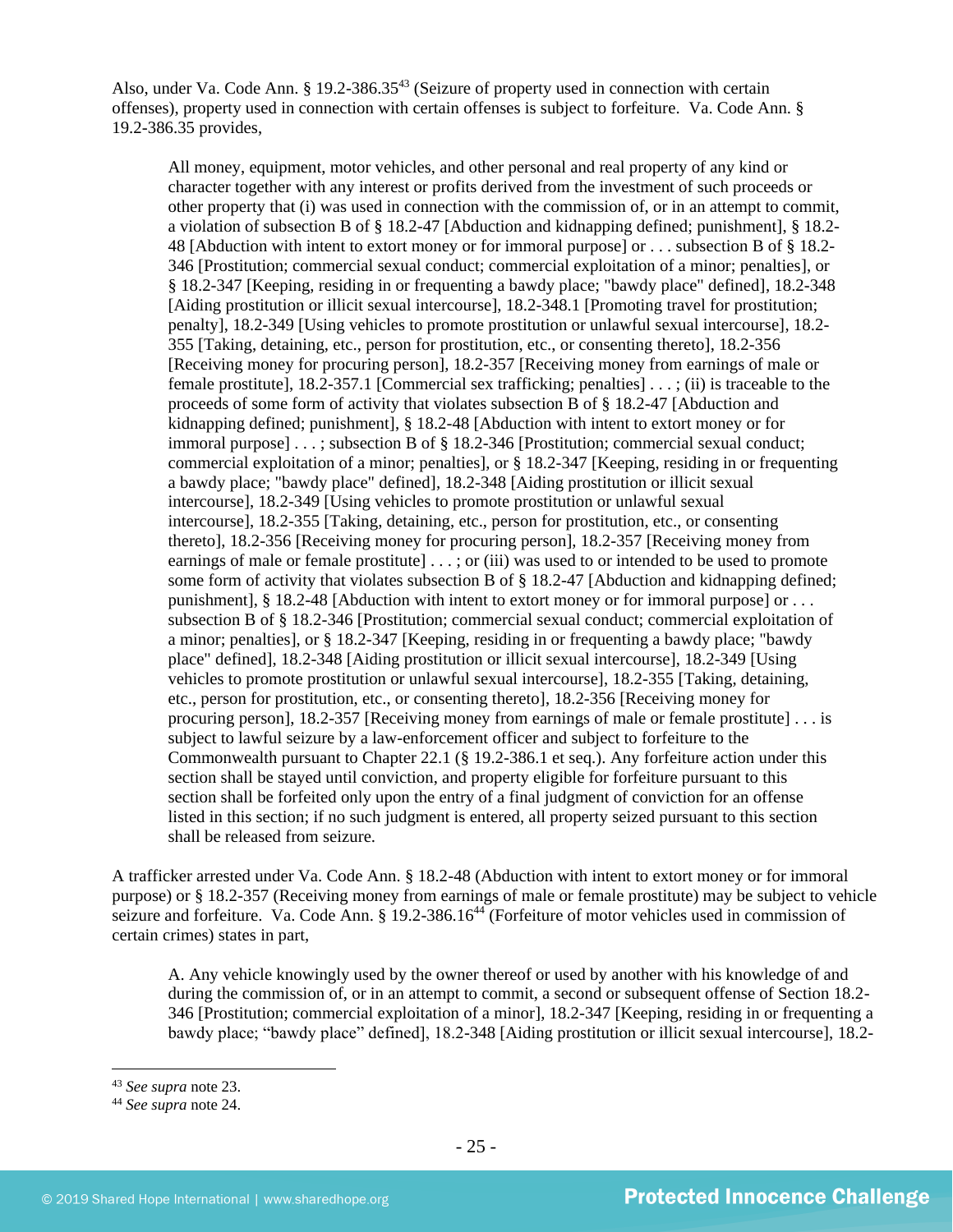Also, under Va. Code Ann. § 19.2-386.35[43] (Seizure of property used in connection with certain offenses), property used in connection with certain offenses is subject to forfeiture. Va. Code Ann. § 19.2-386.35 provides,

> All money, equipment, motor vehicles, and other personal and real property of any kind or character together with any interest or profits derived from the investment of such proceeds or other property that (i) was used in connection with the commission of, or in an attempt to commit, a violation of subsection B of § 18.2-47 [Abduction and kidnapping defined; punishment], § 18.2-48 [Abduction with intent to extort money or for immoral purpose] or . . . subsection B of § 18.2-346 [Prostitution; commercial sexual conduct; commercial exploitation of a minor; penalties], or § 18.2-347 [Keeping, residing in or frequenting a bawdy place; "bawdy place" defined], 18.2-348 [Aiding prostitution or illicit sexual intercourse], 18.2-348.1 [Promoting travel for prostitution; penalty], 18.2-349 [Using vehicles to promote prostitution or unlawful sexual intercourse], 18.2-355 [Taking, detaining, etc., person for prostitution, etc., or consenting thereto], 18.2-356 [Receiving money for procuring person], 18.2-357 [Receiving money from earnings of male or female prostitute], 18.2-357.1 [Commercial sex trafficking; penalties] . . . ; (ii) is traceable to the proceeds of some form of activity that violates subsection B of § 18.2-47 [Abduction and kidnapping defined; punishment], § 18.2-48 [Abduction with intent to extort money or for immoral purpose] . . . ; subsection B of § 18.2-346 [Prostitution; commercial sexual conduct; commercial exploitation of a minor; penalties], or § 18.2-347 [Keeping, residing in or frequenting a bawdy place; "bawdy place" defined], 18.2-348 [Aiding prostitution or illicit sexual intercourse], 18.2-349 [Using vehicles to promote prostitution or unlawful sexual intercourse], 18.2-355 [Taking, detaining, etc., person for prostitution, etc., or consenting thereto], 18.2-356 [Receiving money for procuring person], 18.2-357 [Receiving money from earnings of male or female prostitute] . . . ; or (iii) was used to or intended to be used to promote some form of activity that violates subsection B of § 18.2-47 [Abduction and kidnapping defined; punishment], § 18.2-48 [Abduction with intent to extort money or for immoral purpose] or . . . subsection B of § 18.2-346 [Prostitution; commercial sexual conduct; commercial exploitation of a minor; penalties], or § 18.2-347 [Keeping, residing in or frequenting a bawdy place; "bawdy place" defined], 18.2-348 [Aiding prostitution or illicit sexual intercourse], 18.2-349 [Using vehicles to promote prostitution or unlawful sexual intercourse], 18.2-355 [Taking, detaining, etc., person for prostitution, etc., or consenting thereto], 18.2-356 [Receiving money for procuring person], 18.2-357 [Receiving money from earnings of male or female prostitute] . . . is subject to lawful seizure by a law-enforcement officer and subject to forfeiture to the Commonwealth pursuant to Chapter 22.1 (§ 19.2-386.1 et seq.). Any forfeiture action under this section shall be stayed until conviction, and property eligible for forfeiture pursuant to this section shall be forfeited only upon the entry of a final judgment of conviction for an offense listed in this section; if no such judgment is entered, all property seized pursuant to this section shall be released from seizure.

A trafficker arrested under Va. Code Ann. § 18.2-48 (Abduction with intent to extort money or for immoral purpose) or § 18.2-357 (Receiving money from earnings of male or female prostitute) may be subject to vehicle seizure and forfeiture. Va. Code Ann. § 19.2-386.16[44] (Forfeiture of motor vehicles used in commission of certain crimes) states in part,

> A. Any vehicle knowingly used by the owner thereof or used by another with his knowledge of and during the commission of, or in an attempt to commit, a second or subsequent offense of Section 18.2-346 [Prostitution; commercial exploitation of a minor], 18.2-347 [Keeping, residing in or frequenting a bawdy place; "bawdy place" defined], 18.2-348 [Aiding prostitution or illicit sexual intercourse], 18.2-

---

[43] *See supra* note 23.

[44] *See supra* note 24.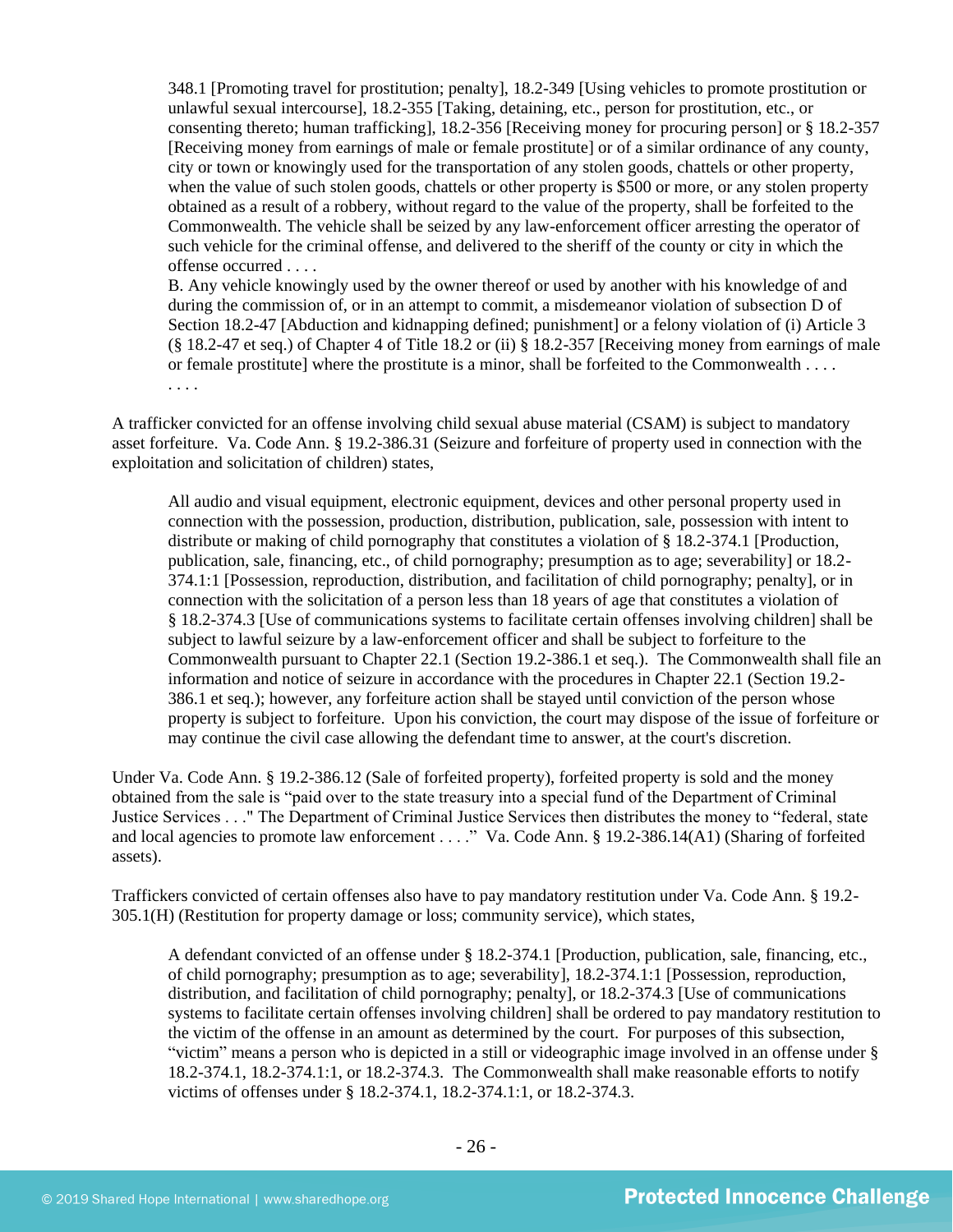> 348.1 [Promoting travel for prostitution; penalty], 18.2-349 [Using vehicles to promote prostitution or unlawful sexual intercourse], 18.2-355 [Taking, detaining, etc., person for prostitution, etc., or consenting thereto; human trafficking], 18.2-356 [Receiving money for procuring person] or § 18.2-357 [Receiving money from earnings of male or female prostitute] or of a similar ordinance of any county, city or town or knowingly used for the transportation of any stolen goods, chattels or other property, when the value of such stolen goods, chattels or other property is $500 or more, or any stolen property obtained as a result of a robbery, without regard to the value of the property, shall be forfeited to the Commonwealth. The vehicle shall be seized by any law-enforcement officer arresting the operator of such vehicle for the criminal offense, and delivered to the sheriff of the county or city in which the offense occurred . . . .
> B. Any vehicle knowingly used by the owner thereof or used by another with his knowledge of and during the commission of, or in an attempt to commit, a misdemeanor violation of subsection D of Section 18.2-47 [Abduction and kidnapping defined; punishment] or a felony violation of (i) Article 3 (§ 18.2-47 et seq.) of Chapter 4 of Title 18.2 or (ii) § 18.2-357 [Receiving money from earnings of male or female prostitute] where the prostitute is a minor, shall be forfeited to the Commonwealth . . . .
> . . . .

A trafficker convicted for an offense involving child sexual abuse material (CSAM) is subject to mandatory asset forfeiture. Va. Code Ann. § 19.2-386.31 (Seizure and forfeiture of property used in connection with the exploitation and solicitation of children) states,

> All audio and visual equipment, electronic equipment, devices and other personal property used in connection with the possession, production, distribution, publication, sale, possession with intent to distribute or making of child pornography that constitutes a violation of § 18.2-374.1 [Production, publication, sale, financing, etc., of child pornography; presumption as to age; severability] or 18.2-374.1:1 [Possession, reproduction, distribution, and facilitation of child pornography; penalty], or in connection with the solicitation of a person less than 18 years of age that constitutes a violation of § 18.2-374.3 [Use of communications systems to facilitate certain offenses involving children] shall be subject to lawful seizure by a law-enforcement officer and shall be subject to forfeiture to the Commonwealth pursuant to Chapter 22.1 (Section 19.2-386.1 et seq.). The Commonwealth shall file an information and notice of seizure in accordance with the procedures in Chapter 22.1 (Section 19.2-386.1 et seq.); however, any forfeiture action shall be stayed until conviction of the person whose property is subject to forfeiture. Upon his conviction, the court may dispose of the issue of forfeiture or may continue the civil case allowing the defendant time to answer, at the court's discretion.

Under Va. Code Ann. § 19.2-386.12 (Sale of forfeited property), forfeited property is sold and the money obtained from the sale is "paid over to the state treasury into a special fund of the Department of Criminal Justice Services . . ." The Department of Criminal Justice Services then distributes the money to "federal, state and local agencies to promote law enforcement . . . ." Va. Code Ann. § 19.2-386.14(A1) (Sharing of forfeited assets).

Traffickers convicted of certain offenses also have to pay mandatory restitution under Va. Code Ann. § 19.2-305.1(H) (Restitution for property damage or loss; community service), which states,

> A defendant convicted of an offense under § 18.2-374.1 [Production, publication, sale, financing, etc., of child pornography; presumption as to age; severability], 18.2-374.1:1 [Possession, reproduction, distribution, and facilitation of child pornography; penalty], or 18.2-374.3 [Use of communications systems to facilitate certain offenses involving children] shall be ordered to pay mandatory restitution to the victim of the offense in an amount as determined by the court. For purposes of this subsection, "victim" means a person who is depicted in a still or videographic image involved in an offense under § 18.2-374.1, 18.2-374.1:1, or 18.2-374.3. The Commonwealth shall make reasonable efforts to notify victims of offenses under § 18.2-374.1, 18.2-374.1:1, or 18.2-374.3.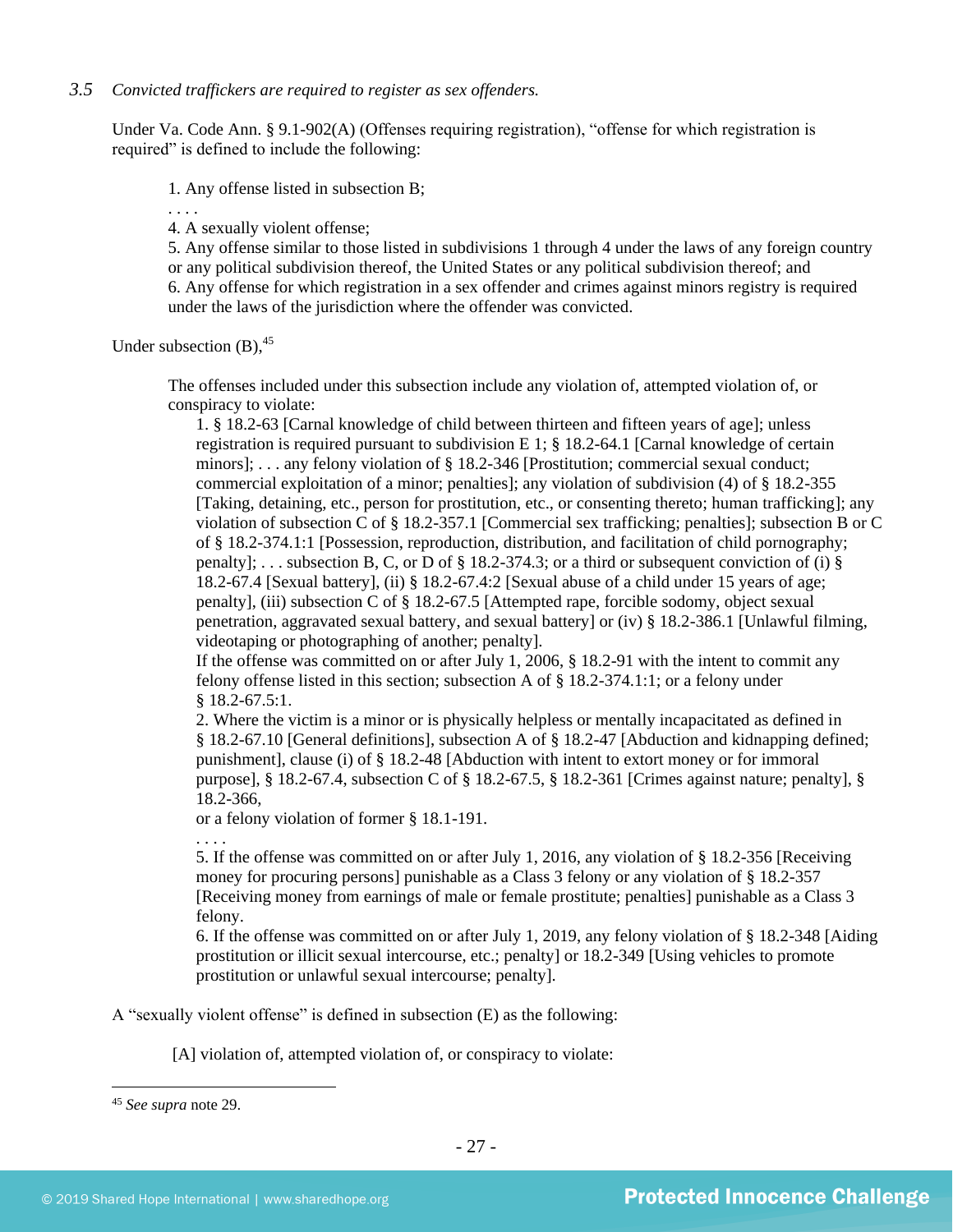*3.5 Convicted traffickers are required to register as sex offenders.*

Under Va. Code Ann. § 9.1-902(A) (Offenses requiring registration), "offense for which registration is required" is defined to include the following:

> 1. Any offense listed in subsection B;
>
> . . . .
>
> 4. A sexually violent offense;
>
> 5. Any offense similar to those listed in subdivisions 1 through 4 under the laws of any foreign country or any political subdivision thereof, the United States or any political subdivision thereof; and
>
> 6. Any offense for which registration in a sex offender and crimes against minors registry is required under the laws of the jurisdiction where the offender was convicted.

Under subsection (B),[45]

> The offenses included under this subsection include any violation of, attempted violation of, or conspiracy to violate:
>
> 1. § 18.2-63 [Carnal knowledge of child between thirteen and fifteen years of age]; unless registration is required pursuant to subdivision E 1; § 18.2-64.1 [Carnal knowledge of certain minors]; . . . any felony violation of § 18.2-346 [Prostitution; commercial sexual conduct; commercial exploitation of a minor; penalties]; any violation of subdivision (4) of § 18.2-355 [Taking, detaining, etc., person for prostitution, etc., or consenting thereto; human trafficking]; any violation of subsection C of § 18.2-357.1 [Commercial sex trafficking; penalties]; subsection B or C of § 18.2-374.1:1 [Possession, reproduction, distribution, and facilitation of child pornography; penalty]; . . . subsection B, C, or D of § 18.2-374.3; or a third or subsequent conviction of (i) § 18.2-67.4 [Sexual battery], (ii) § 18.2-67.4:2 [Sexual abuse of a child under 15 years of age; penalty], (iii) subsection C of § 18.2-67.5 [Attempted rape, forcible sodomy, object sexual penetration, aggravated sexual battery, and sexual battery] or (iv) § 18.2-386.1 [Unlawful filming, videotaping or photographing of another; penalty].
>
> If the offense was committed on or after July 1, 2006, § 18.2-91 with the intent to commit any felony offense listed in this section; subsection A of § 18.2-374.1:1; or a felony under § 18.2-67.5:1.
>
> 2. Where the victim is a minor or is physically helpless or mentally incapacitated as defined in § 18.2-67.10 [General definitions], subsection A of § 18.2-47 [Abduction and kidnapping defined; punishment], clause (i) of § 18.2-48 [Abduction with intent to extort money or for immoral purpose], § 18.2-67.4, subsection C of § 18.2-67.5, § 18.2-361 [Crimes against nature; penalty], § 18.2-366,
>
> or a felony violation of former § 18.1-191.
>
> . . . .
>
> 5. If the offense was committed on or after July 1, 2016, any violation of § 18.2-356 [Receiving money for procuring persons] punishable as a Class 3 felony or any violation of § 18.2-357 [Receiving money from earnings of male or female prostitute; penalties] punishable as a Class 3 felony.
>
> 6. If the offense was committed on or after July 1, 2019, any felony violation of § 18.2-348 [Aiding prostitution or illicit sexual intercourse, etc.; penalty] or 18.2-349 [Using vehicles to promote prostitution or unlawful sexual intercourse; penalty].

A "sexually violent offense" is defined in subsection (E) as the following:

> [A] violation of, attempted violation of, or conspiracy to violate:

---

[45] *See supra* note 29.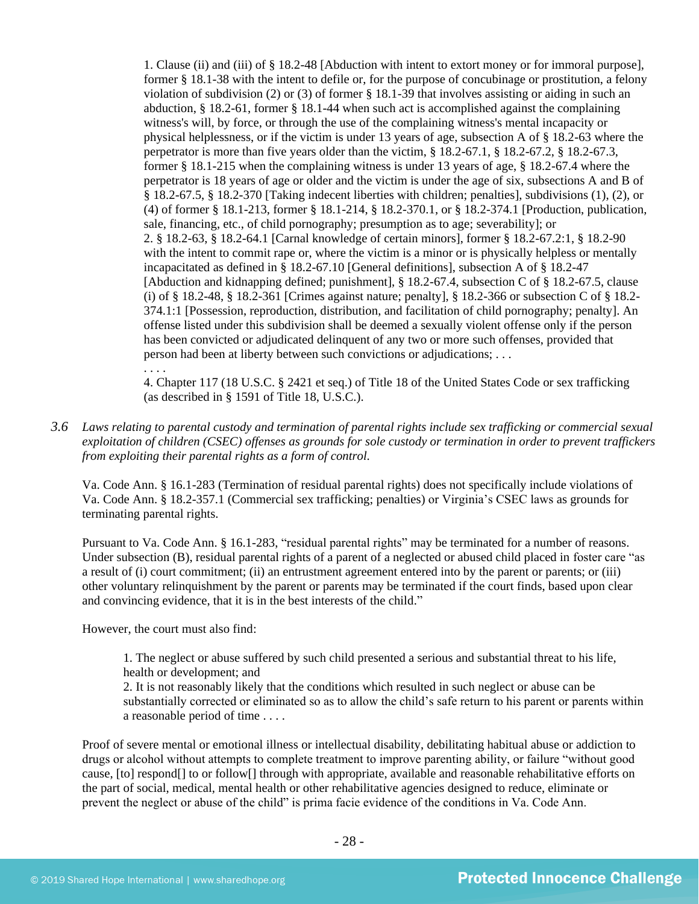> 1. Clause (ii) and (iii) of § 18.2-48 [Abduction with intent to extort money or for immoral purpose], former § 18.1-38 with the intent to defile or, for the purpose of concubinage or prostitution, a felony violation of subdivision (2) or (3) of former § 18.1-39 that involves assisting or aiding in such an abduction, § 18.2-61, former § 18.1-44 when such act is accomplished against the complaining witness's will, by force, or through the use of the complaining witness's mental incapacity or physical helplessness, or if the victim is under 13 years of age, subsection A of § 18.2-63 where the perpetrator is more than five years older than the victim, § 18.2-67.1, § 18.2-67.2, § 18.2-67.3, former § 18.1-215 when the complaining witness is under 13 years of age, § 18.2-67.4 where the perpetrator is 18 years of age or older and the victim is under the age of six, subsections A and B of § 18.2-67.5, § 18.2-370 [Taking indecent liberties with children; penalties], subdivisions (1), (2), or (4) of former § 18.1-213, former § 18.1-214, § 18.2-370.1, or § 18.2-374.1 [Production, publication, sale, financing, etc., of child pornography; presumption as to age; severability]; or
> 2. § 18.2-63, § 18.2-64.1 [Carnal knowledge of certain minors], former § 18.2-67.2:1, § 18.2-90 with the intent to commit rape or, where the victim is a minor or is physically helpless or mentally incapacitated as defined in § 18.2-67.10 [General definitions], subsection A of § 18.2-47 [Abduction and kidnapping defined; punishment], § 18.2-67.4, subsection C of § 18.2-67.5, clause (i) of § 18.2-48, § 18.2-361 [Crimes against nature; penalty], § 18.2-366 or subsection C of § 18.2-374.1:1 [Possession, reproduction, distribution, and facilitation of child pornography; penalty]. An offense listed under this subdivision shall be deemed a sexually violent offense only if the person has been convicted or adjudicated delinquent of any two or more such offenses, provided that person had been at liberty between such convictions or adjudications; . . .
> . . . .
> 4. Chapter 117 (18 U.S.C. § 2421 et seq.) of Title 18 of the United States Code or sex trafficking (as described in § 1591 of Title 18, U.S.C.).

*3.6 Laws relating to parental custody and termination of parental rights include sex trafficking or commercial sexual exploitation of children (CSEC) offenses as grounds for sole custody or termination in order to prevent traffickers from exploiting their parental rights as a form of control.*

Va. Code Ann. § 16.1-283 (Termination of residual parental rights) does not specifically include violations of Va. Code Ann. § 18.2-357.1 (Commercial sex trafficking; penalties) or Virginia's CSEC laws as grounds for terminating parental rights.

Pursuant to Va. Code Ann. § 16.1-283, "residual parental rights" may be terminated for a number of reasons. Under subsection (B), residual parental rights of a parent of a neglected or abused child placed in foster care "as a result of (i) court commitment; (ii) an entrustment agreement entered into by the parent or parents; or (iii) other voluntary relinquishment by the parent or parents may be terminated if the court finds, based upon clear and convincing evidence, that it is in the best interests of the child."

However, the court must also find:

> 1. The neglect or abuse suffered by such child presented a serious and substantial threat to his life, health or development; and
> 2. It is not reasonably likely that the conditions which resulted in such neglect or abuse can be substantially corrected or eliminated so as to allow the child's safe return to his parent or parents within a reasonable period of time . . . .

Proof of severe mental or emotional illness or intellectual disability, debilitating habitual abuse or addiction to drugs or alcohol without attempts to complete treatment to improve parenting ability, or failure "without good cause, [to] respond[] to or follow[] through with appropriate, available and reasonable rehabilitative efforts on the part of social, medical, mental health or other rehabilitative agencies designed to reduce, eliminate or prevent the neglect or abuse of the child" is prima facie evidence of the conditions in Va. Code Ann.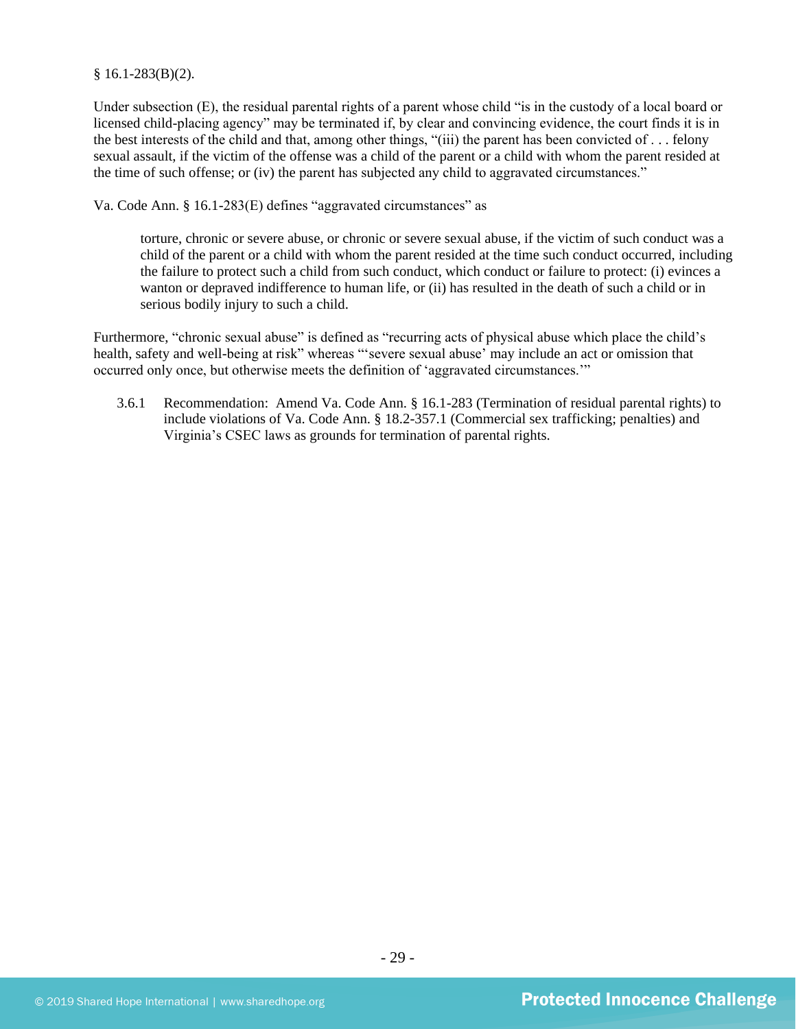§ 16.1-283(B)(2).

Under subsection (E), the residual parental rights of a parent whose child "is in the custody of a local board or licensed child-placing agency" may be terminated if, by clear and convincing evidence, the court finds it is in the best interests of the child and that, among other things, "(iii) the parent has been convicted of . . . felony sexual assault, if the victim of the offense was a child of the parent or a child with whom the parent resided at the time of such offense; or (iv) the parent has subjected any child to aggravated circumstances."

Va. Code Ann. § 16.1-283(E) defines "aggravated circumstances" as

> torture, chronic or severe abuse, or chronic or severe sexual abuse, if the victim of such conduct was a child of the parent or a child with whom the parent resided at the time such conduct occurred, including the failure to protect such a child from such conduct, which conduct or failure to protect: (i) evinces a wanton or depraved indifference to human life, or (ii) has resulted in the death of such a child or in serious bodily injury to such a child.

Furthermore, "chronic sexual abuse" is defined as "recurring acts of physical abuse which place the child's health, safety and well-being at risk" whereas "'severe sexual abuse' may include an act or omission that occurred only once, but otherwise meets the definition of 'aggravated circumstances.'"

3.6.1 Recommendation: Amend Va. Code Ann. § 16.1-283 (Termination of residual parental rights) to include violations of Va. Code Ann. § 18.2-357.1 (Commercial sex trafficking; penalties) and Virginia's CSEC laws as grounds for termination of parental rights.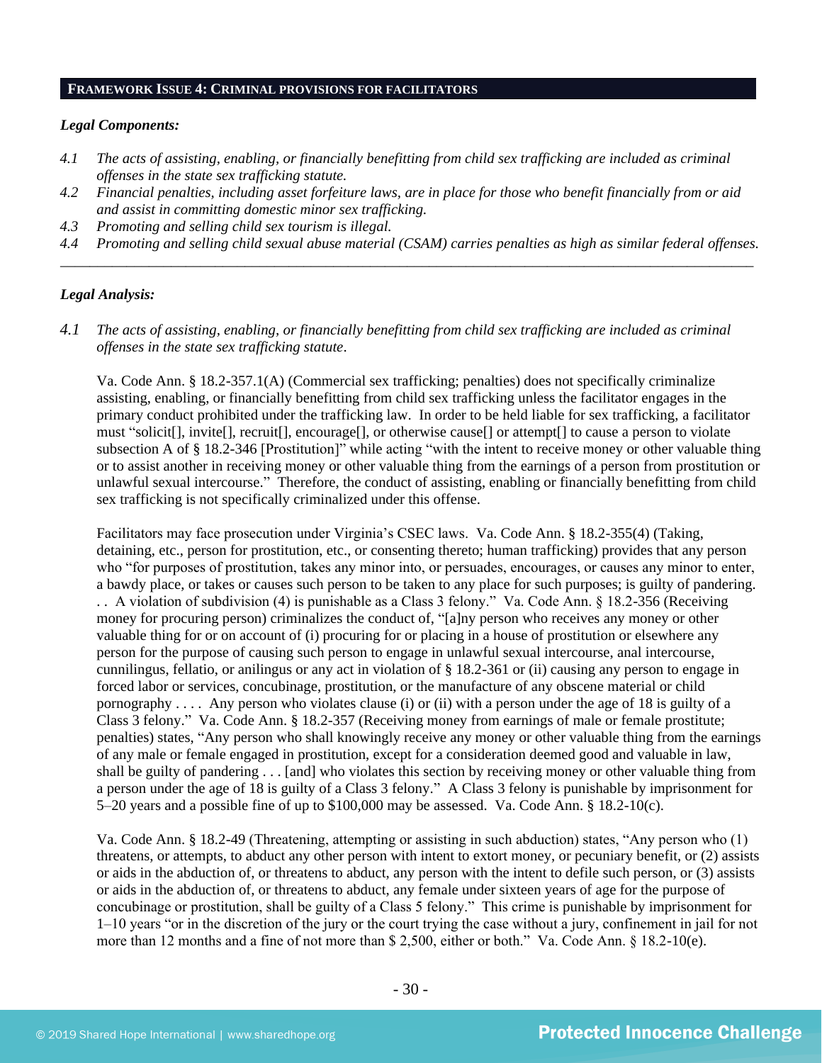## FRAMEWORK ISSUE 4: CRIMINAL PROVISIONS FOR FACILITATORS

***Legal Components:***

*4.1 The acts of assisting, enabling, or financially benefitting from child sex trafficking are included as criminal offenses in the state sex trafficking statute.*

*4.2 Financial penalties, including asset forfeiture laws, are in place for those who benefit financially from or aid and assist in committing domestic minor sex trafficking.*

*4.3 Promoting and selling child sex tourism is illegal.*

*4.4 Promoting and selling child sexual abuse material (CSAM) carries penalties as high as similar federal offenses.*

---

***Legal Analysis:***

*4.1 The acts of assisting, enabling, or financially benefitting from child sex trafficking are included as criminal offenses in the state sex trafficking statute.*

Va. Code Ann. § 18.2-357.1(A) (Commercial sex trafficking; penalties) does not specifically criminalize assisting, enabling, or financially benefitting from child sex trafficking unless the facilitator engages in the primary conduct prohibited under the trafficking law. In order to be held liable for sex trafficking, a facilitator must "solicit[], invite[], recruit[], encourage[], or otherwise cause[] or attempt[] to cause a person to violate subsection A of § 18.2-346 [Prostitution]" while acting "with the intent to receive money or other valuable thing or to assist another in receiving money or other valuable thing from the earnings of a person from prostitution or unlawful sexual intercourse." Therefore, the conduct of assisting, enabling or financially benefitting from child sex trafficking is not specifically criminalized under this offense.

Facilitators may face prosecution under Virginia's CSEC laws. Va. Code Ann. § 18.2-355(4) (Taking, detaining, etc., person for prostitution, etc., or consenting thereto; human trafficking) provides that any person who "for purposes of prostitution, takes any minor into, or persuades, encourages, or causes any minor to enter, a bawdy place, or takes or causes such person to be taken to any place for such purposes; is guilty of pandering. . . A violation of subdivision (4) is punishable as a Class 3 felony." Va. Code Ann. § 18.2-356 (Receiving money for procuring person) criminalizes the conduct of, "[a]ny person who receives any money or other valuable thing for or on account of (i) procuring for or placing in a house of prostitution or elsewhere any person for the purpose of causing such person to engage in unlawful sexual intercourse, anal intercourse, cunnilingus, fellatio, or anilingus or any act in violation of § 18.2-361 or (ii) causing any person to engage in forced labor or services, concubinage, prostitution, or the manufacture of any obscene material or child pornography . . . . Any person who violates clause (i) or (ii) with a person under the age of 18 is guilty of a Class 3 felony." Va. Code Ann. § 18.2-357 (Receiving money from earnings of male or female prostitute; penalties) states, "Any person who shall knowingly receive any money or other valuable thing from the earnings of any male or female engaged in prostitution, except for a consideration deemed good and valuable in law, shall be guilty of pandering . . . [and] who violates this section by receiving money or other valuable thing from a person under the age of 18 is guilty of a Class 3 felony." A Class 3 felony is punishable by imprisonment for 5–20 years and a possible fine of up to $100,000 may be assessed. Va. Code Ann. § 18.2-10(c).

Va. Code Ann. § 18.2-49 (Threatening, attempting or assisting in such abduction) states, "Any person who (1) threatens, or attempts, to abduct any other person with intent to extort money, or pecuniary benefit, or (2) assists or aids in the abduction of, or threatens to abduct, any person with the intent to defile such person, or (3) assists or aids in the abduction of, or threatens to abduct, any female under sixteen years of age for the purpose of concubinage or prostitution, shall be guilty of a Class 5 felony." This crime is punishable by imprisonment for 1–10 years "or in the discretion of the jury or the court trying the case without a jury, confinement in jail for not more than 12 months and a fine of not more than $ 2,500, either or both." Va. Code Ann. § 18.2-10(e).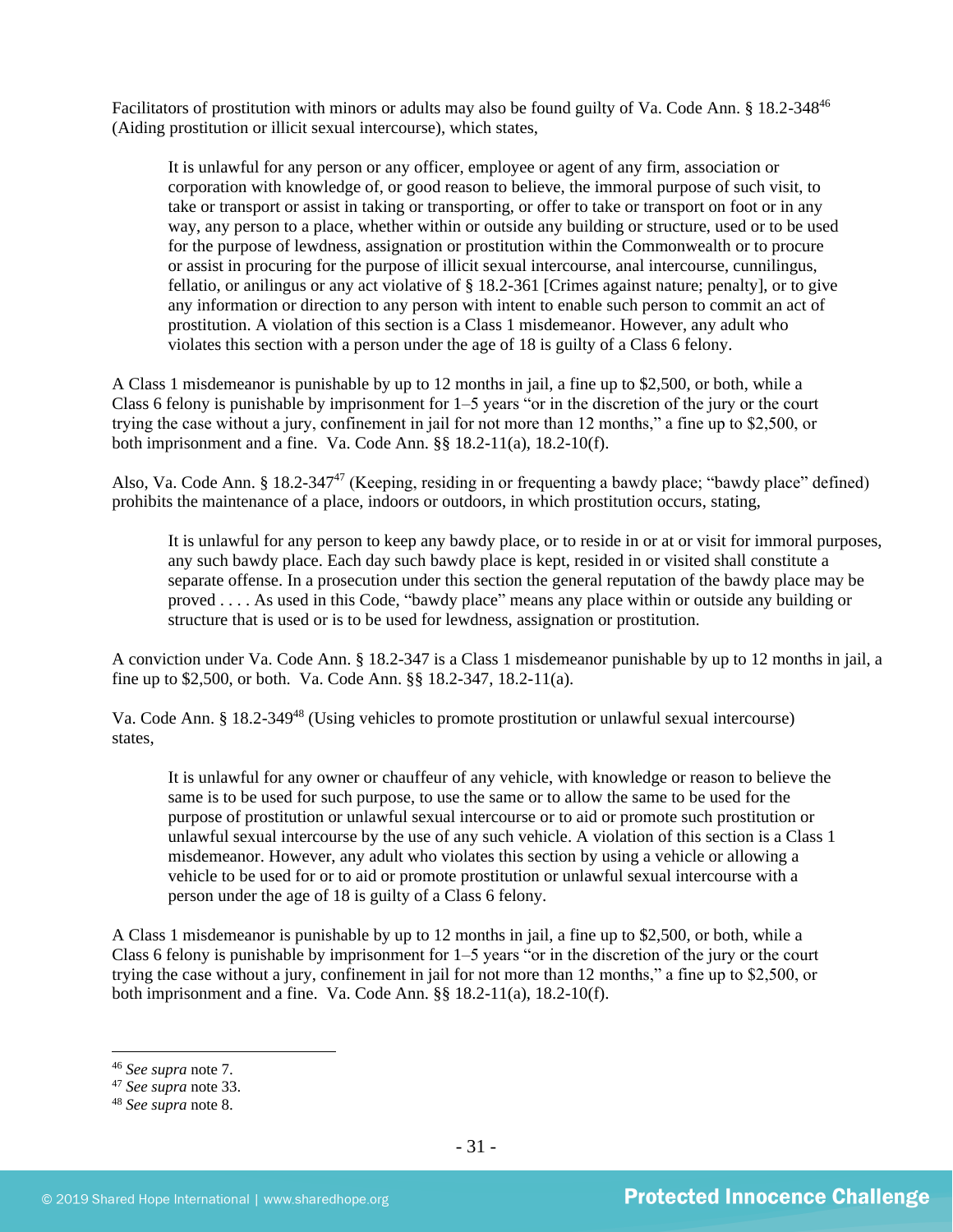Facilitators of prostitution with minors or adults may also be found guilty of Va. Code Ann. § 18.2-348[46] (Aiding prostitution or illicit sexual intercourse), which states,

> It is unlawful for any person or any officer, employee or agent of any firm, association or corporation with knowledge of, or good reason to believe, the immoral purpose of such visit, to take or transport or assist in taking or transporting, or offer to take or transport on foot or in any way, any person to a place, whether within or outside any building or structure, used or to be used for the purpose of lewdness, assignation or prostitution within the Commonwealth or to procure or assist in procuring for the purpose of illicit sexual intercourse, anal intercourse, cunnilingus, fellatio, or anilingus or any act violative of § 18.2-361 [Crimes against nature; penalty], or to give any information or direction to any person with intent to enable such person to commit an act of prostitution. A violation of this section is a Class 1 misdemeanor. However, any adult who violates this section with a person under the age of 18 is guilty of a Class 6 felony.

A Class 1 misdemeanor is punishable by up to 12 months in jail, a fine up to $2,500, or both, while a Class 6 felony is punishable by imprisonment for 1–5 years "or in the discretion of the jury or the court trying the case without a jury, confinement in jail for not more than 12 months," a fine up to $2,500, or both imprisonment and a fine. Va. Code Ann. §§ 18.2-11(a), 18.2-10(f).

Also, Va. Code Ann. § 18.2-347[47] (Keeping, residing in or frequenting a bawdy place; "bawdy place" defined) prohibits the maintenance of a place, indoors or outdoors, in which prostitution occurs, stating,

> It is unlawful for any person to keep any bawdy place, or to reside in or at or visit for immoral purposes, any such bawdy place. Each day such bawdy place is kept, resided in or visited shall constitute a separate offense. In a prosecution under this section the general reputation of the bawdy place may be proved . . . . As used in this Code, "bawdy place" means any place within or outside any building or structure that is used or is to be used for lewdness, assignation or prostitution.

A conviction under Va. Code Ann. § 18.2-347 is a Class 1 misdemeanor punishable by up to 12 months in jail, a fine up to $2,500, or both. Va. Code Ann. §§ 18.2-347, 18.2-11(a).

Va. Code Ann. § 18.2-349[48] (Using vehicles to promote prostitution or unlawful sexual intercourse) states,

> It is unlawful for any owner or chauffeur of any vehicle, with knowledge or reason to believe the same is to be used for such purpose, to use the same or to allow the same to be used for the purpose of prostitution or unlawful sexual intercourse or to aid or promote such prostitution or unlawful sexual intercourse by the use of any such vehicle. A violation of this section is a Class 1 misdemeanor. However, any adult who violates this section by using a vehicle or allowing a vehicle to be used for or to aid or promote prostitution or unlawful sexual intercourse with a person under the age of 18 is guilty of a Class 6 felony.

A Class 1 misdemeanor is punishable by up to 12 months in jail, a fine up to $2,500, or both, while a Class 6 felony is punishable by imprisonment for 1–5 years "or in the discretion of the jury or the court trying the case without a jury, confinement in jail for not more than 12 months," a fine up to $2,500, or both imprisonment and a fine. Va. Code Ann. §§ 18.2-11(a), 18.2-10(f).

---

[46] *See supra* note 7.

[47] *See supra* note 33.

[48] *See supra* note 8.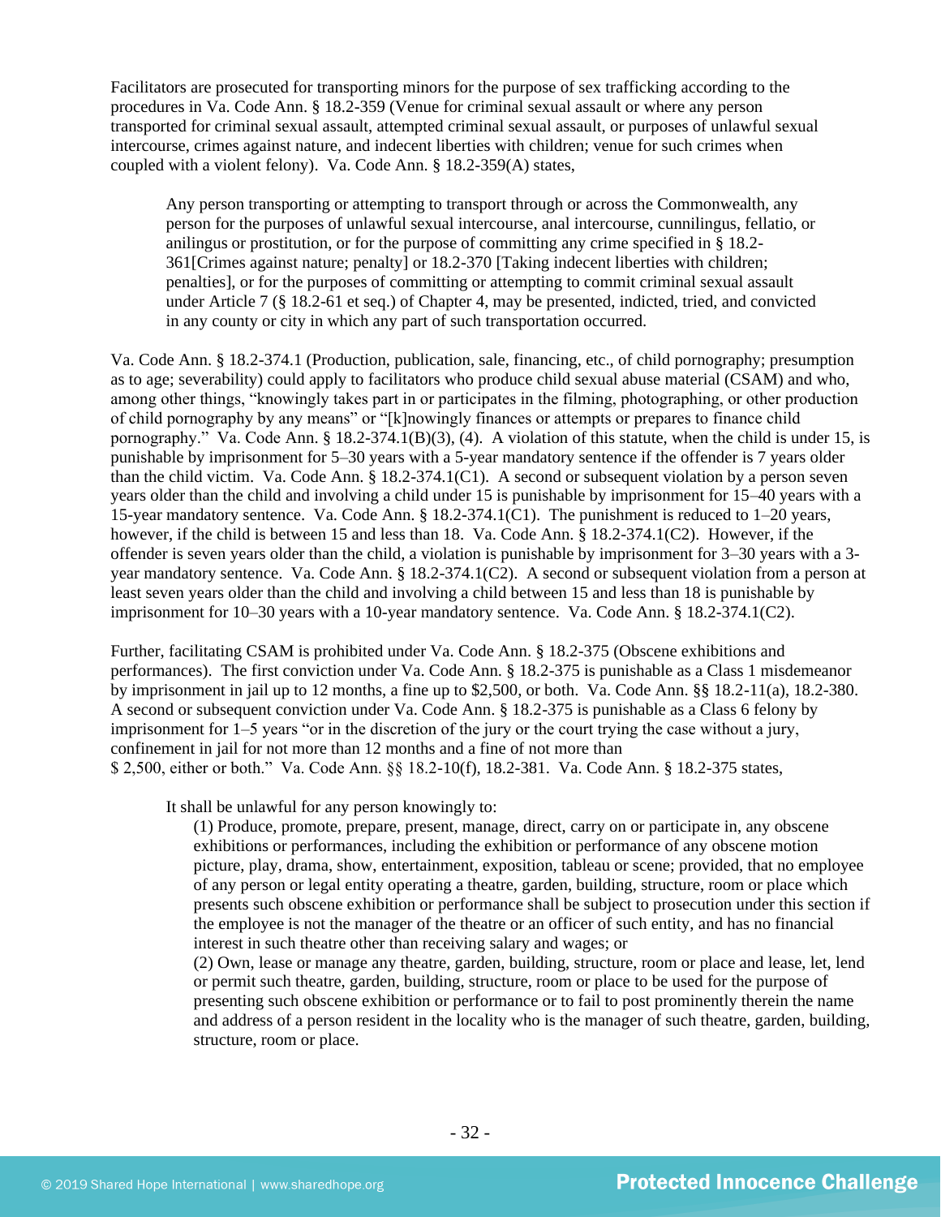Facilitators are prosecuted for transporting minors for the purpose of sex trafficking according to the procedures in Va. Code Ann. § 18.2-359 (Venue for criminal sexual assault or where any person transported for criminal sexual assault, attempted criminal sexual assault, or purposes of unlawful sexual intercourse, crimes against nature, and indecent liberties with children; venue for such crimes when coupled with a violent felony). Va. Code Ann. § 18.2-359(A) states,

> Any person transporting or attempting to transport through or across the Commonwealth, any person for the purposes of unlawful sexual intercourse, anal intercourse, cunnilingus, fellatio, or anilingus or prostitution, or for the purpose of committing any crime specified in § 18.2-361[Crimes against nature; penalty] or 18.2-370 [Taking indecent liberties with children; penalties], or for the purposes of committing or attempting to commit criminal sexual assault under Article 7 (§ 18.2-61 et seq.) of Chapter 4, may be presented, indicted, tried, and convicted in any county or city in which any part of such transportation occurred.

Va. Code Ann. § 18.2-374.1 (Production, publication, sale, financing, etc., of child pornography; presumption as to age; severability) could apply to facilitators who produce child sexual abuse material (CSAM) and who, among other things, "knowingly takes part in or participates in the filming, photographing, or other production of child pornography by any means" or "[k]nowingly finances or attempts or prepares to finance child pornography." Va. Code Ann. § 18.2-374.1(B)(3), (4). A violation of this statute, when the child is under 15, is punishable by imprisonment for 5–30 years with a 5-year mandatory sentence if the offender is 7 years older than the child victim. Va. Code Ann. § 18.2-374.1(C1). A second or subsequent violation by a person seven years older than the child and involving a child under 15 is punishable by imprisonment for 15–40 years with a 15-year mandatory sentence. Va. Code Ann. § 18.2-374.1(C1). The punishment is reduced to 1–20 years, however, if the child is between 15 and less than 18. Va. Code Ann. § 18.2-374.1(C2). However, if the offender is seven years older than the child, a violation is punishable by imprisonment for 3–30 years with a 3-year mandatory sentence. Va. Code Ann. § 18.2-374.1(C2). A second or subsequent violation from a person at least seven years older than the child and involving a child between 15 and less than 18 is punishable by imprisonment for 10–30 years with a 10-year mandatory sentence. Va. Code Ann. § 18.2-374.1(C2).

Further, facilitating CSAM is prohibited under Va. Code Ann. § 18.2-375 (Obscene exhibitions and performances). The first conviction under Va. Code Ann. § 18.2-375 is punishable as a Class 1 misdemeanor by imprisonment in jail up to 12 months, a fine up to $2,500, or both. Va. Code Ann. §§ 18.2-11(a), 18.2-380. A second or subsequent conviction under Va. Code Ann. § 18.2-375 is punishable as a Class 6 felony by imprisonment for 1–5 years "or in the discretion of the jury or the court trying the case without a jury, confinement in jail for not more than 12 months and a fine of not more than $ 2,500, either or both." Va. Code Ann. §§ 18.2-10(f), 18.2-381. Va. Code Ann. § 18.2-375 states,

> It shall be unlawful for any person knowingly to:
>
> (1) Produce, promote, prepare, present, manage, direct, carry on or participate in, any obscene exhibitions or performances, including the exhibition or performance of any obscene motion picture, play, drama, show, entertainment, exposition, tableau or scene; provided, that no employee of any person or legal entity operating a theatre, garden, building, structure, room or place which presents such obscene exhibition or performance shall be subject to prosecution under this section if the employee is not the manager of the theatre or an officer of such entity, and has no financial interest in such theatre other than receiving salary and wages; or
>
> (2) Own, lease or manage any theatre, garden, building, structure, room or place and lease, let, lend or permit such theatre, garden, building, structure, room or place to be used for the purpose of presenting such obscene exhibition or performance or to fail to post prominently therein the name and address of a person resident in the locality who is the manager of such theatre, garden, building, structure, room or place.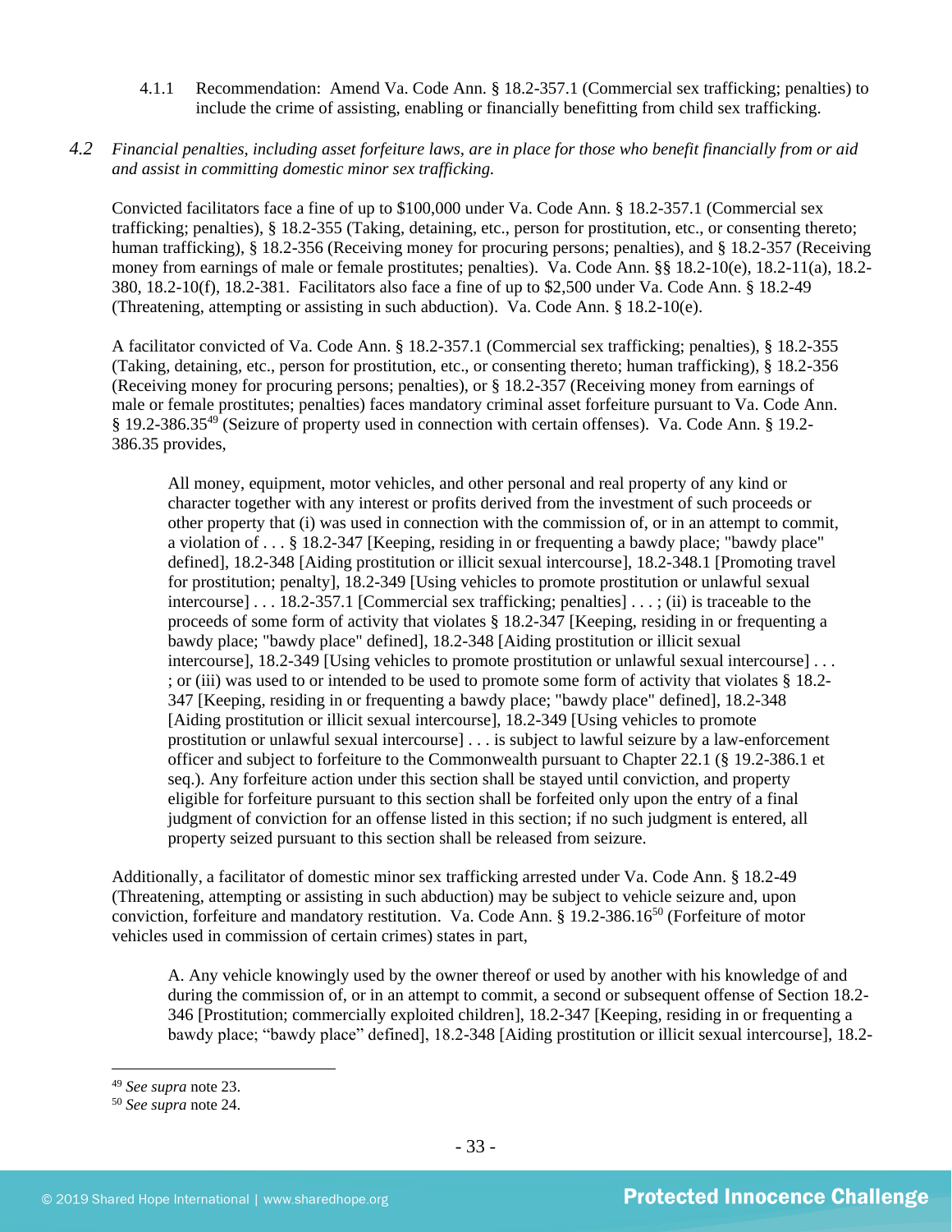4.1.1 Recommendation: Amend Va. Code Ann. § 18.2-357.1 (Commercial sex trafficking; penalties) to include the crime of assisting, enabling or financially benefitting from child sex trafficking.

*4.2 Financial penalties, including asset forfeiture laws, are in place for those who benefit financially from or aid and assist in committing domestic minor sex trafficking.*

Convicted facilitators face a fine of up to $100,000 under Va. Code Ann. § 18.2-357.1 (Commercial sex trafficking; penalties), § 18.2-355 (Taking, detaining, etc., person for prostitution, etc., or consenting thereto; human trafficking), § 18.2-356 (Receiving money for procuring persons; penalties), and § 18.2-357 (Receiving money from earnings of male or female prostitutes; penalties). Va. Code Ann. §§ 18.2-10(e), 18.2-11(a), 18.2-380, 18.2-10(f), 18.2-381. Facilitators also face a fine of up to $2,500 under Va. Code Ann. § 18.2-49 (Threatening, attempting or assisting in such abduction). Va. Code Ann. § 18.2-10(e).

A facilitator convicted of Va. Code Ann. § 18.2-357.1 (Commercial sex trafficking; penalties), § 18.2-355 (Taking, detaining, etc., person for prostitution, etc., or consenting thereto; human trafficking), § 18.2-356 (Receiving money for procuring persons; penalties), or § 18.2-357 (Receiving money from earnings of male or female prostitutes; penalties) faces mandatory criminal asset forfeiture pursuant to Va. Code Ann. § 19.2-386.35[49] (Seizure of property used in connection with certain offenses). Va. Code Ann. § 19.2-386.35 provides,

> All money, equipment, motor vehicles, and other personal and real property of any kind or character together with any interest or profits derived from the investment of such proceeds or other property that (i) was used in connection with the commission of, or in an attempt to commit, a violation of . . . § 18.2-347 [Keeping, residing in or frequenting a bawdy place; "bawdy place" defined], 18.2-348 [Aiding prostitution or illicit sexual intercourse], 18.2-348.1 [Promoting travel for prostitution; penalty], 18.2-349 [Using vehicles to promote prostitution or unlawful sexual intercourse] . . . 18.2-357.1 [Commercial sex trafficking; penalties] . . . ; (ii) is traceable to the proceeds of some form of activity that violates § 18.2-347 [Keeping, residing in or frequenting a bawdy place; "bawdy place" defined], 18.2-348 [Aiding prostitution or illicit sexual intercourse], 18.2-349 [Using vehicles to promote prostitution or unlawful sexual intercourse] . . . ; or (iii) was used to or intended to be used to promote some form of activity that violates § 18.2-347 [Keeping, residing in or frequenting a bawdy place; "bawdy place" defined], 18.2-348 [Aiding prostitution or illicit sexual intercourse], 18.2-349 [Using vehicles to promote prostitution or unlawful sexual intercourse] . . . is subject to lawful seizure by a law-enforcement officer and subject to forfeiture to the Commonwealth pursuant to Chapter 22.1 (§ 19.2-386.1 et seq.). Any forfeiture action under this section shall be stayed until conviction, and property eligible for forfeiture pursuant to this section shall be forfeited only upon the entry of a final judgment of conviction for an offense listed in this section; if no such judgment is entered, all property seized pursuant to this section shall be released from seizure.

Additionally, a facilitator of domestic minor sex trafficking arrested under Va. Code Ann. § 18.2-49 (Threatening, attempting or assisting in such abduction) may be subject to vehicle seizure and, upon conviction, forfeiture and mandatory restitution. Va. Code Ann. § 19.2-386.16[50] (Forfeiture of motor vehicles used in commission of certain crimes) states in part,

> A. Any vehicle knowingly used by the owner thereof or used by another with his knowledge of and during the commission of, or in an attempt to commit, a second or subsequent offense of Section 18.2-346 [Prostitution; commercially exploited children], 18.2-347 [Keeping, residing in or frequenting a bawdy place; "bawdy place" defined], 18.2-348 [Aiding prostitution or illicit sexual intercourse], 18.2-

[49] *See supra* note 23.

[50] *See supra* note 24.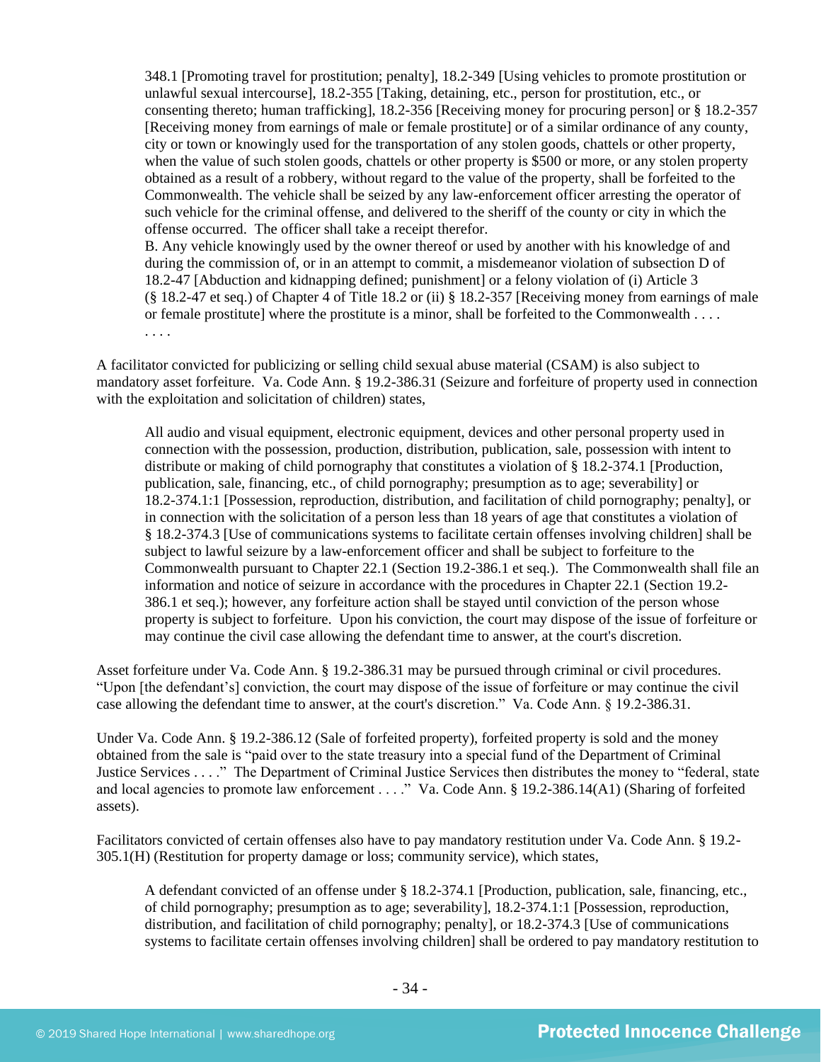> 348.1 [Promoting travel for prostitution; penalty], 18.2-349 [Using vehicles to promote prostitution or unlawful sexual intercourse], 18.2-355 [Taking, detaining, etc., person for prostitution, etc., or consenting thereto; human trafficking], 18.2-356 [Receiving money for procuring person] or § 18.2-357 [Receiving money from earnings of male or female prostitute] or of a similar ordinance of any county, city or town or knowingly used for the transportation of any stolen goods, chattels or other property, when the value of such stolen goods, chattels or other property is $500 or more, or any stolen property obtained as a result of a robbery, without regard to the value of the property, shall be forfeited to the Commonwealth. The vehicle shall be seized by any law-enforcement officer arresting the operator of such vehicle for the criminal offense, and delivered to the sheriff of the county or city in which the offense occurred. The officer shall take a receipt therefor.
> B. Any vehicle knowingly used by the owner thereof or used by another with his knowledge of and during the commission of, or in an attempt to commit, a misdemeanor violation of subsection D of 18.2-47 [Abduction and kidnapping defined; punishment] or a felony violation of (i) Article 3 (§ 18.2-47 et seq.) of Chapter 4 of Title 18.2 or (ii) § 18.2-357 [Receiving money from earnings of male or female prostitute] where the prostitute is a minor, shall be forfeited to the Commonwealth . . . .
> . . . .

A facilitator convicted for publicizing or selling child sexual abuse material (CSAM) is also subject to mandatory asset forfeiture. Va. Code Ann. § 19.2-386.31 (Seizure and forfeiture of property used in connection with the exploitation and solicitation of children) states,

> All audio and visual equipment, electronic equipment, devices and other personal property used in connection with the possession, production, distribution, publication, sale, possession with intent to distribute or making of child pornography that constitutes a violation of § 18.2-374.1 [Production, publication, sale, financing, etc., of child pornography; presumption as to age; severability] or 18.2-374.1:1 [Possession, reproduction, distribution, and facilitation of child pornography; penalty], or in connection with the solicitation of a person less than 18 years of age that constitutes a violation of § 18.2-374.3 [Use of communications systems to facilitate certain offenses involving children] shall be subject to lawful seizure by a law-enforcement officer and shall be subject to forfeiture to the Commonwealth pursuant to Chapter 22.1 (Section 19.2-386.1 et seq.). The Commonwealth shall file an information and notice of seizure in accordance with the procedures in Chapter 22.1 (Section 19.2-386.1 et seq.); however, any forfeiture action shall be stayed until conviction of the person whose property is subject to forfeiture. Upon his conviction, the court may dispose of the issue of forfeiture or may continue the civil case allowing the defendant time to answer, at the court's discretion.

Asset forfeiture under Va. Code Ann. § 19.2-386.31 may be pursued through criminal or civil procedures. "Upon [the defendant's] conviction, the court may dispose of the issue of forfeiture or may continue the civil case allowing the defendant time to answer, at the court's discretion." Va. Code Ann. § 19.2-386.31.

Under Va. Code Ann. § 19.2-386.12 (Sale of forfeited property), forfeited property is sold and the money obtained from the sale is "paid over to the state treasury into a special fund of the Department of Criminal Justice Services . . . ." The Department of Criminal Justice Services then distributes the money to "federal, state and local agencies to promote law enforcement . . . ." Va. Code Ann. § 19.2-386.14(A1) (Sharing of forfeited assets).

Facilitators convicted of certain offenses also have to pay mandatory restitution under Va. Code Ann. § 19.2-305.1(H) (Restitution for property damage or loss; community service), which states,

> A defendant convicted of an offense under § 18.2-374.1 [Production, publication, sale, financing, etc., of child pornography; presumption as to age; severability], 18.2-374.1:1 [Possession, reproduction, distribution, and facilitation of child pornography; penalty], or 18.2-374.3 [Use of communications systems to facilitate certain offenses involving children] shall be ordered to pay mandatory restitution to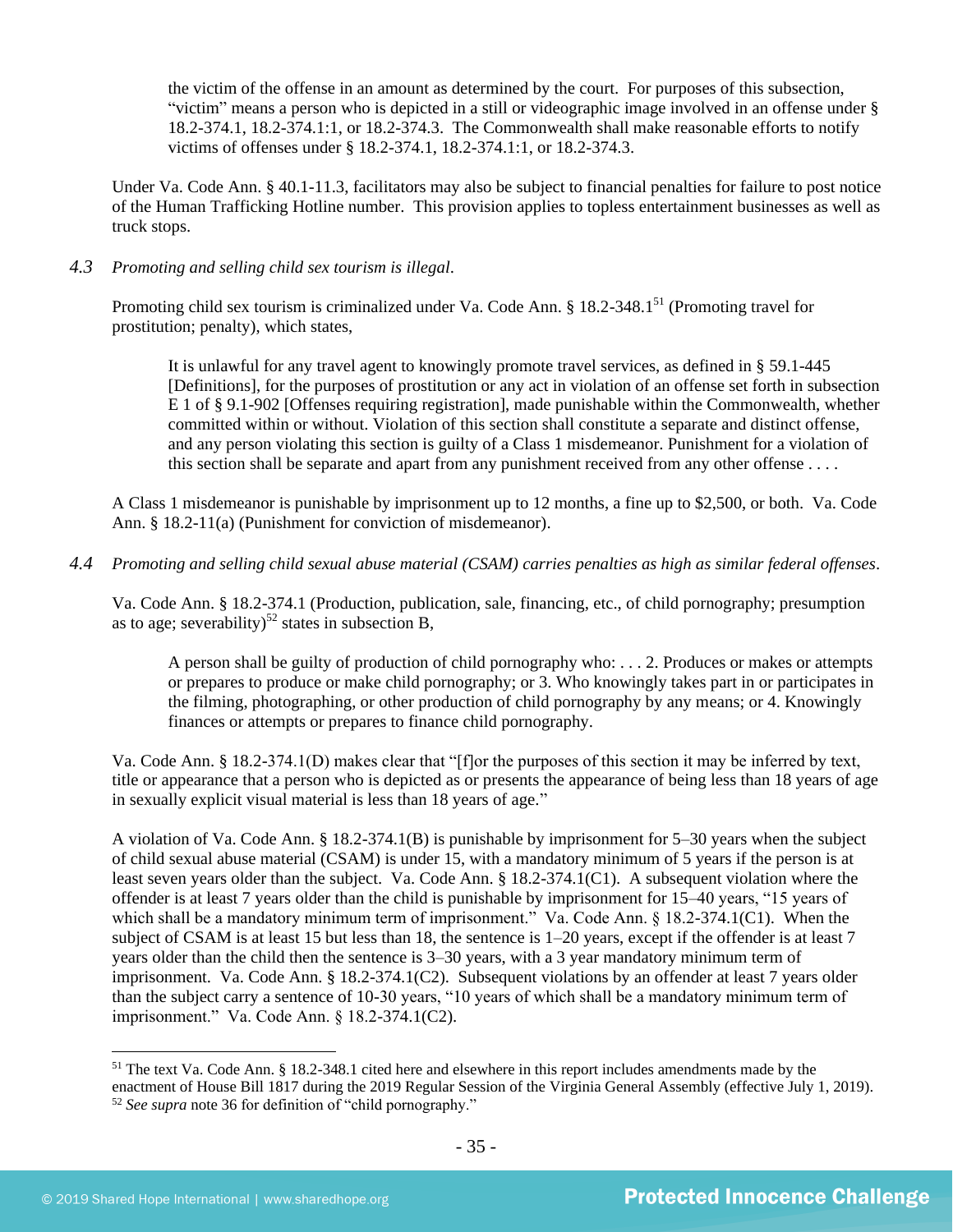> the victim of the offense in an amount as determined by the court. For purposes of this subsection, "victim" means a person who is depicted in a still or videographic image involved in an offense under § 18.2-374.1, 18.2-374.1:1, or 18.2-374.3. The Commonwealth shall make reasonable efforts to notify victims of offenses under § 18.2-374.1, 18.2-374.1:1, or 18.2-374.3.

Under Va. Code Ann. § 40.1-11.3, facilitators may also be subject to financial penalties for failure to post notice of the Human Trafficking Hotline number. This provision applies to topless entertainment businesses as well as truck stops.

*4.3 Promoting and selling child sex tourism is illegal.*

Promoting child sex tourism is criminalized under Va. Code Ann. § 18.2-348.1[51] (Promoting travel for prostitution; penalty), which states,

> It is unlawful for any travel agent to knowingly promote travel services, as defined in § 59.1-445 [Definitions], for the purposes of prostitution or any act in violation of an offense set forth in subsection E 1 of § 9.1-902 [Offenses requiring registration], made punishable within the Commonwealth, whether committed within or without. Violation of this section shall constitute a separate and distinct offense, and any person violating this section is guilty of a Class 1 misdemeanor. Punishment for a violation of this section shall be separate and apart from any punishment received from any other offense . . . .

A Class 1 misdemeanor is punishable by imprisonment up to 12 months, a fine up to $2,500, or both. Va. Code Ann. § 18.2-11(a) (Punishment for conviction of misdemeanor).

*4.4 Promoting and selling child sexual abuse material (CSAM) carries penalties as high as similar federal offenses.*

Va. Code Ann. § 18.2-374.1 (Production, publication, sale, financing, etc., of child pornography; presumption as to age; severability)[52] states in subsection B,

> A person shall be guilty of production of child pornography who: . . . 2. Produces or makes or attempts or prepares to produce or make child pornography; or 3. Who knowingly takes part in or participates in the filming, photographing, or other production of child pornography by any means; or 4. Knowingly finances or attempts or prepares to finance child pornography.

Va. Code Ann. § 18.2-374.1(D) makes clear that "[f]or the purposes of this section it may be inferred by text, title or appearance that a person who is depicted as or presents the appearance of being less than 18 years of age in sexually explicit visual material is less than 18 years of age."

A violation of Va. Code Ann. § 18.2-374.1(B) is punishable by imprisonment for 5–30 years when the subject of child sexual abuse material (CSAM) is under 15, with a mandatory minimum of 5 years if the person is at least seven years older than the subject. Va. Code Ann. § 18.2-374.1(C1). A subsequent violation where the offender is at least 7 years older than the child is punishable by imprisonment for 15–40 years, "15 years of which shall be a mandatory minimum term of imprisonment." Va. Code Ann. § 18.2-374.1(C1). When the subject of CSAM is at least 15 but less than 18, the sentence is 1–20 years, except if the offender is at least 7 years older than the child then the sentence is 3–30 years, with a 3 year mandatory minimum term of imprisonment. Va. Code Ann. § 18.2-374.1(C2). Subsequent violations by an offender at least 7 years older than the subject carry a sentence of 10-30 years, "10 years of which shall be a mandatory minimum term of imprisonment." Va. Code Ann. § 18.2-374.1(C2).

---

[51] The text Va. Code Ann. § 18.2-348.1 cited here and elsewhere in this report includes amendments made by the enactment of House Bill 1817 during the 2019 Regular Session of the Virginia General Assembly (effective July 1, 2019).

[52] *See supra* note 36 for definition of "child pornography."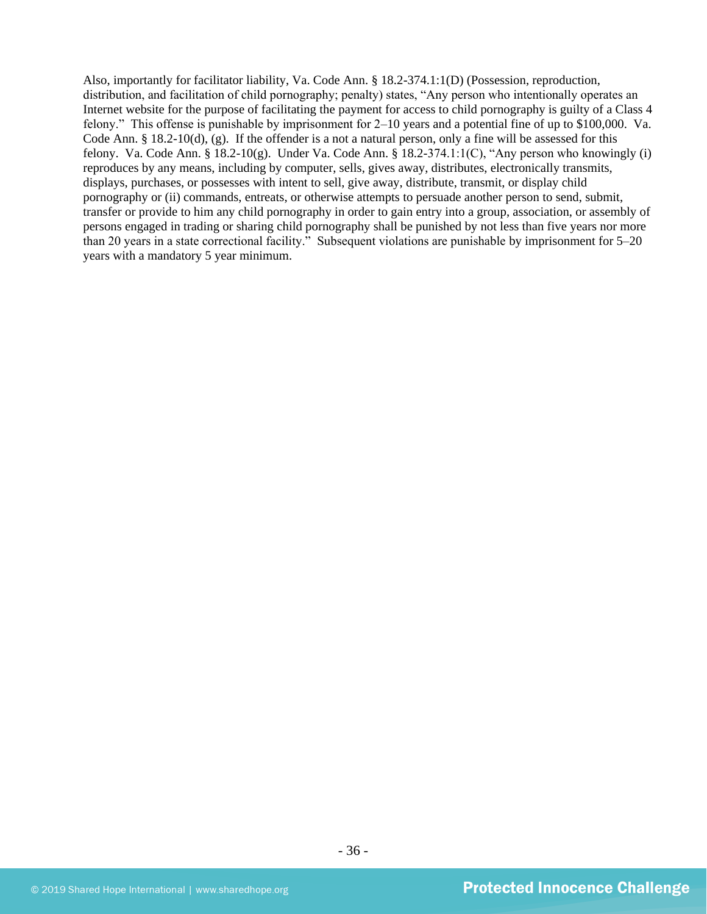Also, importantly for facilitator liability, Va. Code Ann. § 18.2-374.1:1(D) (Possession, reproduction, distribution, and facilitation of child pornography; penalty) states, "Any person who intentionally operates an Internet website for the purpose of facilitating the payment for access to child pornography is guilty of a Class 4 felony." This offense is punishable by imprisonment for 2–10 years and a potential fine of up to $100,000. Va. Code Ann. § 18.2-10(d), (g). If the offender is a not a natural person, only a fine will be assessed for this felony. Va. Code Ann. § 18.2-10(g). Under Va. Code Ann. § 18.2-374.1:1(C), "Any person who knowingly (i) reproduces by any means, including by computer, sells, gives away, distributes, electronically transmits, displays, purchases, or possesses with intent to sell, give away, distribute, transmit, or display child pornography or (ii) commands, entreats, or otherwise attempts to persuade another person to send, submit, transfer or provide to him any child pornography in order to gain entry into a group, association, or assembly of persons engaged in trading or sharing child pornography shall be punished by not less than five years nor more than 20 years in a state correctional facility." Subsequent violations are punishable by imprisonment for 5–20 years with a mandatory 5 year minimum.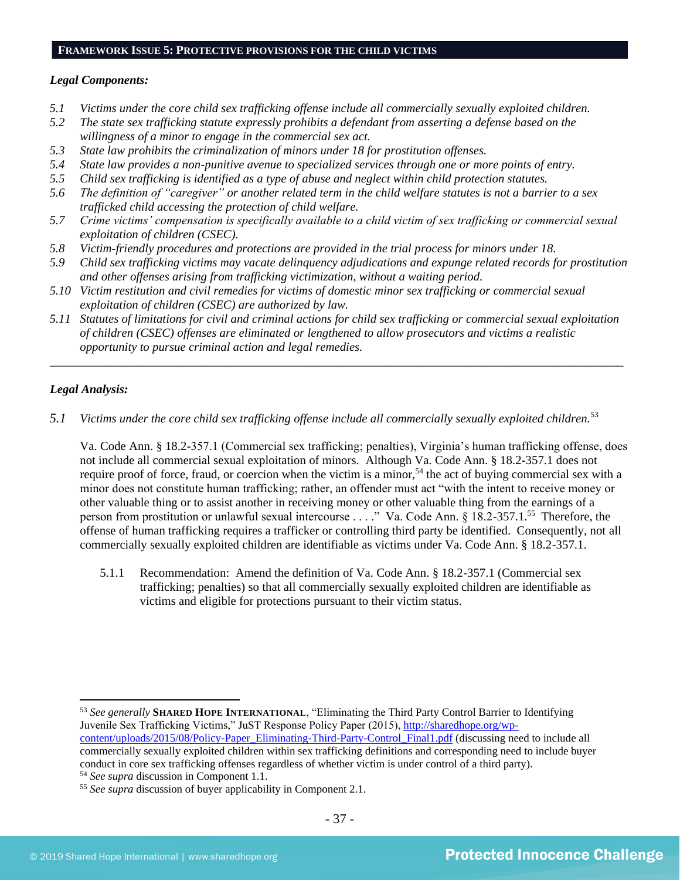## FRAMEWORK ISSUE 5: PROTECTIVE PROVISIONS FOR THE CHILD VICTIMS

***Legal Components:***

*5.1 Victims under the core child sex trafficking offense include all commercially sexually exploited children.*
*5.2 The state sex trafficking statute expressly prohibits a defendant from asserting a defense based on the willingness of a minor to engage in the commercial sex act.*
*5.3 State law prohibits the criminalization of minors under 18 for prostitution offenses.*
*5.4 State law provides a non-punitive avenue to specialized services through one or more points of entry.*
*5.5 Child sex trafficking is identified as a type of abuse and neglect within child protection statutes.*
*5.6 The definition of "caregiver" or another related term in the child welfare statutes is not a barrier to a sex trafficked child accessing the protection of child welfare.*
*5.7 Crime victims' compensation is specifically available to a child victim of sex trafficking or commercial sexual exploitation of children (CSEC).*
*5.8 Victim-friendly procedures and protections are provided in the trial process for minors under 18.*
*5.9 Child sex trafficking victims may vacate delinquency adjudications and expunge related records for prostitution and other offenses arising from trafficking victimization, without a waiting period.*
*5.10 Victim restitution and civil remedies for victims of domestic minor sex trafficking or commercial sexual exploitation of children (CSEC) are authorized by law.*
*5.11 Statutes of limitations for civil and criminal actions for child sex trafficking or commercial sexual exploitation of children (CSEC) offenses are eliminated or lengthened to allow prosecutors and victims a realistic opportunity to pursue criminal action and legal remedies.*

---

***Legal Analysis:***

*5.1 Victims under the core child sex trafficking offense include all commercially sexually exploited children.*[53]

Va. Code Ann. § 18.2-357.1 (Commercial sex trafficking; penalties), Virginia's human trafficking offense, does not include all commercial sexual exploitation of minors. Although Va. Code Ann. § 18.2-357.1 does not require proof of force, fraud, or coercion when the victim is a minor,[54] the act of buying commercial sex with a minor does not constitute human trafficking; rather, an offender must act "with the intent to receive money or other valuable thing or to assist another in receiving money or other valuable thing from the earnings of a person from prostitution or unlawful sexual intercourse . . . ." Va. Code Ann. § 18.2-357.1.[55] Therefore, the offense of human trafficking requires a trafficker or controlling third party be identified. Consequently, not all commercially sexually exploited children are identifiable as victims under Va. Code Ann. § 18.2-357.1.

5.1.1 Recommendation: Amend the definition of Va. Code Ann. § 18.2-357.1 (Commercial sex trafficking; penalties) so that all commercially sexually exploited children are identifiable as victims and eligible for protections pursuant to their victim status.

---

[53] *See generally* **SHARED HOPE INTERNATIONAL**, "Eliminating the Third Party Control Barrier to Identifying Juvenile Sex Trafficking Victims," JuST Response Policy Paper (2015), http://sharedhope.org/wp-content/uploads/2015/08/Policy-Paper_Eliminating-Third-Party-Control_Final1.pdf (discussing need to include all commercially sexually exploited children within sex trafficking definitions and corresponding need to include buyer conduct in core sex trafficking offenses regardless of whether victim is under control of a third party).
[54] *See supra* discussion in Component 1.1.
[55] *See supra* discussion of buyer applicability in Component 2.1.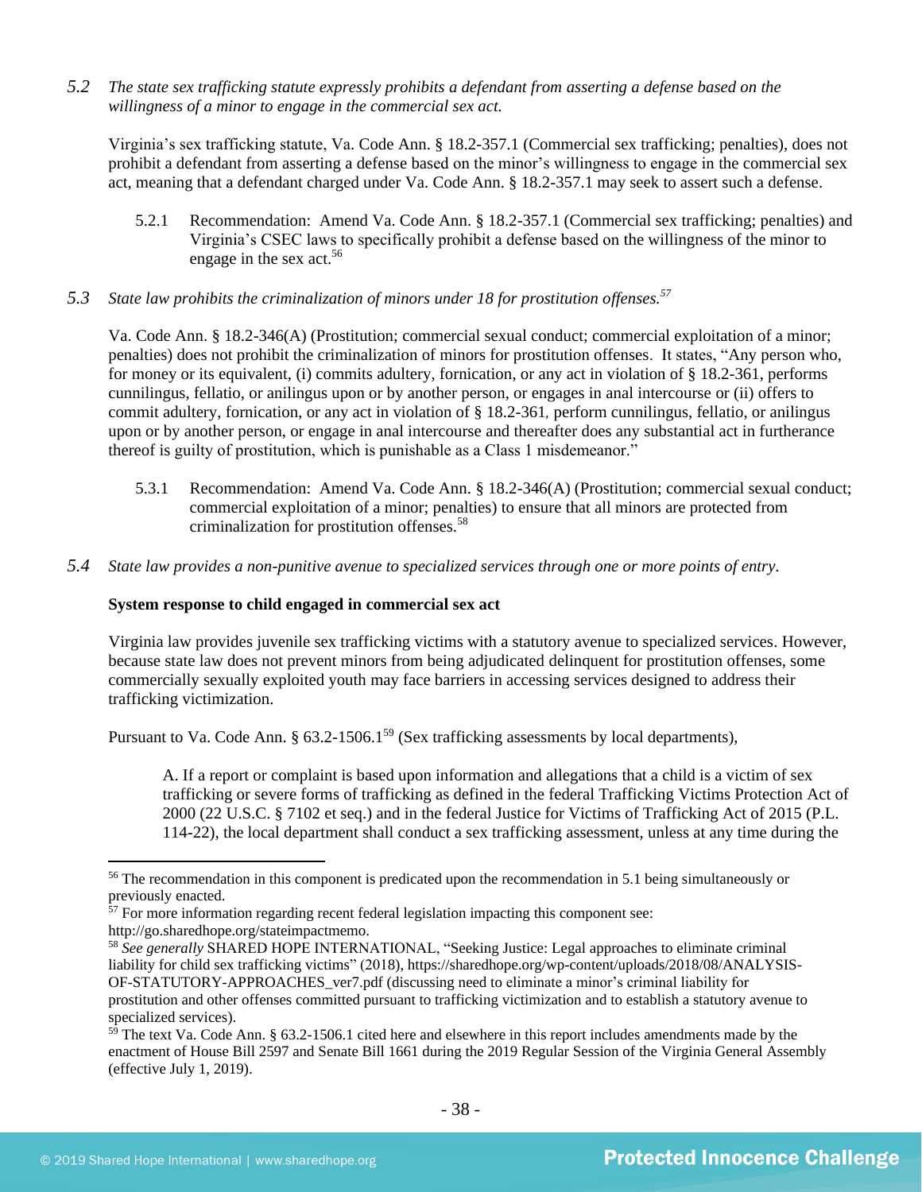*5.2 The state sex trafficking statute expressly prohibits a defendant from asserting a defense based on the willingness of a minor to engage in the commercial sex act.*

Virginia's sex trafficking statute, Va. Code Ann. § 18.2-357.1 (Commercial sex trafficking; penalties), does not prohibit a defendant from asserting a defense based on the minor's willingness to engage in the commercial sex act, meaning that a defendant charged under Va. Code Ann. § 18.2-357.1 may seek to assert such a defense.

5.2.1 Recommendation: Amend Va. Code Ann. § 18.2-357.1 (Commercial sex trafficking; penalties) and Virginia's CSEC laws to specifically prohibit a defense based on the willingness of the minor to engage in the sex act.[56]

*5.3 State law prohibits the criminalization of minors under 18 for prostitution offenses.[57]*

Va. Code Ann. § 18.2-346(A) (Prostitution; commercial sexual conduct; commercial exploitation of a minor; penalties) does not prohibit the criminalization of minors for prostitution offenses. It states, "Any person who, for money or its equivalent, (i) commits adultery, fornication, or any act in violation of § 18.2-361, performs cunnilingus, fellatio, or anilingus upon or by another person, or engages in anal intercourse or (ii) offers to commit adultery, fornication, or any act in violation of § 18.2-361, perform cunnilingus, fellatio, or anilingus upon or by another person, or engage in anal intercourse and thereafter does any substantial act in furtherance thereof is guilty of prostitution, which is punishable as a Class 1 misdemeanor."

5.3.1 Recommendation: Amend Va. Code Ann. § 18.2-346(A) (Prostitution; commercial sexual conduct; commercial exploitation of a minor; penalties) to ensure that all minors are protected from criminalization for prostitution offenses.[58]

*5.4 State law provides a non-punitive avenue to specialized services through one or more points of entry.*

**System response to child engaged in commercial sex act**

Virginia law provides juvenile sex trafficking victims with a statutory avenue to specialized services. However, because state law does not prevent minors from being adjudicated delinquent for prostitution offenses, some commercially sexually exploited youth may face barriers in accessing services designed to address their trafficking victimization.

Pursuant to Va. Code Ann. § 63.2-1506.1[59] (Sex trafficking assessments by local departments),

> A. If a report or complaint is based upon information and allegations that a child is a victim of sex trafficking or severe forms of trafficking as defined in the federal Trafficking Victims Protection Act of 2000 (22 U.S.C. § 7102 et seq.) and in the federal Justice for Victims of Trafficking Act of 2015 (P.L. 114-22), the local department shall conduct a sex trafficking assessment, unless at any time during the

---

[56] The recommendation in this component is predicated upon the recommendation in 5.1 being simultaneously or previously enacted.

[57] For more information regarding recent federal legislation impacting this component see: http://go.sharedhope.org/stateimpactmemo.

[58] *See generally* SHARED HOPE INTERNATIONAL, "Seeking Justice: Legal approaches to eliminate criminal liability for child sex trafficking victims" (2018), https://sharedhope.org/wp-content/uploads/2018/08/ANALYSIS-OF-STATUTORY-APPROACHES_ver7.pdf (discussing need to eliminate a minor's criminal liability for prostitution and other offenses committed pursuant to trafficking victimization and to establish a statutory avenue to specialized services).

[59] The text Va. Code Ann. § 63.2-1506.1 cited here and elsewhere in this report includes amendments made by the enactment of House Bill 2597 and Senate Bill 1661 during the 2019 Regular Session of the Virginia General Assembly (effective July 1, 2019).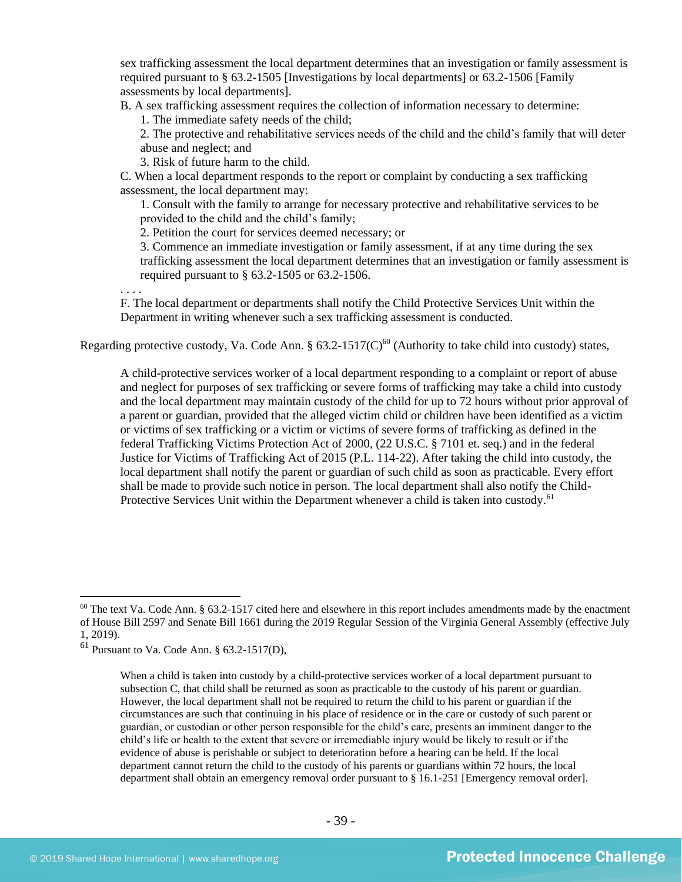sex trafficking assessment the local department determines that an investigation or family assessment is required pursuant to § 63.2-1505 [Investigations by local departments] or 63.2-1506 [Family assessments by local departments].

B. A sex trafficking assessment requires the collection of information necessary to determine:

1. The immediate safety needs of the child;
2. The protective and rehabilitative services needs of the child and the child's family that will deter abuse and neglect; and
3. Risk of future harm to the child.

C. When a local department responds to the report or complaint by conducting a sex trafficking assessment, the local department may:

1. Consult with the family to arrange for necessary protective and rehabilitative services to be provided to the child and the child's family;
2. Petition the court for services deemed necessary; or
3. Commence an immediate investigation or family assessment, if at any time during the sex trafficking assessment the local department determines that an investigation or family assessment is required pursuant to § 63.2-1505 or 63.2-1506.

. . . .

F. The local department or departments shall notify the Child Protective Services Unit within the Department in writing whenever such a sex trafficking assessment is conducted.

Regarding protective custody, Va. Code Ann. § 63.2-1517(C)[60] (Authority to take child into custody) states,

> A child-protective services worker of a local department responding to a complaint or report of abuse and neglect for purposes of sex trafficking or severe forms of trafficking may take a child into custody and the local department may maintain custody of the child for up to 72 hours without prior approval of a parent or guardian, provided that the alleged victim child or children have been identified as a victim or victims of sex trafficking or a victim or victims of severe forms of trafficking as defined in the federal Trafficking Victims Protection Act of 2000, (22 U.S.C. § 7101 et. seq.) and in the federal Justice for Victims of Trafficking Act of 2015 (P.L. 114-22). After taking the child into custody, the local department shall notify the parent or guardian of such child as soon as practicable. Every effort shall be made to provide such notice in person. The local department shall also notify the Child-Protective Services Unit within the Department whenever a child is taken into custody.[61]

---

[60] The text Va. Code Ann. § 63.2-1517 cited here and elsewhere in this report includes amendments made by the enactment of House Bill 2597 and Senate Bill 1661 during the 2019 Regular Session of the Virginia General Assembly (effective July 1, 2019).

[61] Pursuant to Va. Code Ann. § 63.2-1517(D),

> When a child is taken into custody by a child-protective services worker of a local department pursuant to subsection C, that child shall be returned as soon as practicable to the custody of his parent or guardian. However, the local department shall not be required to return the child to his parent or guardian if the circumstances are such that continuing in his place of residence or in the care or custody of such parent or guardian, or custodian or other person responsible for the child's care, presents an imminent danger to the child's life or health to the extent that severe or irremediable injury would be likely to result or if the evidence of abuse is perishable or subject to deterioration before a hearing can be held. If the local department cannot return the child to the custody of his parents or guardians within 72 hours, the local department shall obtain an emergency removal order pursuant to § 16.1-251 [Emergency removal order].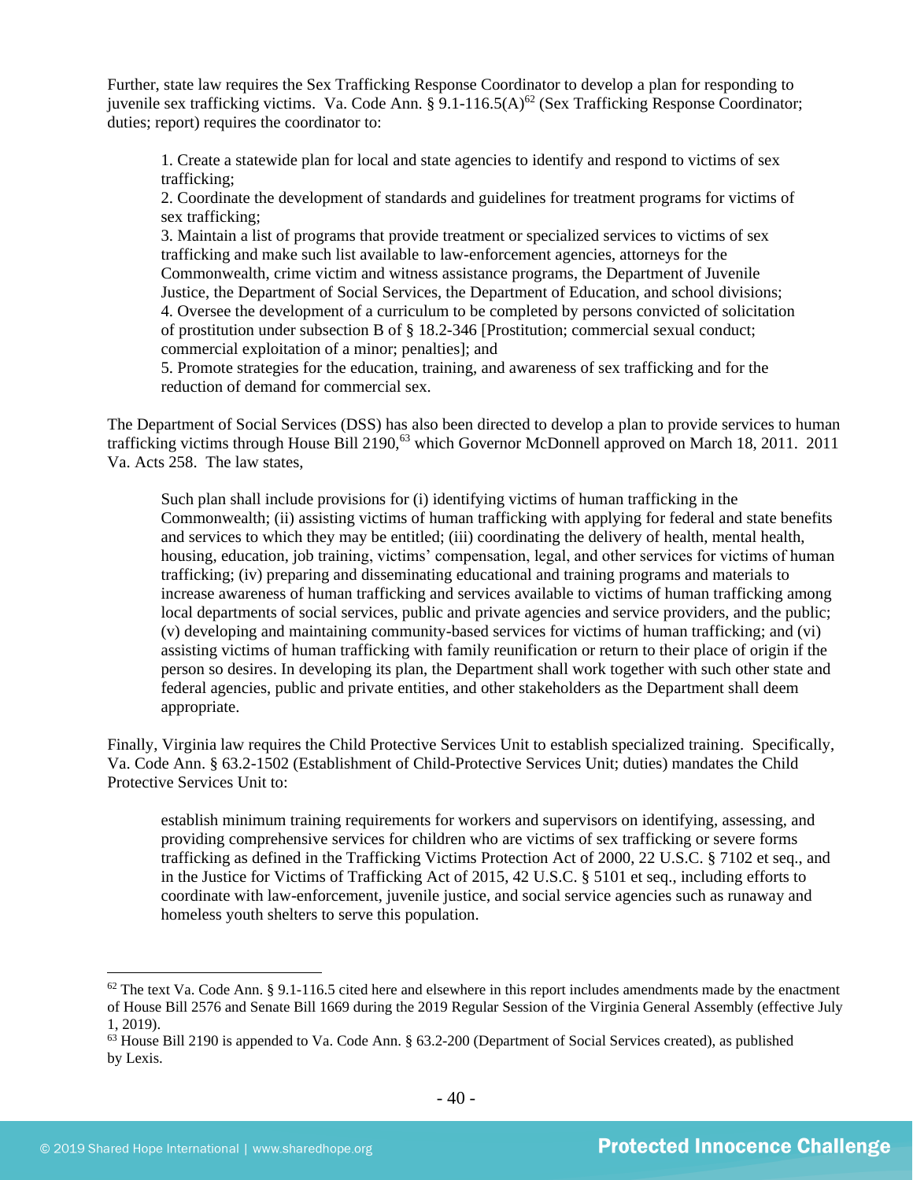Further, state law requires the Sex Trafficking Response Coordinator to develop a plan for responding to juvenile sex trafficking victims. Va. Code Ann. § 9.1-116.5(A)[62] (Sex Trafficking Response Coordinator; duties; report) requires the coordinator to:

> 1. Create a statewide plan for local and state agencies to identify and respond to victims of sex trafficking;
> 2. Coordinate the development of standards and guidelines for treatment programs for victims of sex trafficking;
> 3. Maintain a list of programs that provide treatment or specialized services to victims of sex trafficking and make such list available to law-enforcement agencies, attorneys for the Commonwealth, crime victim and witness assistance programs, the Department of Juvenile Justice, the Department of Social Services, the Department of Education, and school divisions;
> 4. Oversee the development of a curriculum to be completed by persons convicted of solicitation of prostitution under subsection B of § 18.2-346 [Prostitution; commercial sexual conduct; commercial exploitation of a minor; penalties]; and
> 5. Promote strategies for the education, training, and awareness of sex trafficking and for the reduction of demand for commercial sex.

The Department of Social Services (DSS) has also been directed to develop a plan to provide services to human trafficking victims through House Bill 2190,[63] which Governor McDonnell approved on March 18, 2011. 2011 Va. Acts 258. The law states,

> Such plan shall include provisions for (i) identifying victims of human trafficking in the Commonwealth; (ii) assisting victims of human trafficking with applying for federal and state benefits and services to which they may be entitled; (iii) coordinating the delivery of health, mental health, housing, education, job training, victims' compensation, legal, and other services for victims of human trafficking; (iv) preparing and disseminating educational and training programs and materials to increase awareness of human trafficking and services available to victims of human trafficking among local departments of social services, public and private agencies and service providers, and the public; (v) developing and maintaining community-based services for victims of human trafficking; and (vi) assisting victims of human trafficking with family reunification or return to their place of origin if the person so desires. In developing its plan, the Department shall work together with such other state and federal agencies, public and private entities, and other stakeholders as the Department shall deem appropriate.

Finally, Virginia law requires the Child Protective Services Unit to establish specialized training. Specifically, Va. Code Ann. § 63.2-1502 (Establishment of Child-Protective Services Unit; duties) mandates the Child Protective Services Unit to:

> establish minimum training requirements for workers and supervisors on identifying, assessing, and providing comprehensive services for children who are victims of sex trafficking or severe forms trafficking as defined in the Trafficking Victims Protection Act of 2000, 22 U.S.C. § 7102 et seq., and in the Justice for Victims of Trafficking Act of 2015, 42 U.S.C. § 5101 et seq., including efforts to coordinate with law-enforcement, juvenile justice, and social service agencies such as runaway and homeless youth shelters to serve this population.

---

[62] The text Va. Code Ann. § 9.1-116.5 cited here and elsewhere in this report includes amendments made by the enactment of House Bill 2576 and Senate Bill 1669 during the 2019 Regular Session of the Virginia General Assembly (effective July 1, 2019).

[63] House Bill 2190 is appended to Va. Code Ann. § 63.2-200 (Department of Social Services created), as published by Lexis.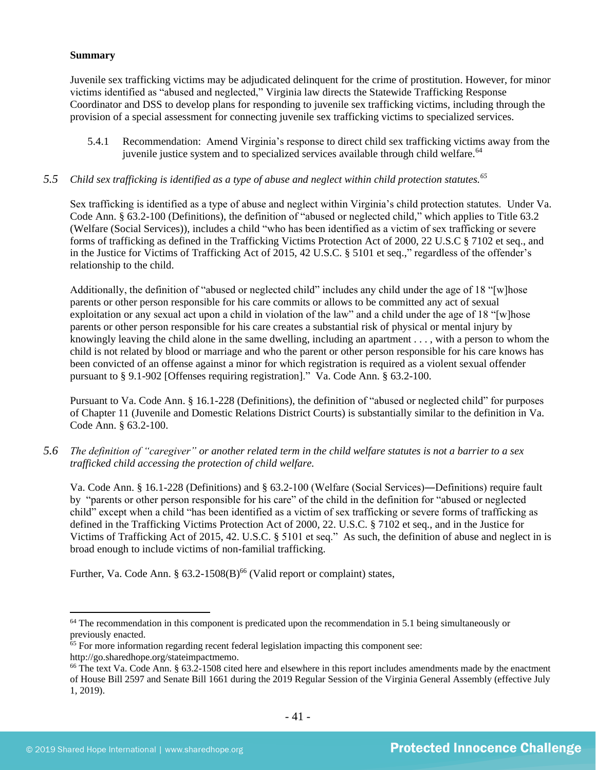**Summary**

Juvenile sex trafficking victims may be adjudicated delinquent for the crime of prostitution. However, for minor victims identified as "abused and neglected," Virginia law directs the Statewide Trafficking Response Coordinator and DSS to develop plans for responding to juvenile sex trafficking victims, including through the provision of a special assessment for connecting juvenile sex trafficking victims to specialized services.

5.4.1 Recommendation: Amend Virginia's response to direct child sex trafficking victims away from the juvenile justice system and to specialized services available through child welfare.[64]

### 5.5 *Child sex trafficking is identified as a type of abuse and neglect within child protection statutes.[65]*

Sex trafficking is identified as a type of abuse and neglect within Virginia's child protection statutes. Under Va. Code Ann. § 63.2-100 (Definitions), the definition of "abused or neglected child," which applies to Title 63.2 (Welfare (Social Services)), includes a child "who has been identified as a victim of sex trafficking or severe forms of trafficking as defined in the Trafficking Victims Protection Act of 2000, 22 U.S.C § 7102 et seq., and in the Justice for Victims of Trafficking Act of 2015, 42 U.S.C. § 5101 et seq.," regardless of the offender's relationship to the child.

Additionally, the definition of "abused or neglected child" includes any child under the age of 18 "[w]hose parents or other person responsible for his care commits or allows to be committed any act of sexual exploitation or any sexual act upon a child in violation of the law" and a child under the age of 18 "[w]hose parents or other person responsible for his care creates a substantial risk of physical or mental injury by knowingly leaving the child alone in the same dwelling, including an apartment . . . , with a person to whom the child is not related by blood or marriage and who the parent or other person responsible for his care knows has been convicted of an offense against a minor for which registration is required as a violent sexual offender pursuant to § 9.1-902 [Offenses requiring registration]." Va. Code Ann. § 63.2-100.

Pursuant to Va. Code Ann. § 16.1-228 (Definitions), the definition of "abused or neglected child" for purposes of Chapter 11 (Juvenile and Domestic Relations District Courts) is substantially similar to the definition in Va. Code Ann. § 63.2-100.

### 5.6 *The definition of "caregiver" or another related term in the child welfare statutes is not a barrier to a sex trafficked child accessing the protection of child welfare.*

Va. Code Ann. § 16.1-228 (Definitions) and § 63.2-100 (Welfare (Social Services)—Definitions) require fault by "parents or other person responsible for his care" of the child in the definition for "abused or neglected child" except when a child "has been identified as a victim of sex trafficking or severe forms of trafficking as defined in the Trafficking Victims Protection Act of 2000, 22. U.S.C. § 7102 et seq., and in the Justice for Victims of Trafficking Act of 2015, 42. U.S.C. § 5101 et seq." As such, the definition of abuse and neglect in is broad enough to include victims of non-familial trafficking.

Further, Va. Code Ann. § 63.2-1508(B)[66] (Valid report or complaint) states,

---

[64] The recommendation in this component is predicated upon the recommendation in 5.1 being simultaneously or previously enacted.

[65] For more information regarding recent federal legislation impacting this component see: http://go.sharedhope.org/stateimpactmemo.

[66] The text Va. Code Ann. § 63.2-1508 cited here and elsewhere in this report includes amendments made by the enactment of House Bill 2597 and Senate Bill 1661 during the 2019 Regular Session of the Virginia General Assembly (effective July 1, 2019).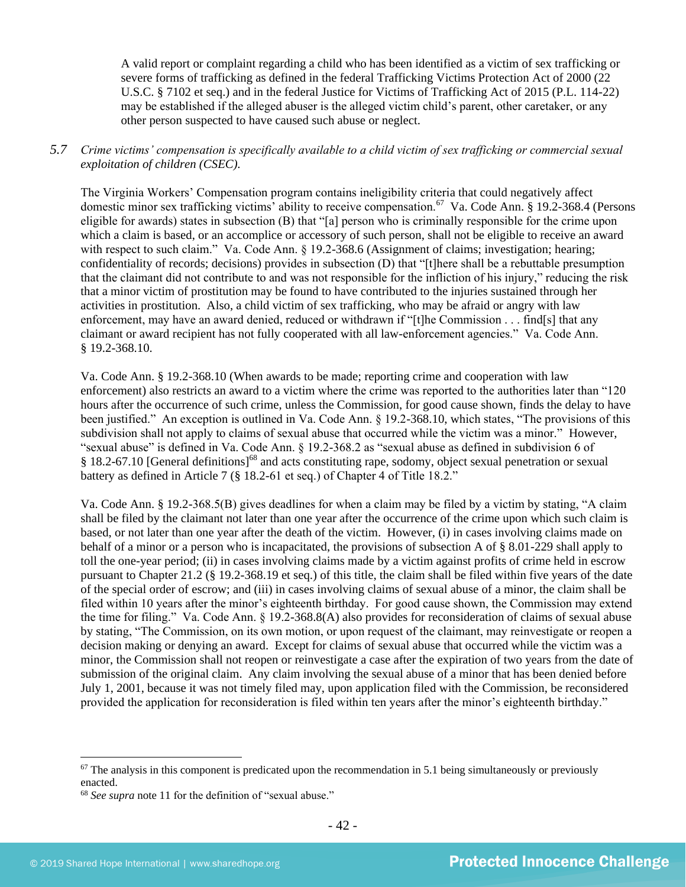A valid report or complaint regarding a child who has been identified as a victim of sex trafficking or severe forms of trafficking as defined in the federal Trafficking Victims Protection Act of 2000 (22 U.S.C. § 7102 et seq.) and in the federal Justice for Victims of Trafficking Act of 2015 (P.L. 114-22) may be established if the alleged abuser is the alleged victim child's parent, other caretaker, or any other person suspected to have caused such abuse or neglect.

*5.7 Crime victims' compensation is specifically available to a child victim of sex trafficking or commercial sexual exploitation of children (CSEC).*

The Virginia Workers' Compensation program contains ineligibility criteria that could negatively affect domestic minor sex trafficking victims' ability to receive compensation.[67] Va. Code Ann. § 19.2-368.4 (Persons eligible for awards) states in subsection (B) that "[a] person who is criminally responsible for the crime upon which a claim is based, or an accomplice or accessory of such person, shall not be eligible to receive an award with respect to such claim." Va. Code Ann. § 19.2-368.6 (Assignment of claims; investigation; hearing; confidentiality of records; decisions) provides in subsection (D) that "[t]here shall be a rebuttable presumption that the claimant did not contribute to and was not responsible for the infliction of his injury," reducing the risk that a minor victim of prostitution may be found to have contributed to the injuries sustained through her activities in prostitution. Also, a child victim of sex trafficking, who may be afraid or angry with law enforcement, may have an award denied, reduced or withdrawn if "[t]he Commission . . . find[s] that any claimant or award recipient has not fully cooperated with all law-enforcement agencies." Va. Code Ann. § 19.2-368.10.

Va. Code Ann. § 19.2-368.10 (When awards to be made; reporting crime and cooperation with law enforcement) also restricts an award to a victim where the crime was reported to the authorities later than "120 hours after the occurrence of such crime, unless the Commission, for good cause shown, finds the delay to have been justified." An exception is outlined in Va. Code Ann. § 19.2-368.10, which states, "The provisions of this subdivision shall not apply to claims of sexual abuse that occurred while the victim was a minor." However, "sexual abuse" is defined in Va. Code Ann. § 19.2-368.2 as "sexual abuse as defined in subdivision 6 of § 18.2-67.10 [General definitions][68] and acts constituting rape, sodomy, object sexual penetration or sexual battery as defined in Article 7 (§ 18.2-61 et seq.) of Chapter 4 of Title 18.2."

Va. Code Ann. § 19.2-368.5(B) gives deadlines for when a claim may be filed by a victim by stating, "A claim shall be filed by the claimant not later than one year after the occurrence of the crime upon which such claim is based, or not later than one year after the death of the victim. However, (i) in cases involving claims made on behalf of a minor or a person who is incapacitated, the provisions of subsection A of § 8.01-229 shall apply to toll the one-year period; (ii) in cases involving claims made by a victim against profits of crime held in escrow pursuant to Chapter 21.2 (§ 19.2-368.19 et seq.) of this title, the claim shall be filed within five years of the date of the special order of escrow; and (iii) in cases involving claims of sexual abuse of a minor, the claim shall be filed within 10 years after the minor's eighteenth birthday. For good cause shown, the Commission may extend the time for filing." Va. Code Ann. § 19.2-368.8(A) also provides for reconsideration of claims of sexual abuse by stating, "The Commission, on its own motion, or upon request of the claimant, may reinvestigate or reopen a decision making or denying an award. Except for claims of sexual abuse that occurred while the victim was a minor, the Commission shall not reopen or reinvestigate a case after the expiration of two years from the date of submission of the original claim. Any claim involving the sexual abuse of a minor that has been denied before July 1, 2001, because it was not timely filed may, upon application filed with the Commission, be reconsidered provided the application for reconsideration is filed within ten years after the minor's eighteenth birthday."

---

[67] The analysis in this component is predicated upon the recommendation in 5.1 being simultaneously or previously enacted.

[68] *See supra* note 11 for the definition of "sexual abuse."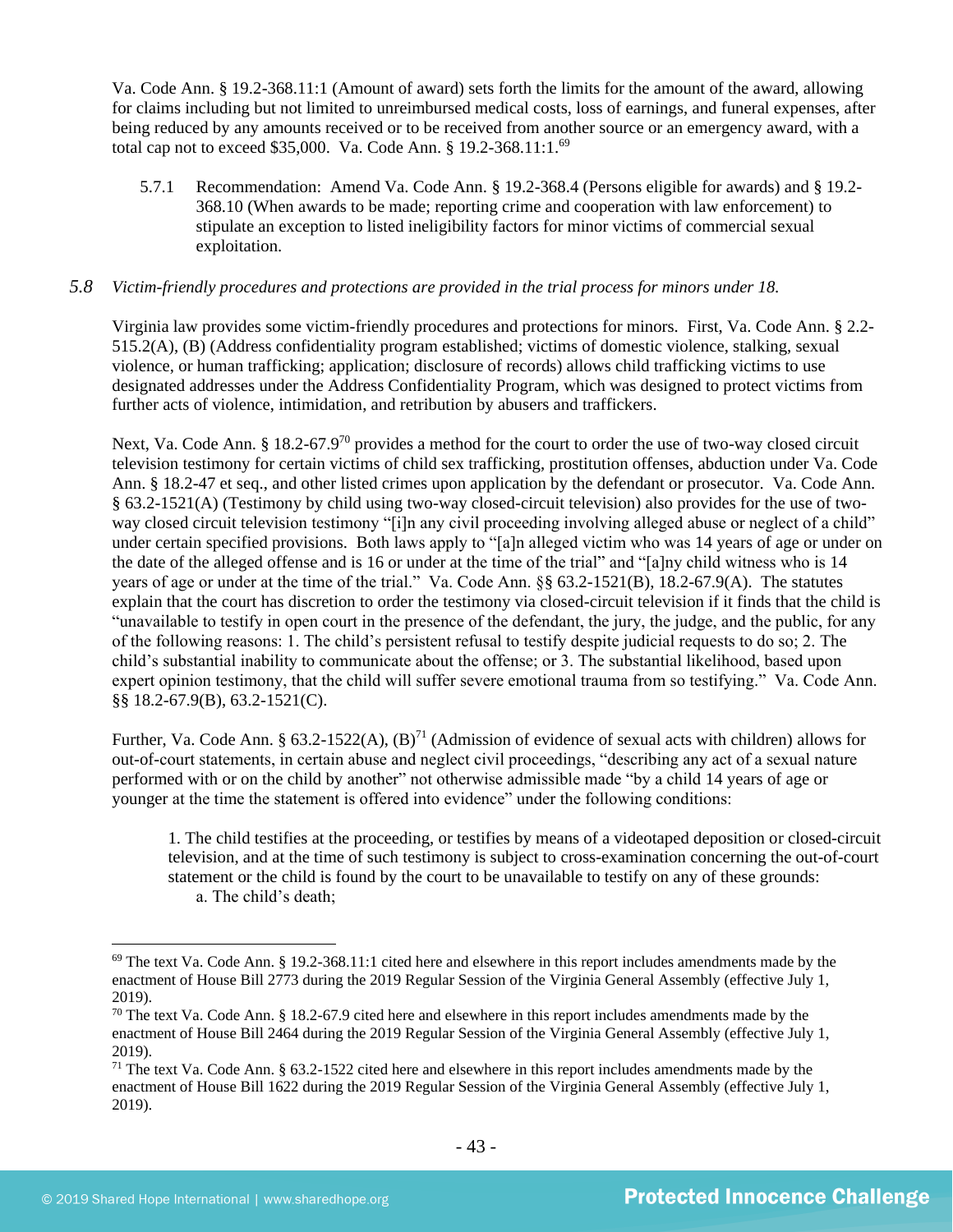Va. Code Ann. § 19.2-368.11:1 (Amount of award) sets forth the limits for the amount of the award, allowing for claims including but not limited to unreimbursed medical costs, loss of earnings, and funeral expenses, after being reduced by any amounts received or to be received from another source or an emergency award, with a total cap not to exceed $35,000. Va. Code Ann. § 19.2-368.11:1.[69]

5.7.1 Recommendation: Amend Va. Code Ann. § 19.2-368.4 (Persons eligible for awards) and § 19.2-368.10 (When awards to be made; reporting crime and cooperation with law enforcement) to stipulate an exception to listed ineligibility factors for minor victims of commercial sexual exploitation.

### *5.8 Victim-friendly procedures and protections are provided in the trial process for minors under 18.*

Virginia law provides some victim-friendly procedures and protections for minors. First, Va. Code Ann. § 2.2-515.2(A), (B) (Address confidentiality program established; victims of domestic violence, stalking, sexual violence, or human trafficking; application; disclosure of records) allows child trafficking victims to use designated addresses under the Address Confidentiality Program, which was designed to protect victims from further acts of violence, intimidation, and retribution by abusers and traffickers.

Next, Va. Code Ann. § 18.2-67.9[70] provides a method for the court to order the use of two-way closed circuit television testimony for certain victims of child sex trafficking, prostitution offenses, abduction under Va. Code Ann. § 18.2-47 et seq., and other listed crimes upon application by the defendant or prosecutor. Va. Code Ann. § 63.2-1521(A) (Testimony by child using two-way closed-circuit television) also provides for the use of two-way closed circuit television testimony "[i]n any civil proceeding involving alleged abuse or neglect of a child" under certain specified provisions. Both laws apply to "[a]n alleged victim who was 14 years of age or under on the date of the alleged offense and is 16 or under at the time of the trial" and "[a]ny child witness who is 14 years of age or under at the time of the trial." Va. Code Ann. §§ 63.2-1521(B), 18.2-67.9(A). The statutes explain that the court has discretion to order the testimony via closed-circuit television if it finds that the child is "unavailable to testify in open court in the presence of the defendant, the jury, the judge, and the public, for any of the following reasons: 1. The child's persistent refusal to testify despite judicial requests to do so; 2. The child's substantial inability to communicate about the offense; or 3. The substantial likelihood, based upon expert opinion testimony, that the child will suffer severe emotional trauma from so testifying." Va. Code Ann. §§ 18.2-67.9(B), 63.2-1521(C).

Further, Va. Code Ann. § 63.2-1522(A), (B)[71] (Admission of evidence of sexual acts with children) allows for out-of-court statements, in certain abuse and neglect civil proceedings, "describing any act of a sexual nature performed with or on the child by another" not otherwise admissible made "by a child 14 years of age or younger at the time the statement is offered into evidence" under the following conditions:

> 1. The child testifies at the proceeding, or testifies by means of a videotaped deposition or closed-circuit television, and at the time of such testimony is subject to cross-examination concerning the out-of-court statement or the child is found by the court to be unavailable to testify on any of these grounds:
>     a. The child's death;

---

[69] The text Va. Code Ann. § 19.2-368.11:1 cited here and elsewhere in this report includes amendments made by the enactment of House Bill 2773 during the 2019 Regular Session of the Virginia General Assembly (effective July 1, 2019).

[70] The text Va. Code Ann. § 18.2-67.9 cited here and elsewhere in this report includes amendments made by the enactment of House Bill 2464 during the 2019 Regular Session of the Virginia General Assembly (effective July 1, 2019).

[71] The text Va. Code Ann. § 63.2-1522 cited here and elsewhere in this report includes amendments made by the enactment of House Bill 1622 during the 2019 Regular Session of the Virginia General Assembly (effective July 1, 2019).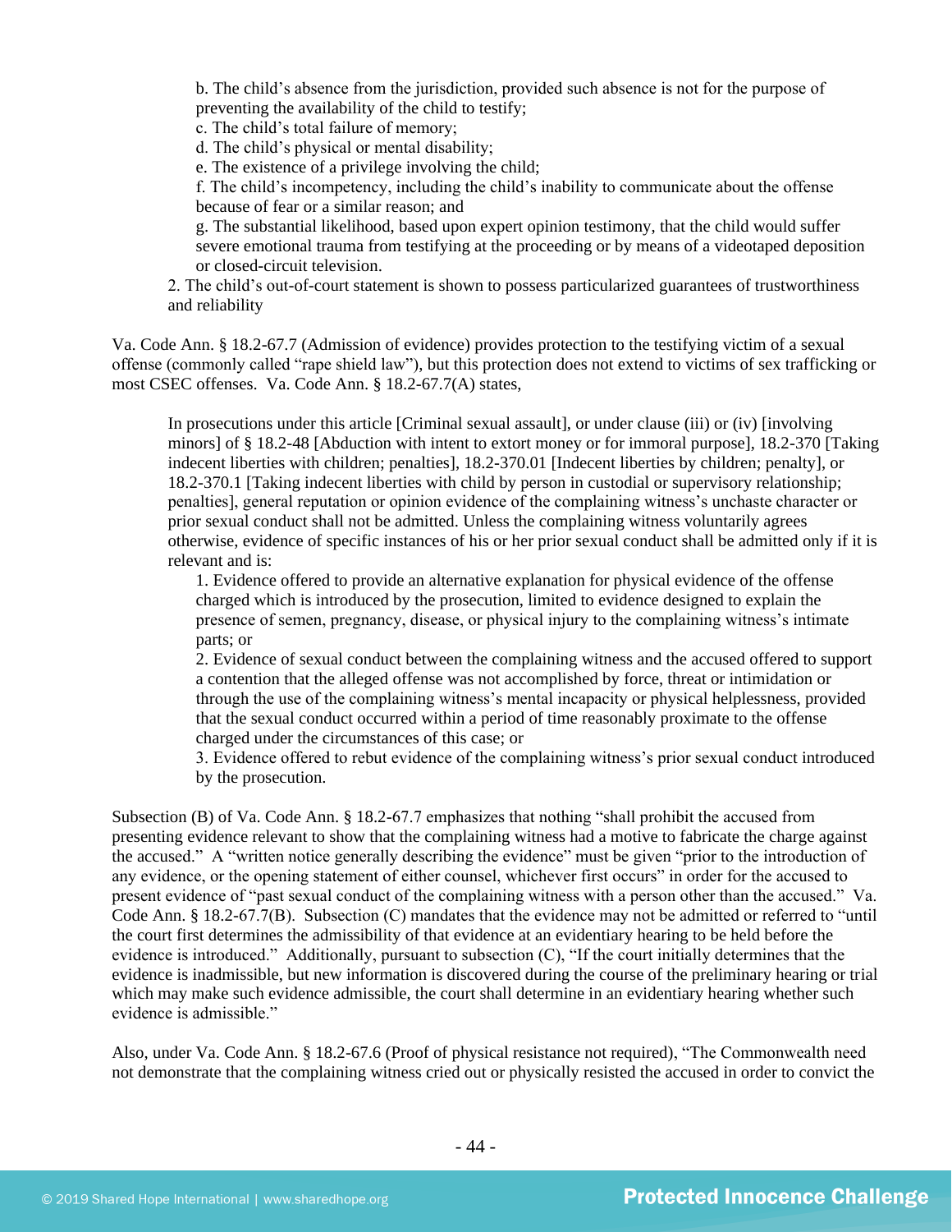b. The child's absence from the jurisdiction, provided such absence is not for the purpose of preventing the availability of the child to testify;
c. The child's total failure of memory;
d. The child's physical or mental disability;
e. The existence of a privilege involving the child;
f. The child's incompetency, including the child's inability to communicate about the offense because of fear or a similar reason; and
g. The substantial likelihood, based upon expert opinion testimony, that the child would suffer severe emotional trauma from testifying at the proceeding or by means of a videotaped deposition or closed-circuit television.

2. The child's out-of-court statement is shown to possess particularized guarantees of trustworthiness and reliability

Va. Code Ann. § 18.2-67.7 (Admission of evidence) provides protection to the testifying victim of a sexual offense (commonly called "rape shield law"), but this protection does not extend to victims of sex trafficking or most CSEC offenses. Va. Code Ann. § 18.2-67.7(A) states,

> In prosecutions under this article [Criminal sexual assault], or under clause (iii) or (iv) [involving minors] of § 18.2-48 [Abduction with intent to extort money or for immoral purpose], 18.2-370 [Taking indecent liberties with children; penalties], 18.2-370.01 [Indecent liberties by children; penalty], or 18.2-370.1 [Taking indecent liberties with child by person in custodial or supervisory relationship; penalties], general reputation or opinion evidence of the complaining witness's unchaste character or prior sexual conduct shall not be admitted. Unless the complaining witness voluntarily agrees otherwise, evidence of specific instances of his or her prior sexual conduct shall be admitted only if it is relevant and is:
>
> 1. Evidence offered to provide an alternative explanation for physical evidence of the offense charged which is introduced by the prosecution, limited to evidence designed to explain the presence of semen, pregnancy, disease, or physical injury to the complaining witness's intimate parts; or
> 2. Evidence of sexual conduct between the complaining witness and the accused offered to support a contention that the alleged offense was not accomplished by force, threat or intimidation or through the use of the complaining witness's mental incapacity or physical helplessness, provided that the sexual conduct occurred within a period of time reasonably proximate to the offense charged under the circumstances of this case; or
> 3. Evidence offered to rebut evidence of the complaining witness's prior sexual conduct introduced by the prosecution.

Subsection (B) of Va. Code Ann. § 18.2-67.7 emphasizes that nothing "shall prohibit the accused from presenting evidence relevant to show that the complaining witness had a motive to fabricate the charge against the accused." A "written notice generally describing the evidence" must be given "prior to the introduction of any evidence, or the opening statement of either counsel, whichever first occurs" in order for the accused to present evidence of "past sexual conduct of the complaining witness with a person other than the accused." Va. Code Ann. § 18.2-67.7(B). Subsection (C) mandates that the evidence may not be admitted or referred to "until the court first determines the admissibility of that evidence at an evidentiary hearing to be held before the evidence is introduced." Additionally, pursuant to subsection (C), "If the court initially determines that the evidence is inadmissible, but new information is discovered during the course of the preliminary hearing or trial which may make such evidence admissible, the court shall determine in an evidentiary hearing whether such evidence is admissible."

Also, under Va. Code Ann. § 18.2-67.6 (Proof of physical resistance not required), "The Commonwealth need not demonstrate that the complaining witness cried out or physically resisted the accused in order to convict the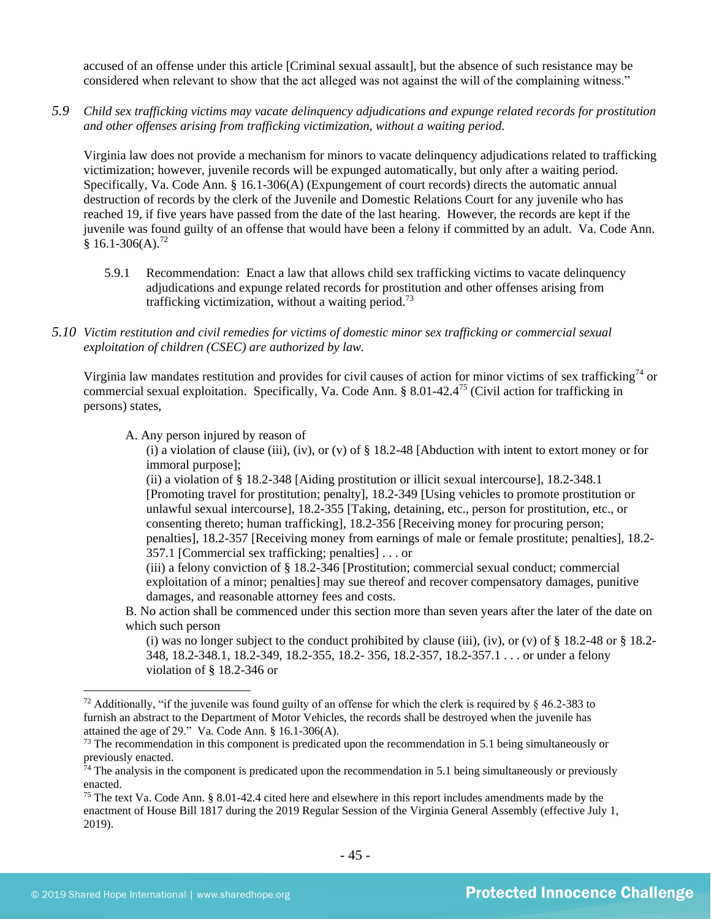accused of an offense under this article [Criminal sexual assault], but the absence of such resistance may be considered when relevant to show that the act alleged was not against the will of the complaining witness."

*5.9 Child sex trafficking victims may vacate delinquency adjudications and expunge related records for prostitution and other offenses arising from trafficking victimization, without a waiting period.*

Virginia law does not provide a mechanism for minors to vacate delinquency adjudications related to trafficking victimization; however, juvenile records will be expunged automatically, but only after a waiting period. Specifically, Va. Code Ann. § 16.1-306(A) (Expungement of court records) directs the automatic annual destruction of records by the clerk of the Juvenile and Domestic Relations Court for any juvenile who has reached 19, if five years have passed from the date of the last hearing. However, the records are kept if the juvenile was found guilty of an offense that would have been a felony if committed by an adult. Va. Code Ann. § 16.1-306(A).[72]

5.9.1 Recommendation: Enact a law that allows child sex trafficking victims to vacate delinquency adjudications and expunge related records for prostitution and other offenses arising from trafficking victimization, without a waiting period.[73]

*5.10 Victim restitution and civil remedies for victims of domestic minor sex trafficking or commercial sexual exploitation of children (CSEC) are authorized by law.*

Virginia law mandates restitution and provides for civil causes of action for minor victims of sex trafficking[74] or commercial sexual exploitation. Specifically, Va. Code Ann. § 8.01-42.4[75] (Civil action for trafficking in persons) states,

> A. Any person injured by reason of
>
> (i) a violation of clause (iii), (iv), or (v) of § 18.2-48 [Abduction with intent to extort money or for immoral purpose];
>
> (ii) a violation of § 18.2-348 [Aiding prostitution or illicit sexual intercourse], 18.2-348.1 [Promoting travel for prostitution; penalty], 18.2-349 [Using vehicles to promote prostitution or unlawful sexual intercourse], 18.2-355 [Taking, detaining, etc., person for prostitution, etc., or consenting thereto; human trafficking], 18.2-356 [Receiving money for procuring person; penalties], 18.2-357 [Receiving money from earnings of male or female prostitute; penalties], 18.2-357.1 [Commercial sex trafficking; penalties] . . . or
>
> (iii) a felony conviction of § 18.2-346 [Prostitution; commercial sexual conduct; commercial exploitation of a minor; penalties] may sue thereof and recover compensatory damages, punitive damages, and reasonable attorney fees and costs.
>
> B. No action shall be commenced under this section more than seven years after the later of the date on which such person
>
> (i) was no longer subject to the conduct prohibited by clause (iii), (iv), or (v) of § 18.2-48 or § 18.2-348, 18.2-348.1, 18.2-349, 18.2-355, 18.2- 356, 18.2-357, 18.2-357.1 . . . or under a felony violation of § 18.2-346 or

---

[72] Additionally, "if the juvenile was found guilty of an offense for which the clerk is required by § 46.2-383 to furnish an abstract to the Department of Motor Vehicles, the records shall be destroyed when the juvenile has attained the age of 29." Va. Code Ann. § 16.1-306(A).

[73] The recommendation in this component is predicated upon the recommendation in 5.1 being simultaneously or previously enacted.

[74] The analysis in the component is predicated upon the recommendation in 5.1 being simultaneously or previously enacted.

[75] The text Va. Code Ann. § 8.01-42.4 cited here and elsewhere in this report includes amendments made by the enactment of House Bill 1817 during the 2019 Regular Session of the Virginia General Assembly (effective July 1, 2019).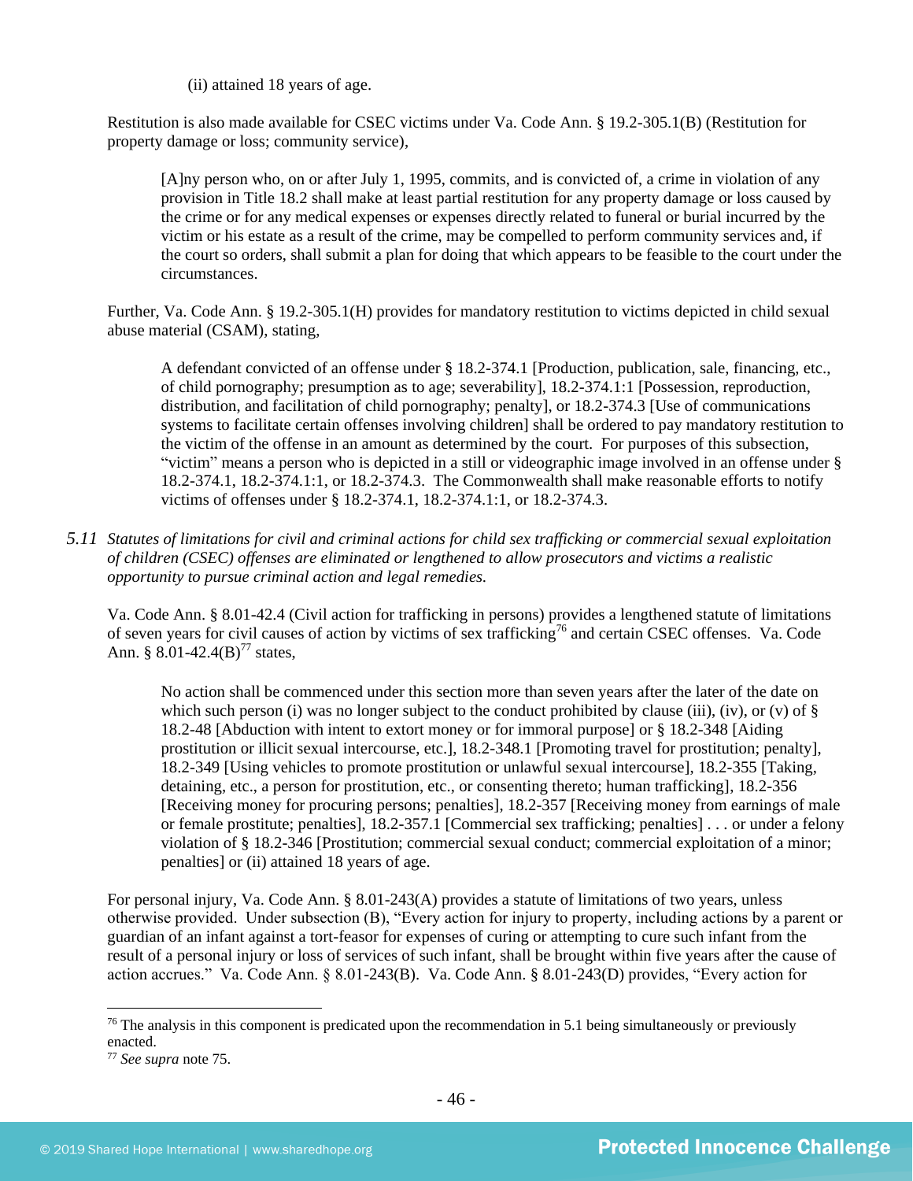(ii) attained 18 years of age.

Restitution is also made available for CSEC victims under Va. Code Ann. § 19.2-305.1(B) (Restitution for property damage or loss; community service),

> [A]ny person who, on or after July 1, 1995, commits, and is convicted of, a crime in violation of any provision in Title 18.2 shall make at least partial restitution for any property damage or loss caused by the crime or for any medical expenses or expenses directly related to funeral or burial incurred by the victim or his estate as a result of the crime, may be compelled to perform community services and, if the court so orders, shall submit a plan for doing that which appears to be feasible to the court under the circumstances.

Further, Va. Code Ann. § 19.2-305.1(H) provides for mandatory restitution to victims depicted in child sexual abuse material (CSAM), stating,

> A defendant convicted of an offense under § 18.2-374.1 [Production, publication, sale, financing, etc., of child pornography; presumption as to age; severability], 18.2-374.1:1 [Possession, reproduction, distribution, and facilitation of child pornography; penalty], or 18.2-374.3 [Use of communications systems to facilitate certain offenses involving children] shall be ordered to pay mandatory restitution to the victim of the offense in an amount as determined by the court. For purposes of this subsection, "victim" means a person who is depicted in a still or videographic image involved in an offense under § 18.2-374.1, 18.2-374.1:1, or 18.2-374.3. The Commonwealth shall make reasonable efforts to notify victims of offenses under § 18.2-374.1, 18.2-374.1:1, or 18.2-374.3.

*5.11 Statutes of limitations for civil and criminal actions for child sex trafficking or commercial sexual exploitation of children (CSEC) offenses are eliminated or lengthened to allow prosecutors and victims a realistic opportunity to pursue criminal action and legal remedies.*

Va. Code Ann. § 8.01-42.4 (Civil action for trafficking in persons) provides a lengthened statute of limitations of seven years for civil causes of action by victims of sex trafficking[76] and certain CSEC offenses. Va. Code Ann. § 8.01-42.4(B)[77] states,

> No action shall be commenced under this section more than seven years after the later of the date on which such person (i) was no longer subject to the conduct prohibited by clause (iii), (iv), or (v) of § 18.2-48 [Abduction with intent to extort money or for immoral purpose] or § 18.2-348 [Aiding prostitution or illicit sexual intercourse, etc.], 18.2-348.1 [Promoting travel for prostitution; penalty], 18.2-349 [Using vehicles to promote prostitution or unlawful sexual intercourse], 18.2-355 [Taking, detaining, etc., a person for prostitution, etc., or consenting thereto; human trafficking], 18.2-356 [Receiving money for procuring persons; penalties], 18.2-357 [Receiving money from earnings of male or female prostitute; penalties], 18.2-357.1 [Commercial sex trafficking; penalties] . . . or under a felony violation of § 18.2-346 [Prostitution; commercial sexual conduct; commercial exploitation of a minor; penalties] or (ii) attained 18 years of age.

For personal injury, Va. Code Ann. § 8.01-243(A) provides a statute of limitations of two years, unless otherwise provided. Under subsection (B), "Every action for injury to property, including actions by a parent or guardian of an infant against a tort-feasor for expenses of curing or attempting to cure such infant from the result of a personal injury or loss of services of such infant, shall be brought within five years after the cause of action accrues." Va. Code Ann. § 8.01-243(B). Va. Code Ann. § 8.01-243(D) provides, "Every action for

---

[76] The analysis in this component is predicated upon the recommendation in 5.1 being simultaneously or previously enacted.

[77] *See supra* note 75.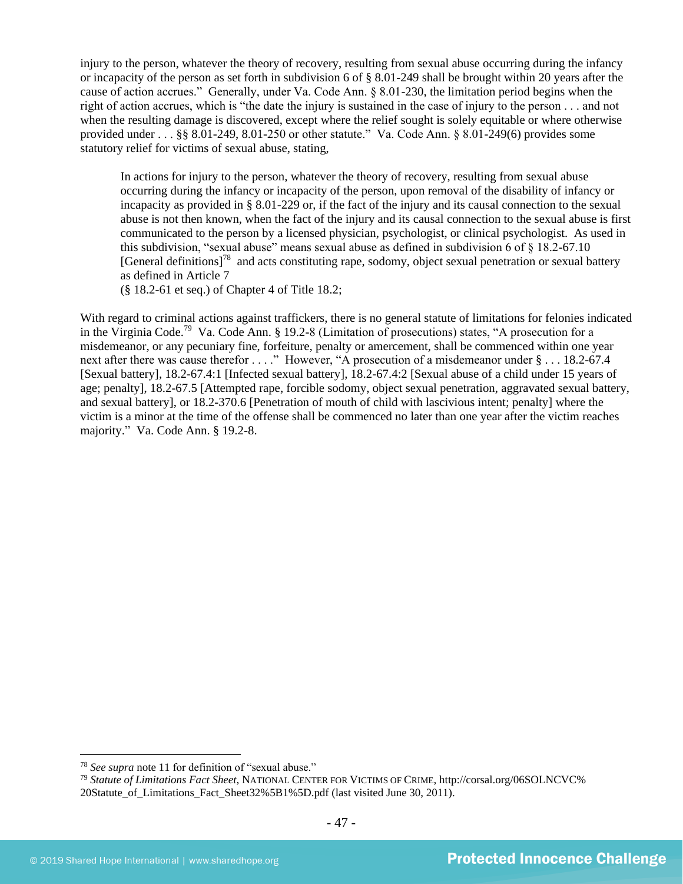injury to the person, whatever the theory of recovery, resulting from sexual abuse occurring during the infancy or incapacity of the person as set forth in subdivision 6 of § 8.01-249 shall be brought within 20 years after the cause of action accrues." Generally, under Va. Code Ann. § 8.01-230, the limitation period begins when the right of action accrues, which is "the date the injury is sustained in the case of injury to the person . . . and not when the resulting damage is discovered, except where the relief sought is solely equitable or where otherwise provided under . . . §§ 8.01-249, 8.01-250 or other statute." Va. Code Ann. § 8.01-249(6) provides some statutory relief for victims of sexual abuse, stating,

> In actions for injury to the person, whatever the theory of recovery, resulting from sexual abuse occurring during the infancy or incapacity of the person, upon removal of the disability of infancy or incapacity as provided in § 8.01-229 or, if the fact of the injury and its causal connection to the sexual abuse is not then known, when the fact of the injury and its causal connection to the sexual abuse is first communicated to the person by a licensed physician, psychologist, or clinical psychologist. As used in this subdivision, "sexual abuse" means sexual abuse as defined in subdivision 6 of § 18.2-67.10 [General definitions][78] and acts constituting rape, sodomy, object sexual penetration or sexual battery as defined in Article 7
> (§ 18.2-61 et seq.) of Chapter 4 of Title 18.2;

With regard to criminal actions against traffickers, there is no general statute of limitations for felonies indicated in the Virginia Code.[79] Va. Code Ann. § 19.2-8 (Limitation of prosecutions) states, "A prosecution for a misdemeanor, or any pecuniary fine, forfeiture, penalty or amercement, shall be commenced within one year next after there was cause therefor . . . ." However, "A prosecution of a misdemeanor under § . . . 18.2-67.4 [Sexual battery], 18.2-67.4:1 [Infected sexual battery], 18.2-67.4:2 [Sexual abuse of a child under 15 years of age; penalty], 18.2-67.5 [Attempted rape, forcible sodomy, object sexual penetration, aggravated sexual battery, and sexual battery], or 18.2-370.6 [Penetration of mouth of child with lascivious intent; penalty] where the victim is a minor at the time of the offense shall be commenced no later than one year after the victim reaches majority." Va. Code Ann. § 19.2-8.

---

[78] *See supra* note 11 for definition of "sexual abuse."

[79] *Statute of Limitations Fact Sheet*, NATIONAL CENTER FOR VICTIMS OF CRIME, http://corsal.org/06SOLNCVC%20Statute_of_Limitations_Fact_Sheet32%5B1%5D.pdf (last visited June 30, 2011).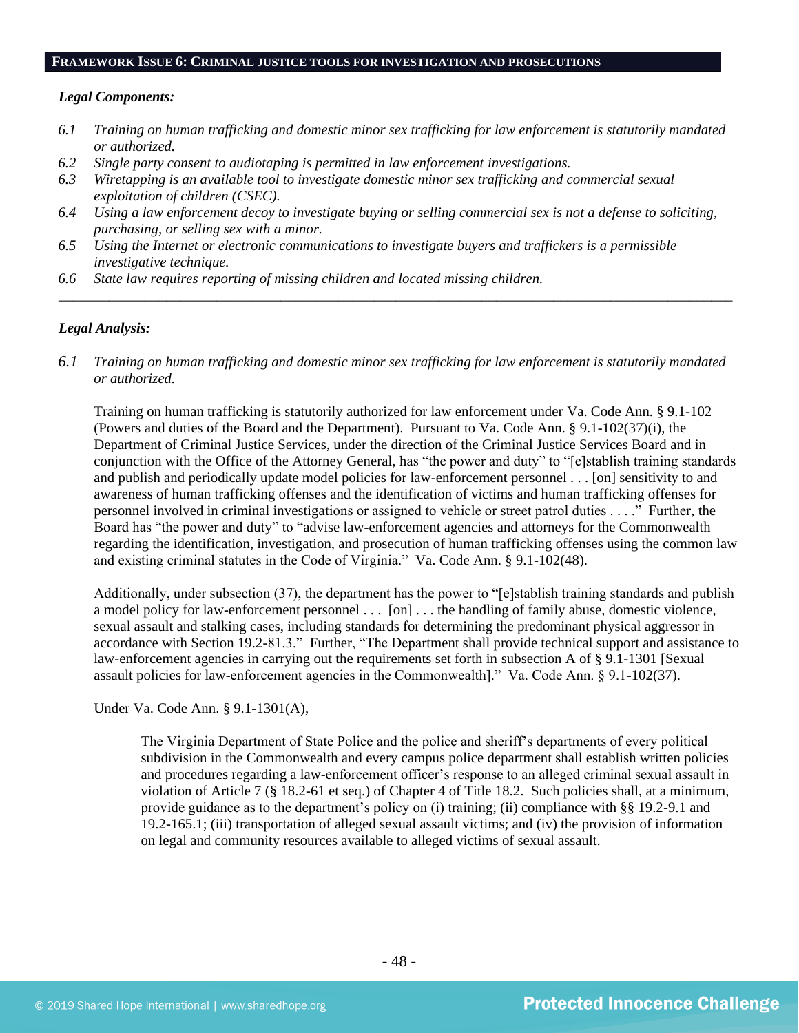## FRAMEWORK ISSUE 6: CRIMINAL JUSTICE TOOLS FOR INVESTIGATION AND PROSECUTIONS

***Legal Components:***

*6.1 Training on human trafficking and domestic minor sex trafficking for law enforcement is statutorily mandated or authorized.*

*6.2 Single party consent to audiotaping is permitted in law enforcement investigations.*

*6.3 Wiretapping is an available tool to investigate domestic minor sex trafficking and commercial sexual exploitation of children (CSEC).*

*6.4 Using a law enforcement decoy to investigate buying or selling commercial sex is not a defense to soliciting, purchasing, or selling sex with a minor.*

*6.5 Using the Internet or electronic communications to investigate buyers and traffickers is a permissible investigative technique.*

*6.6 State law requires reporting of missing children and located missing children.*

---

***Legal Analysis:***

*6.1 Training on human trafficking and domestic minor sex trafficking for law enforcement is statutorily mandated or authorized.*

Training on human trafficking is statutorily authorized for law enforcement under Va. Code Ann. § 9.1-102 (Powers and duties of the Board and the Department). Pursuant to Va. Code Ann. § 9.1-102(37)(i), the Department of Criminal Justice Services, under the direction of the Criminal Justice Services Board and in conjunction with the Office of the Attorney General, has "the power and duty" to "[e]stablish training standards and publish and periodically update model policies for law-enforcement personnel . . . [on] sensitivity to and awareness of human trafficking offenses and the identification of victims and human trafficking offenses for personnel involved in criminal investigations or assigned to vehicle or street patrol duties . . . ." Further, the Board has "the power and duty" to "advise law-enforcement agencies and attorneys for the Commonwealth regarding the identification, investigation, and prosecution of human trafficking offenses using the common law and existing criminal statutes in the Code of Virginia." Va. Code Ann. § 9.1-102(48).

Additionally, under subsection (37), the department has the power to "[e]stablish training standards and publish a model policy for law-enforcement personnel . . . [on] . . . the handling of family abuse, domestic violence, sexual assault and stalking cases, including standards for determining the predominant physical aggressor in accordance with Section 19.2-81.3." Further, "The Department shall provide technical support and assistance to law-enforcement agencies in carrying out the requirements set forth in subsection A of § 9.1-1301 [Sexual assault policies for law-enforcement agencies in the Commonwealth]." Va. Code Ann. § 9.1-102(37).

Under Va. Code Ann. § 9.1-1301(A),

> The Virginia Department of State Police and the police and sheriff's departments of every political subdivision in the Commonwealth and every campus police department shall establish written policies and procedures regarding a law-enforcement officer's response to an alleged criminal sexual assault in violation of Article 7 (§ 18.2-61 et seq.) of Chapter 4 of Title 18.2. Such policies shall, at a minimum, provide guidance as to the department's policy on (i) training; (ii) compliance with §§ 19.2-9.1 and 19.2-165.1; (iii) transportation of alleged sexual assault victims; and (iv) the provision of information on legal and community resources available to alleged victims of sexual assault.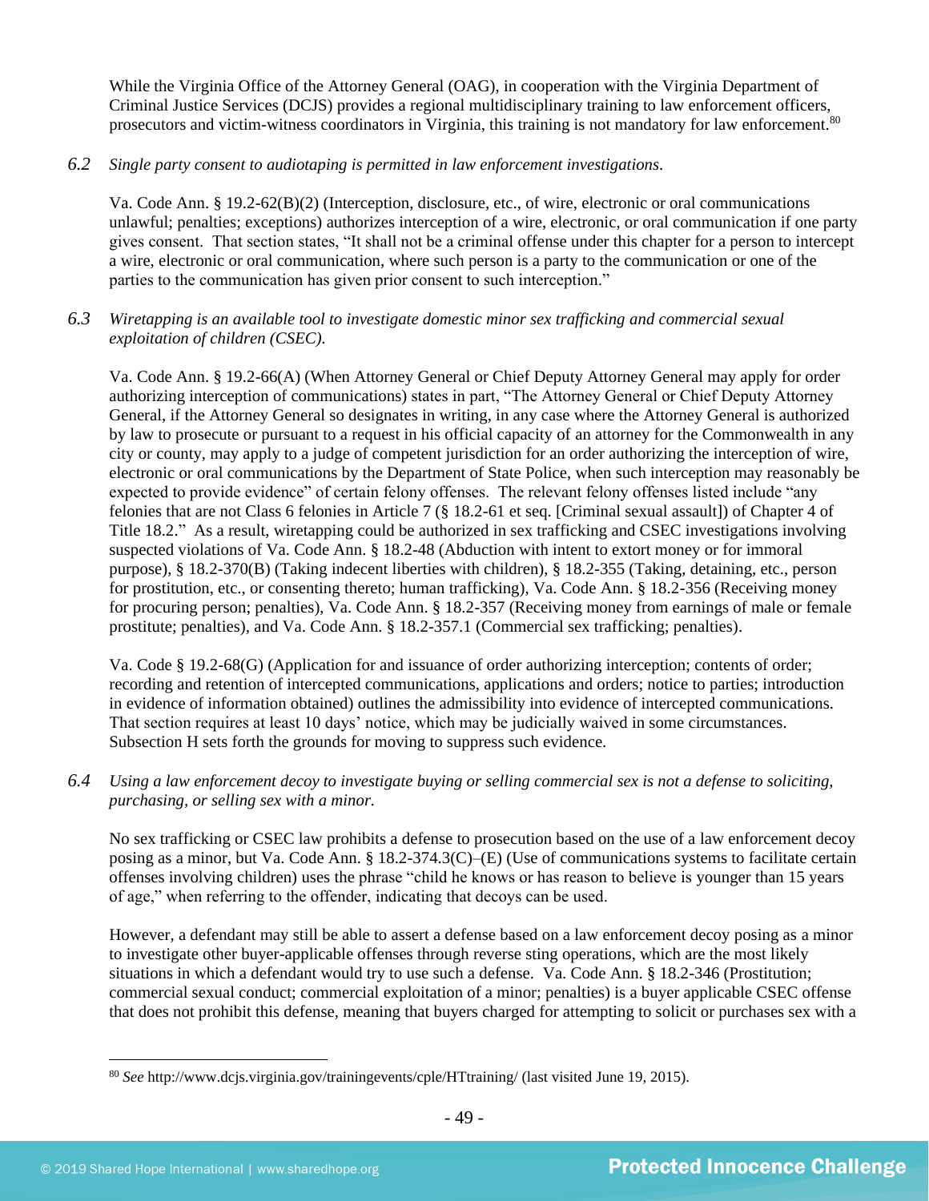While the Virginia Office of the Attorney General (OAG), in cooperation with the Virginia Department of Criminal Justice Services (DCJS) provides a regional multidisciplinary training to law enforcement officers, prosecutors and victim-witness coordinators in Virginia, this training is not mandatory for law enforcement.[80]

*6.2 Single party consent to audiotaping is permitted in law enforcement investigations.*

Va. Code Ann. § 19.2-62(B)(2) (Interception, disclosure, etc., of wire, electronic or oral communications unlawful; penalties; exceptions) authorizes interception of a wire, electronic, or oral communication if one party gives consent. That section states, "It shall not be a criminal offense under this chapter for a person to intercept a wire, electronic or oral communication, where such person is a party to the communication or one of the parties to the communication has given prior consent to such interception."

*6.3 Wiretapping is an available tool to investigate domestic minor sex trafficking and commercial sexual exploitation of children (CSEC).*

Va. Code Ann. § 19.2-66(A) (When Attorney General or Chief Deputy Attorney General may apply for order authorizing interception of communications) states in part, "The Attorney General or Chief Deputy Attorney General, if the Attorney General so designates in writing, in any case where the Attorney General is authorized by law to prosecute or pursuant to a request in his official capacity of an attorney for the Commonwealth in any city or county, may apply to a judge of competent jurisdiction for an order authorizing the interception of wire, electronic or oral communications by the Department of State Police, when such interception may reasonably be expected to provide evidence" of certain felony offenses. The relevant felony offenses listed include "any felonies that are not Class 6 felonies in Article 7 (§ 18.2-61 et seq. [Criminal sexual assault]) of Chapter 4 of Title 18.2." As a result, wiretapping could be authorized in sex trafficking and CSEC investigations involving suspected violations of Va. Code Ann. § 18.2-48 (Abduction with intent to extort money or for immoral purpose), § 18.2-370(B) (Taking indecent liberties with children), § 18.2-355 (Taking, detaining, etc., person for prostitution, etc., or consenting thereto; human trafficking), Va. Code Ann. § 18.2-356 (Receiving money for procuring person; penalties), Va. Code Ann. § 18.2-357 (Receiving money from earnings of male or female prostitute; penalties), and Va. Code Ann. § 18.2-357.1 (Commercial sex trafficking; penalties).

Va. Code § 19.2-68(G) (Application for and issuance of order authorizing interception; contents of order; recording and retention of intercepted communications, applications and orders; notice to parties; introduction in evidence of information obtained) outlines the admissibility into evidence of intercepted communications. That section requires at least 10 days' notice, which may be judicially waived in some circumstances. Subsection H sets forth the grounds for moving to suppress such evidence.

*6.4 Using a law enforcement decoy to investigate buying or selling commercial sex is not a defense to soliciting, purchasing, or selling sex with a minor.*

No sex trafficking or CSEC law prohibits a defense to prosecution based on the use of a law enforcement decoy posing as a minor, but Va. Code Ann. § 18.2-374.3(C)–(E) (Use of communications systems to facilitate certain offenses involving children) uses the phrase "child he knows or has reason to believe is younger than 15 years of age," when referring to the offender, indicating that decoys can be used.

However, a defendant may still be able to assert a defense based on a law enforcement decoy posing as a minor to investigate other buyer-applicable offenses through reverse sting operations, which are the most likely situations in which a defendant would try to use such a defense. Va. Code Ann. § 18.2-346 (Prostitution; commercial sexual conduct; commercial exploitation of a minor; penalties) is a buyer applicable CSEC offense that does not prohibit this defense, meaning that buyers charged for attempting to solicit or purchases sex with a

[80] *See* http://www.dcjs.virginia.gov/trainingevents/cple/HTtraining/ (last visited June 19, 2015).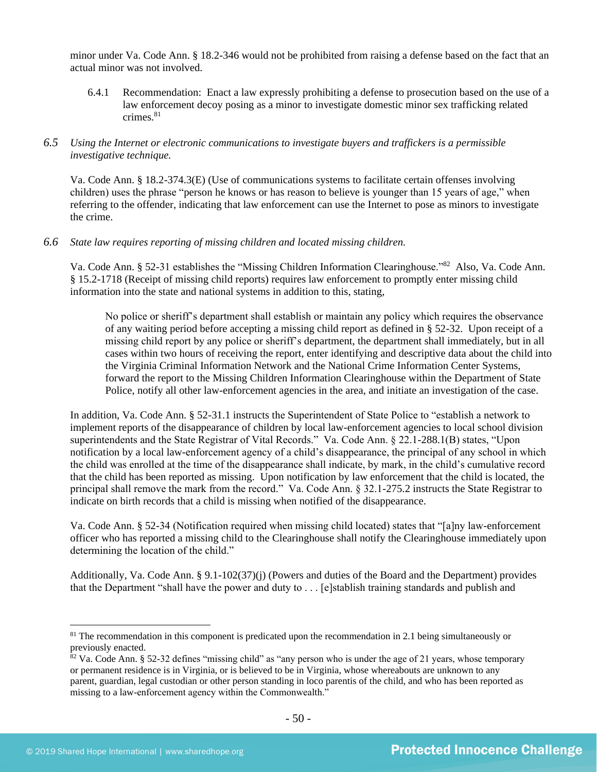minor under Va. Code Ann. § 18.2-346 would not be prohibited from raising a defense based on the fact that an actual minor was not involved.

6.4.1 Recommendation: Enact a law expressly prohibiting a defense to prosecution based on the use of a law enforcement decoy posing as a minor to investigate domestic minor sex trafficking related crimes.[81]

*6.5 Using the Internet or electronic communications to investigate buyers and traffickers is a permissible investigative technique.*

Va. Code Ann. § 18.2-374.3(E) (Use of communications systems to facilitate certain offenses involving children) uses the phrase "person he knows or has reason to believe is younger than 15 years of age," when referring to the offender, indicating that law enforcement can use the Internet to pose as minors to investigate the crime.

*6.6 State law requires reporting of missing children and located missing children.*

Va. Code Ann. § 52-31 establishes the "Missing Children Information Clearinghouse."[82] Also, Va. Code Ann. § 15.2-1718 (Receipt of missing child reports) requires law enforcement to promptly enter missing child information into the state and national systems in addition to this, stating,

> No police or sheriff's department shall establish or maintain any policy which requires the observance of any waiting period before accepting a missing child report as defined in § 52-32. Upon receipt of a missing child report by any police or sheriff's department, the department shall immediately, but in all cases within two hours of receiving the report, enter identifying and descriptive data about the child into the Virginia Criminal Information Network and the National Crime Information Center Systems, forward the report to the Missing Children Information Clearinghouse within the Department of State Police, notify all other law-enforcement agencies in the area, and initiate an investigation of the case.

In addition, Va. Code Ann. § 52-31.1 instructs the Superintendent of State Police to "establish a network to implement reports of the disappearance of children by local law-enforcement agencies to local school division superintendents and the State Registrar of Vital Records." Va. Code Ann. § 22.1-288.1(B) states, "Upon notification by a local law-enforcement agency of a child's disappearance, the principal of any school in which the child was enrolled at the time of the disappearance shall indicate, by mark, in the child's cumulative record that the child has been reported as missing. Upon notification by law enforcement that the child is located, the principal shall remove the mark from the record." Va. Code Ann. § 32.1-275.2 instructs the State Registrar to indicate on birth records that a child is missing when notified of the disappearance.

Va. Code Ann. § 52-34 (Notification required when missing child located) states that "[a]ny law-enforcement officer who has reported a missing child to the Clearinghouse shall notify the Clearinghouse immediately upon determining the location of the child."

Additionally, Va. Code Ann. § 9.1-102(37)(j) (Powers and duties of the Board and the Department) provides that the Department "shall have the power and duty to . . . [e]stablish training standards and publish and

---

[81] The recommendation in this component is predicated upon the recommendation in 2.1 being simultaneously or previously enacted.

[82] Va. Code Ann. § 52-32 defines "missing child" as "any person who is under the age of 21 years, whose temporary or permanent residence is in Virginia, or is believed to be in Virginia, whose whereabouts are unknown to any parent, guardian, legal custodian or other person standing in loco parentis of the child, and who has been reported as missing to a law-enforcement agency within the Commonwealth."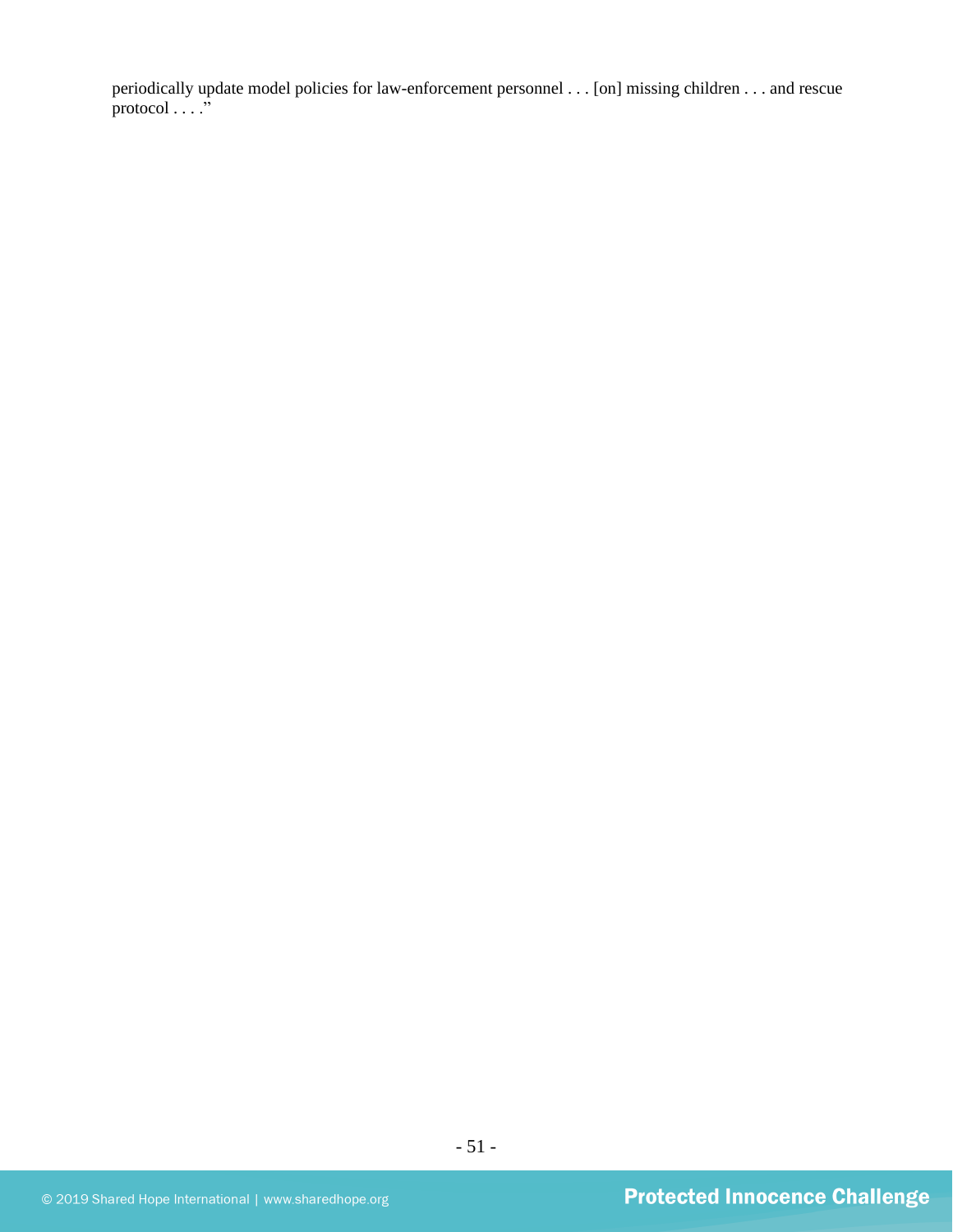periodically update model policies for law-enforcement personnel . . . [on] missing children . . . and rescue protocol . . . ."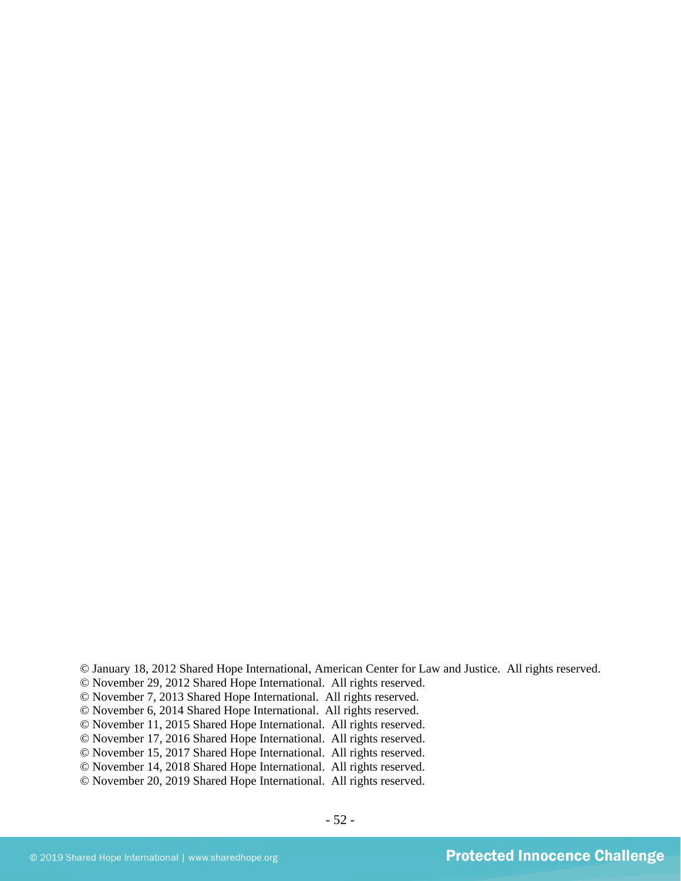© January 18, 2012 Shared Hope International, American Center for Law and Justice. All rights reserved.
© November 29, 2012 Shared Hope International. All rights reserved.
© November 7, 2013 Shared Hope International. All rights reserved.
© November 6, 2014 Shared Hope International. All rights reserved.
© November 11, 2015 Shared Hope International. All rights reserved.
© November 17, 2016 Shared Hope International. All rights reserved.
© November 15, 2017 Shared Hope International. All rights reserved.
© November 14, 2018 Shared Hope International. All rights reserved.
© November 20, 2019 Shared Hope International. All rights reserved.